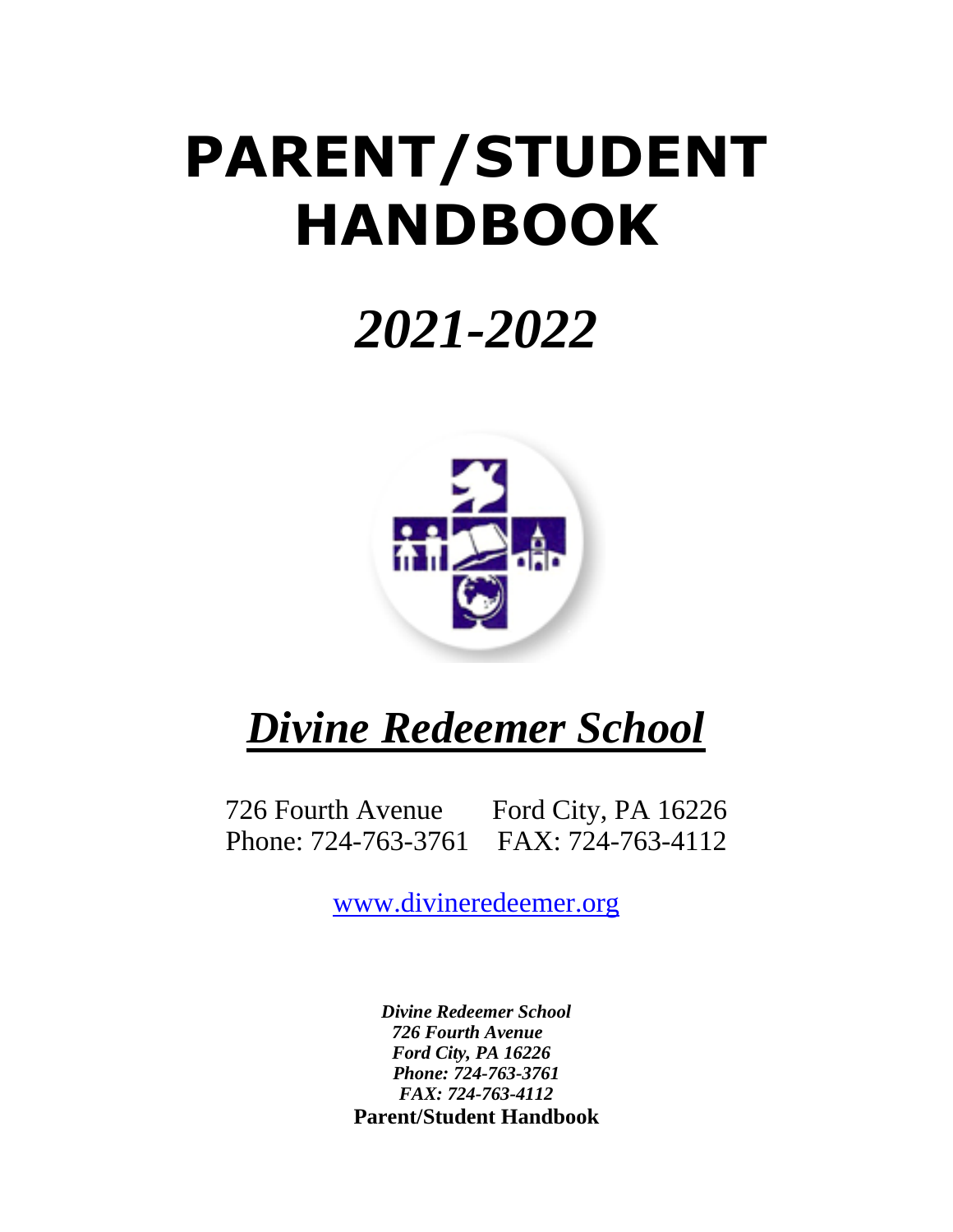# PARENT/STUDENT HANDBOOK

## *2021-2022*

# ***Divine Redeemer School***

726 Fourth Avenue    Ford City, PA 16226
Phone: 724-763-3761    FAX: 724-763-4112

www.divineredeemer.org

***Divine Redeemer School***
***726 Fourth Avenue***
***Ford City, PA 16226***
***Phone: 724-763-3761***
***FAX: 724-763-4112***
**Parent/Student Handbook**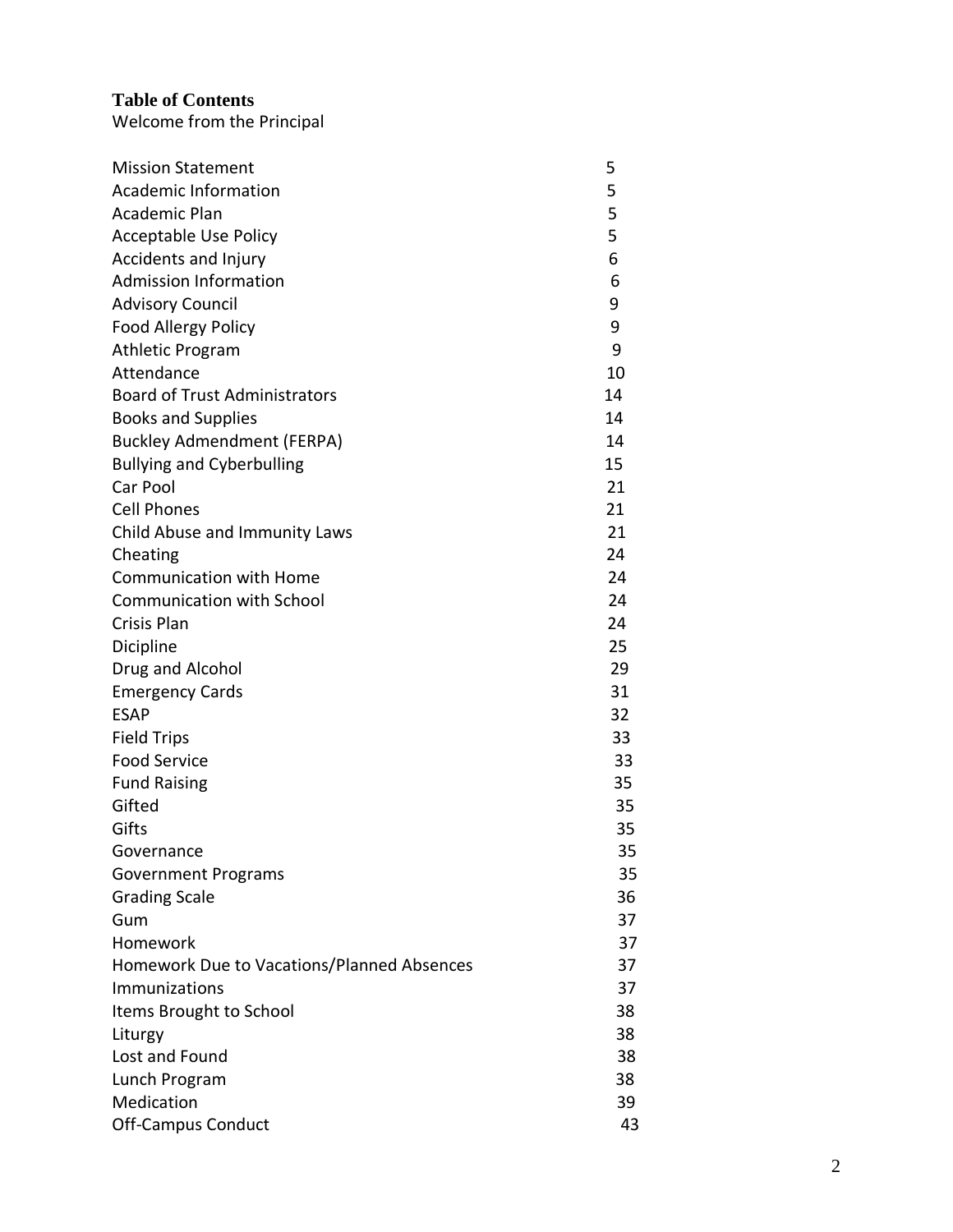**Table of Contents**

Welcome from the Principal

| | |
|---|---|
| Mission Statement | 5 |
| Academic Information | 5 |
| Academic Plan | 5 |
| Acceptable Use Policy | 5 |
| Accidents and Injury | 6 |
| Admission Information | 6 |
| Advisory Council | 9 |
| Food Allergy Policy | 9 |
| Athletic Program | 9 |
| Attendance | 10 |
| Board of Trust Administrators | 14 |
| Books and Supplies | 14 |
| Buckley Admendment (FERPA) | 14 |
| Bullying and Cyberbulling | 15 |
| Car Pool | 21 |
| Cell Phones | 21 |
| Child Abuse and Immunity Laws | 21 |
| Cheating | 24 |
| Communication with Home | 24 |
| Communication with School | 24 |
| Crisis Plan | 24 |
| Dicipline | 25 |
| Drug and Alcohol | 29 |
| Emergency Cards | 31 |
| ESAP | 32 |
| Field Trips | 33 |
| Food Service | 33 |
| Fund Raising | 35 |
| Gifted | 35 |
| Gifts | 35 |
| Governance | 35 |
| Government Programs | 35 |
| Grading Scale | 36 |
| Gum | 37 |
| Homework | 37 |
| Homework Due to Vacations/Planned Absences | 37 |
| Immunizations | 37 |
| Items Brought to School | 38 |
| Liturgy | 38 |
| Lost and Found | 38 |
| Lunch Program | 38 |
| Medication | 39 |
| Off-Campus Conduct | 43 |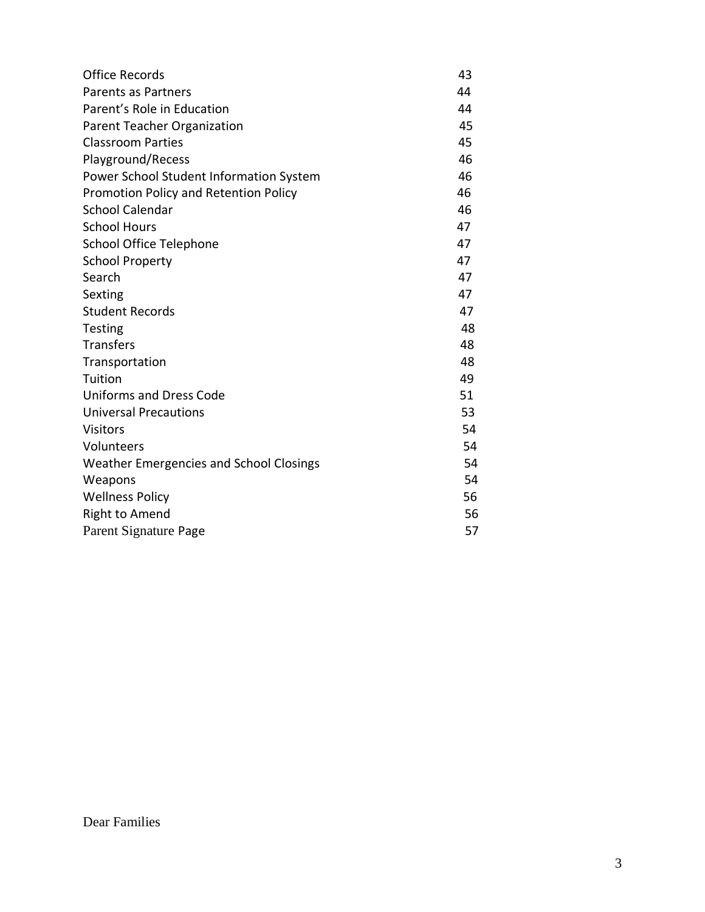| | |
|---|---|
| Office Records | 43 |
| Parents as Partners | 44 |
| Parent's Role in Education | 44 |
| Parent Teacher Organization | 45 |
| Classroom Parties | 45 |
| Playground/Recess | 46 |
| Power School Student Information System | 46 |
| Promotion Policy and Retention Policy | 46 |
| School Calendar | 46 |
| School Hours | 47 |
| School Office Telephone | 47 |
| School Property | 47 |
| Search | 47 |
| Sexting | 47 |
| Student Records | 47 |
| Testing | 48 |
| Transfers | 48 |
| Transportation | 48 |
| Tuition | 49 |
| Uniforms and Dress Code | 51 |
| Universal Precautions | 53 |
| Visitors | 54 |
| Volunteers | 54 |
| Weather Emergencies and School Closings | 54 |
| Weapons | 54 |
| Wellness Policy | 56 |
| Right to Amend | 56 |
| Parent Signature Page | 57 |

Dear Families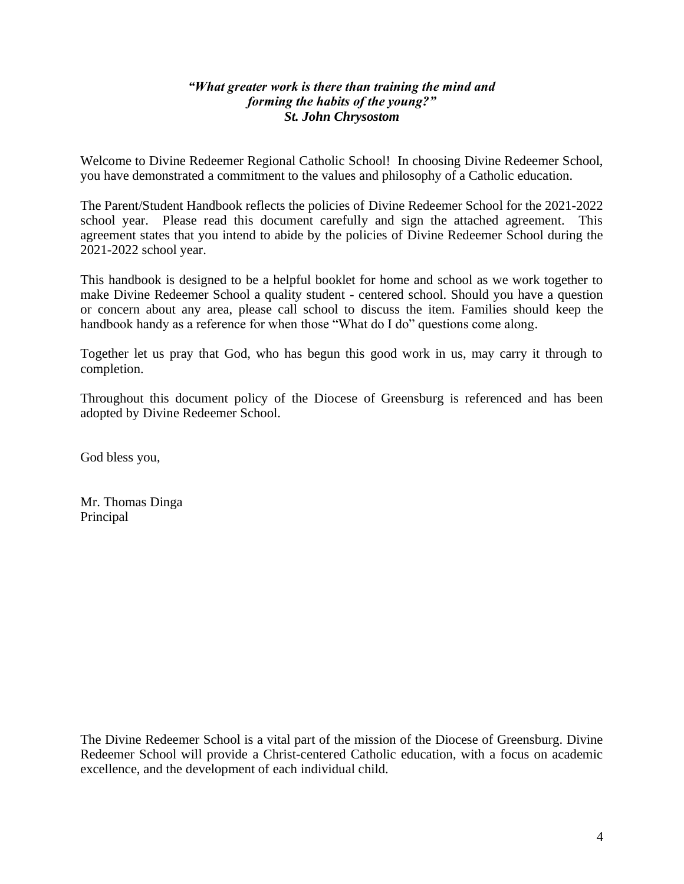***"What greater work is there than training the mind and forming the habits of the young?"***
***St. John Chrysostom***

Welcome to Divine Redeemer Regional Catholic School! In choosing Divine Redeemer School, you have demonstrated a commitment to the values and philosophy of a Catholic education.

The Parent/Student Handbook reflects the policies of Divine Redeemer School for the 2021-2022 school year. Please read this document carefully and sign the attached agreement. This agreement states that you intend to abide by the policies of Divine Redeemer School during the 2021-2022 school year.

This handbook is designed to be a helpful booklet for home and school as we work together to make Divine Redeemer School a quality student - centered school. Should you have a question or concern about any area, please call school to discuss the item. Families should keep the handbook handy as a reference for when those "What do I do" questions come along.

Together let us pray that God, who has begun this good work in us, may carry it through to completion.

Throughout this document policy of the Diocese of Greensburg is referenced and has been adopted by Divine Redeemer School.

God bless you,

Mr. Thomas Dinga
Principal

The Divine Redeemer School is a vital part of the mission of the Diocese of Greensburg. Divine Redeemer School will provide a Christ-centered Catholic education, with a focus on academic excellence, and the development of each individual child.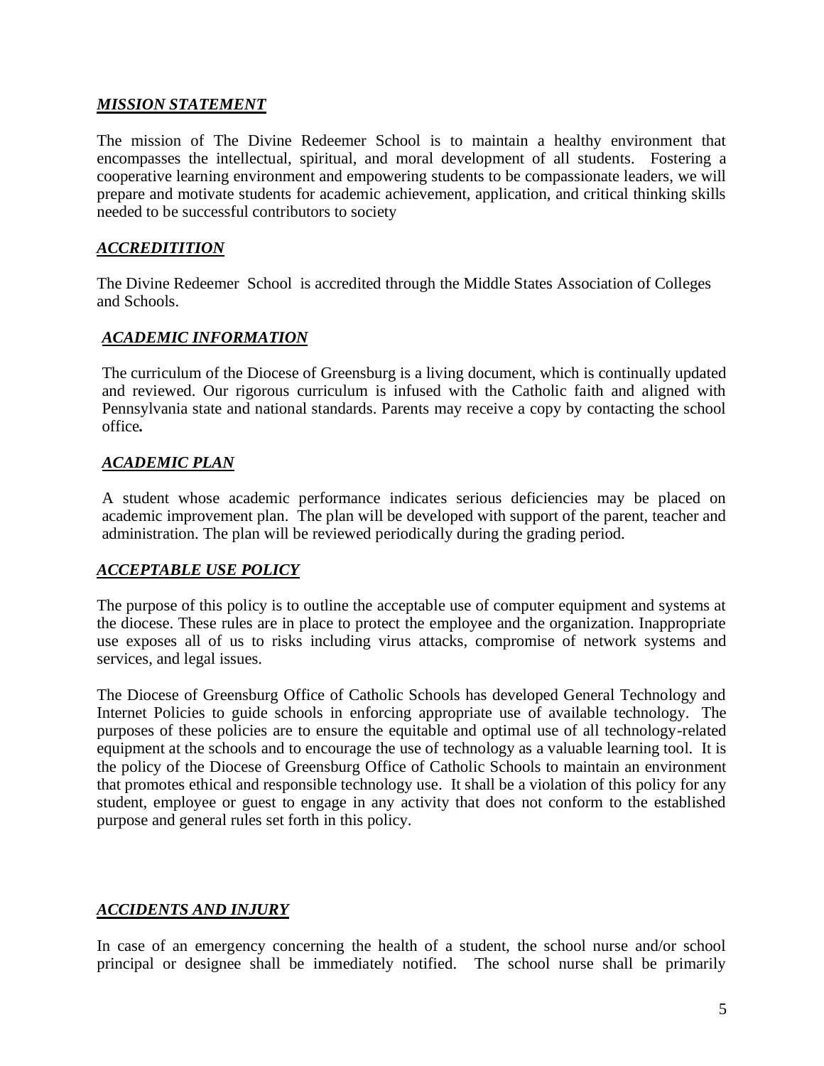## ***MISSION STATEMENT***

The mission of The Divine Redeemer School is to maintain a healthy environment that encompasses the intellectual, spiritual, and moral development of all students. Fostering a cooperative learning environment and empowering students to be compassionate leaders, we will prepare and motivate students for academic achievement, application, and critical thinking skills needed to be successful contributors to society

## ***ACCREDITITION***

The Divine Redeemer School is accredited through the Middle States Association of Colleges and Schools.

## ***ACADEMIC INFORMATION***

The curriculum of the Diocese of Greensburg is a living document, which is continually updated and reviewed. Our rigorous curriculum is infused with the Catholic faith and aligned with Pennsylvania state and national standards. Parents may receive a copy by contacting the school office**.**

## ***ACADEMIC PLAN***

A student whose academic performance indicates serious deficiencies may be placed on academic improvement plan. The plan will be developed with support of the parent, teacher and administration. The plan will be reviewed periodically during the grading period.

## ***ACCEPTABLE USE POLICY***

The purpose of this policy is to outline the acceptable use of computer equipment and systems at the diocese. These rules are in place to protect the employee and the organization. Inappropriate use exposes all of us to risks including virus attacks, compromise of network systems and services, and legal issues.

The Diocese of Greensburg Office of Catholic Schools has developed General Technology and Internet Policies to guide schools in enforcing appropriate use of available technology. The purposes of these policies are to ensure the equitable and optimal use of all technology-related equipment at the schools and to encourage the use of technology as a valuable learning tool. It is the policy of the Diocese of Greensburg Office of Catholic Schools to maintain an environment that promotes ethical and responsible technology use. It shall be a violation of this policy for any student, employee or guest to engage in any activity that does not conform to the established purpose and general rules set forth in this policy.

## ***ACCIDENTS AND INJURY***

In case of an emergency concerning the health of a student, the school nurse and/or school principal or designee shall be immediately notified. The school nurse shall be primarily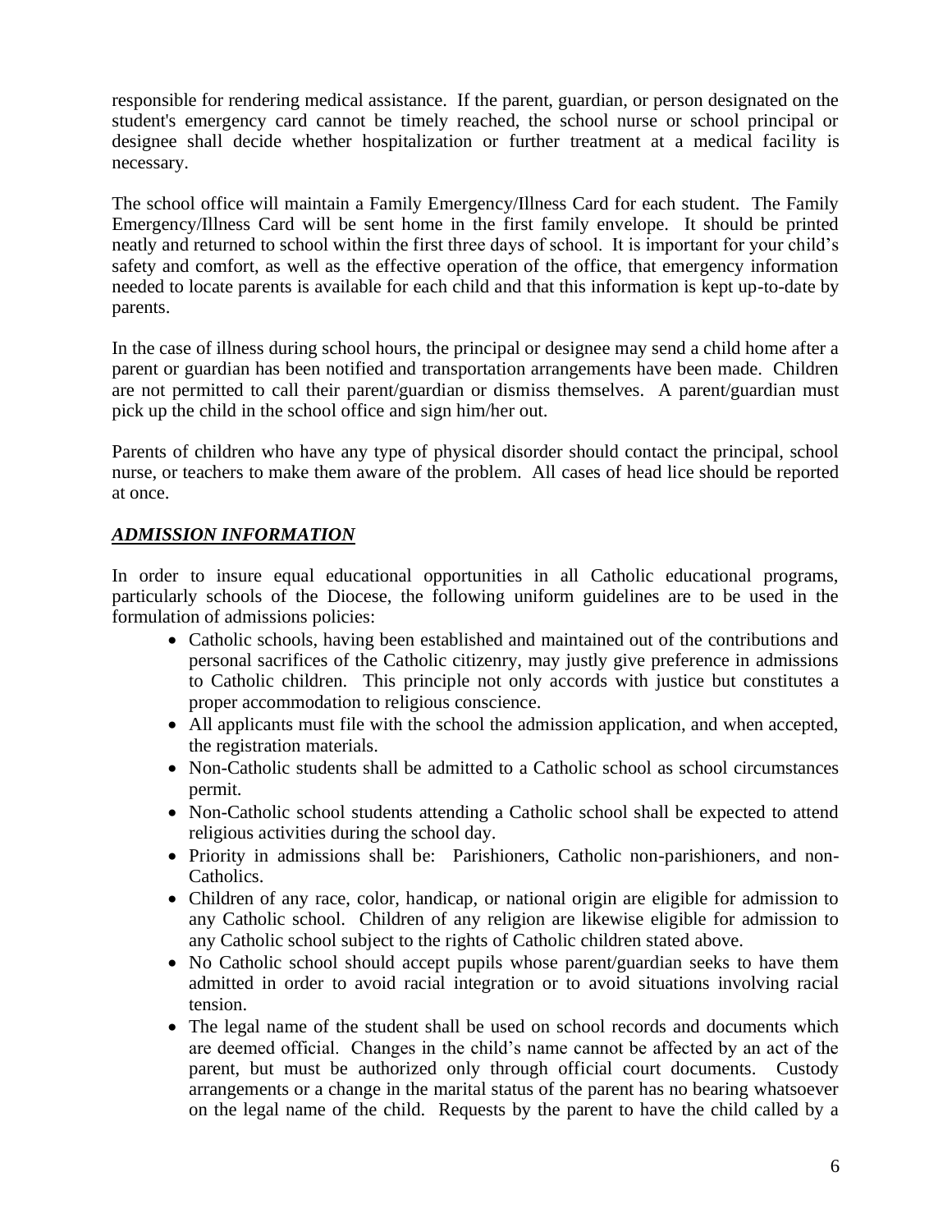responsible for rendering medical assistance. If the parent, guardian, or person designated on the student's emergency card cannot be timely reached, the school nurse or school principal or designee shall decide whether hospitalization or further treatment at a medical facility is necessary.

The school office will maintain a Family Emergency/Illness Card for each student. The Family Emergency/Illness Card will be sent home in the first family envelope. It should be printed neatly and returned to school within the first three days of school. It is important for your child's safety and comfort, as well as the effective operation of the office, that emergency information needed to locate parents is available for each child and that this information is kept up-to-date by parents.

In the case of illness during school hours, the principal or designee may send a child home after a parent or guardian has been notified and transportation arrangements have been made. Children are not permitted to call their parent/guardian or dismiss themselves. A parent/guardian must pick up the child in the school office and sign him/her out.

Parents of children who have any type of physical disorder should contact the principal, school nurse, or teachers to make them aware of the problem. All cases of head lice should be reported at once.

## ***ADMISSION INFORMATION***

In order to insure equal educational opportunities in all Catholic educational programs, particularly schools of the Diocese, the following uniform guidelines are to be used in the formulation of admissions policies:

- Catholic schools, having been established and maintained out of the contributions and personal sacrifices of the Catholic citizenry, may justly give preference in admissions to Catholic children. This principle not only accords with justice but constitutes a proper accommodation to religious conscience.
- All applicants must file with the school the admission application, and when accepted, the registration materials.
- Non-Catholic students shall be admitted to a Catholic school as school circumstances permit.
- Non-Catholic school students attending a Catholic school shall be expected to attend religious activities during the school day.
- Priority in admissions shall be: Parishioners, Catholic non-parishioners, and non-Catholics.
- Children of any race, color, handicap, or national origin are eligible for admission to any Catholic school. Children of any religion are likewise eligible for admission to any Catholic school subject to the rights of Catholic children stated above.
- No Catholic school should accept pupils whose parent/guardian seeks to have them admitted in order to avoid racial integration or to avoid situations involving racial tension.
- The legal name of the student shall be used on school records and documents which are deemed official. Changes in the child's name cannot be affected by an act of the parent, but must be authorized only through official court documents. Custody arrangements or a change in the marital status of the parent has no bearing whatsoever on the legal name of the child. Requests by the parent to have the child called by a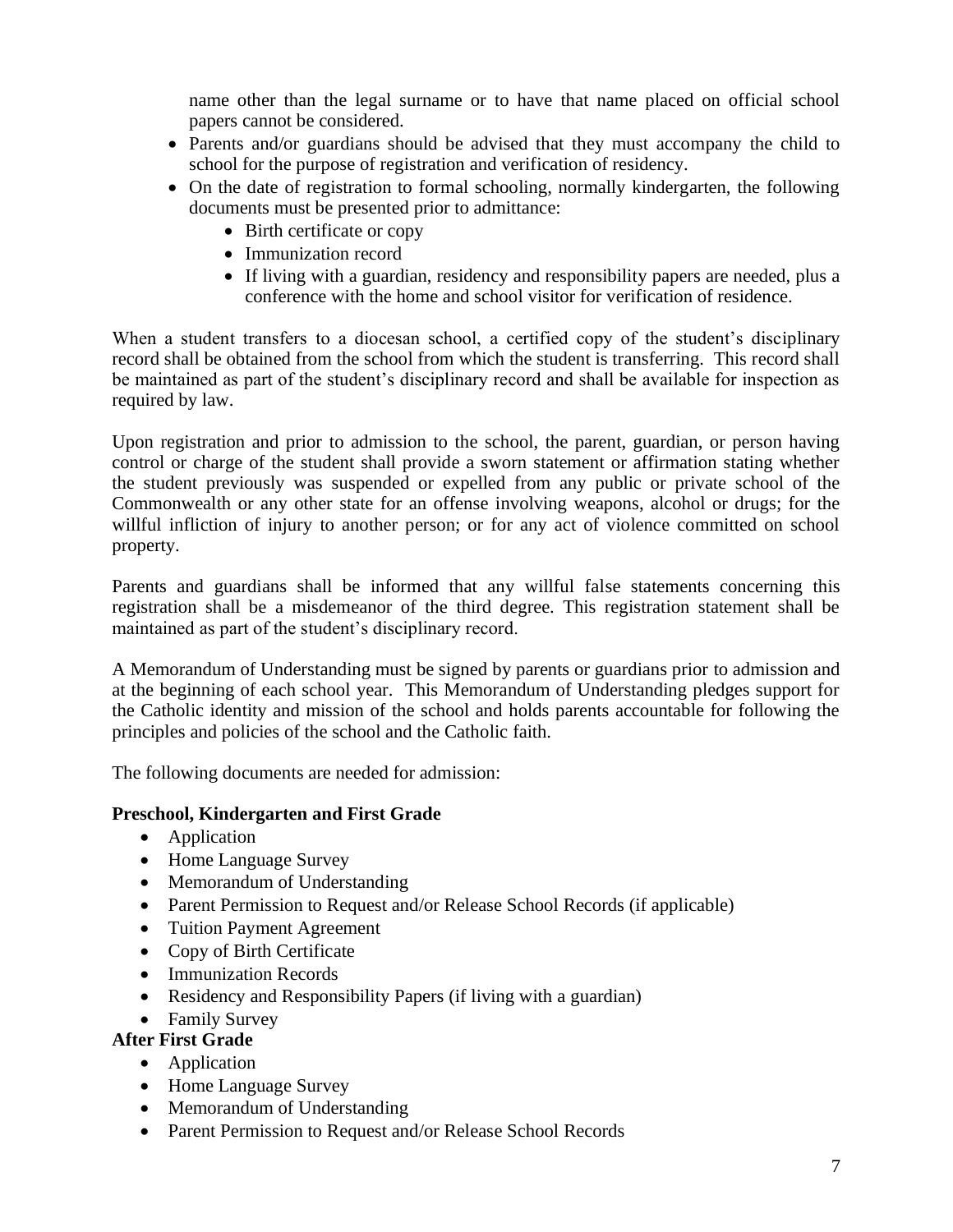name other than the legal surname or to have that name placed on official school papers cannot be considered.

- Parents and/or guardians should be advised that they must accompany the child to school for the purpose of registration and verification of residency.
- On the date of registration to formal schooling, normally kindergarten, the following documents must be presented prior to admittance:
  - Birth certificate or copy
  - Immunization record
  - If living with a guardian, residency and responsibility papers are needed, plus a conference with the home and school visitor for verification of residence.

When a student transfers to a diocesan school, a certified copy of the student's disciplinary record shall be obtained from the school from which the student is transferring. This record shall be maintained as part of the student's disciplinary record and shall be available for inspection as required by law.

Upon registration and prior to admission to the school, the parent, guardian, or person having control or charge of the student shall provide a sworn statement or affirmation stating whether the student previously was suspended or expelled from any public or private school of the Commonwealth or any other state for an offense involving weapons, alcohol or drugs; for the willful infliction of injury to another person; or for any act of violence committed on school property.

Parents and guardians shall be informed that any willful false statements concerning this registration shall be a misdemeanor of the third degree. This registration statement shall be maintained as part of the student's disciplinary record.

A Memorandum of Understanding must be signed by parents or guardians prior to admission and at the beginning of each school year. This Memorandum of Understanding pledges support for the Catholic identity and mission of the school and holds parents accountable for following the principles and policies of the school and the Catholic faith.

The following documents are needed for admission:

**Preschool, Kindergarten and First Grade**

- Application
- Home Language Survey
- Memorandum of Understanding
- Parent Permission to Request and/or Release School Records (if applicable)
- Tuition Payment Agreement
- Copy of Birth Certificate
- Immunization Records
- Residency and Responsibility Papers (if living with a guardian)
- Family Survey

**After First Grade**

- Application
- Home Language Survey
- Memorandum of Understanding
- Parent Permission to Request and/or Release School Records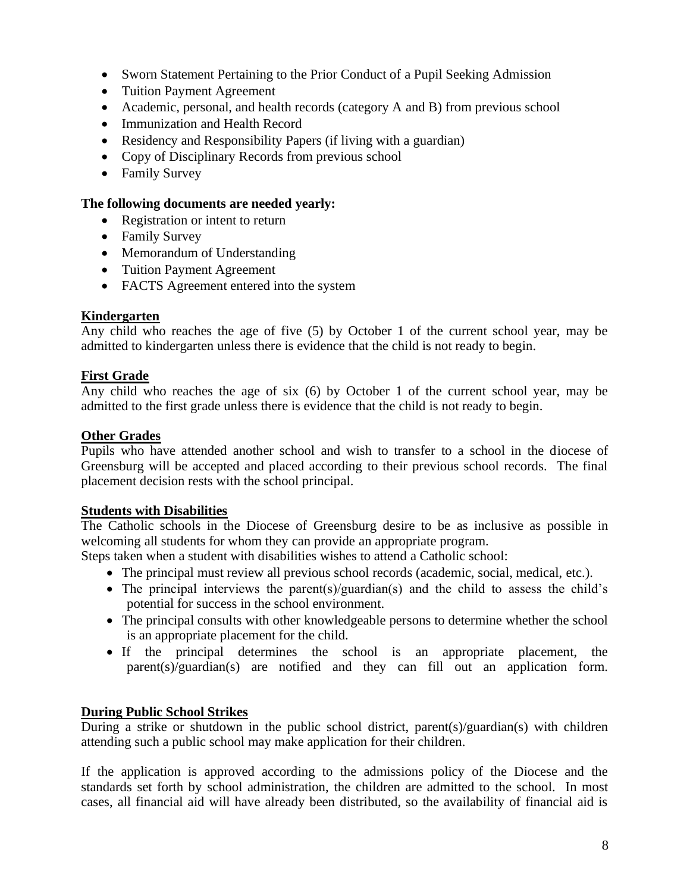- Sworn Statement Pertaining to the Prior Conduct of a Pupil Seeking Admission
- Tuition Payment Agreement
- Academic, personal, and health records (category A and B) from previous school
- Immunization and Health Record
- Residency and Responsibility Papers (if living with a guardian)
- Copy of Disciplinary Records from previous school
- Family Survey

**The following documents are needed yearly:**

- Registration or intent to return
- Family Survey
- Memorandum of Understanding
- Tuition Payment Agreement
- FACTS Agreement entered into the system

**Kindergarten**

Any child who reaches the age of five (5) by October 1 of the current school year, may be admitted to kindergarten unless there is evidence that the child is not ready to begin.

**First Grade**

Any child who reaches the age of six (6) by October 1 of the current school year, may be admitted to the first grade unless there is evidence that the child is not ready to begin.

**Other Grades**

Pupils who have attended another school and wish to transfer to a school in the diocese of Greensburg will be accepted and placed according to their previous school records. The final placement decision rests with the school principal.

**Students with Disabilities**

The Catholic schools in the Diocese of Greensburg desire to be as inclusive as possible in welcoming all students for whom they can provide an appropriate program.
Steps taken when a student with disabilities wishes to attend a Catholic school:

- The principal must review all previous school records (academic, social, medical, etc.).
- The principal interviews the parent(s)/guardian(s) and the child to assess the child's potential for success in the school environment.
- The principal consults with other knowledgeable persons to determine whether the school is an appropriate placement for the child.
- If the principal determines the school is an appropriate placement, the parent(s)/guardian(s) are notified and they can fill out an application form.

**During Public School Strikes**

During a strike or shutdown in the public school district, parent(s)/guardian(s) with children attending such a public school may make application for their children.

If the application is approved according to the admissions policy of the Diocese and the standards set forth by school administration, the children are admitted to the school. In most cases, all financial aid will have already been distributed, so the availability of financial aid is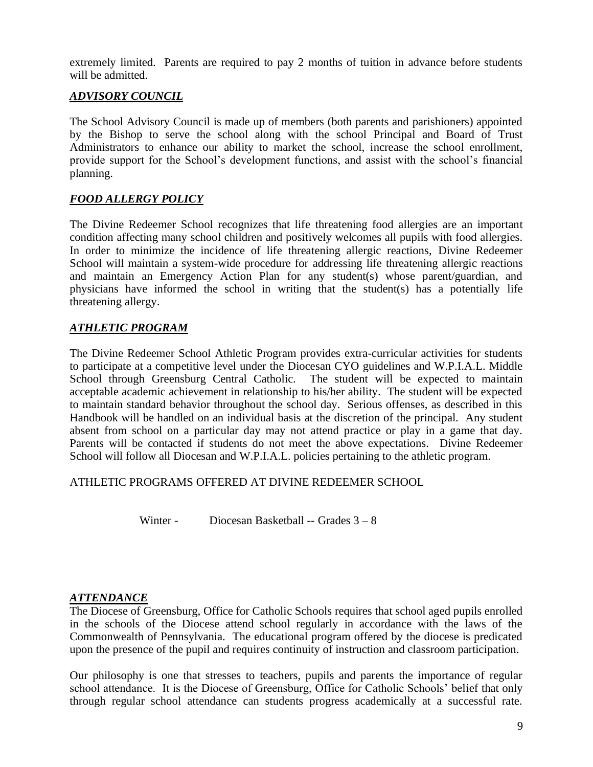extremely limited. Parents are required to pay 2 months of tuition in advance before students will be admitted.

## ***ADVISORY COUNCIL***

The School Advisory Council is made up of members (both parents and parishioners) appointed by the Bishop to serve the school along with the school Principal and Board of Trust Administrators to enhance our ability to market the school, increase the school enrollment, provide support for the School's development functions, and assist with the school's financial planning.

## ***FOOD ALLERGY POLICY***

The Divine Redeemer School recognizes that life threatening food allergies are an important condition affecting many school children and positively welcomes all pupils with food allergies. In order to minimize the incidence of life threatening allergic reactions, Divine Redeemer School will maintain a system-wide procedure for addressing life threatening allergic reactions and maintain an Emergency Action Plan for any student(s) whose parent/guardian, and physicians have informed the school in writing that the student(s) has a potentially life threatening allergy.

## ***ATHLETIC PROGRAM***

The Divine Redeemer School Athletic Program provides extra-curricular activities for students to participate at a competitive level under the Diocesan CYO guidelines and W.P.I.A.L. Middle School through Greensburg Central Catholic. The student will be expected to maintain acceptable academic achievement in relationship to his/her ability. The student will be expected to maintain standard behavior throughout the school day. Serious offenses, as described in this Handbook will be handled on an individual basis at the discretion of the principal. Any student absent from school on a particular day may not attend practice or play in a game that day. Parents will be contacted if students do not meet the above expectations. Divine Redeemer School will follow all Diocesan and W.P.I.A.L. policies pertaining to the athletic program.

ATHLETIC PROGRAMS OFFERED AT DIVINE REDEEMER SCHOOL

Winter - Diocesan Basketball -- Grades 3 – 8

## ***ATTENDANCE***

The Diocese of Greensburg, Office for Catholic Schools requires that school aged pupils enrolled in the schools of the Diocese attend school regularly in accordance with the laws of the Commonwealth of Pennsylvania. The educational program offered by the diocese is predicated upon the presence of the pupil and requires continuity of instruction and classroom participation.

Our philosophy is one that stresses to teachers, pupils and parents the importance of regular school attendance. It is the Diocese of Greensburg, Office for Catholic Schools' belief that only through regular school attendance can students progress academically at a successful rate.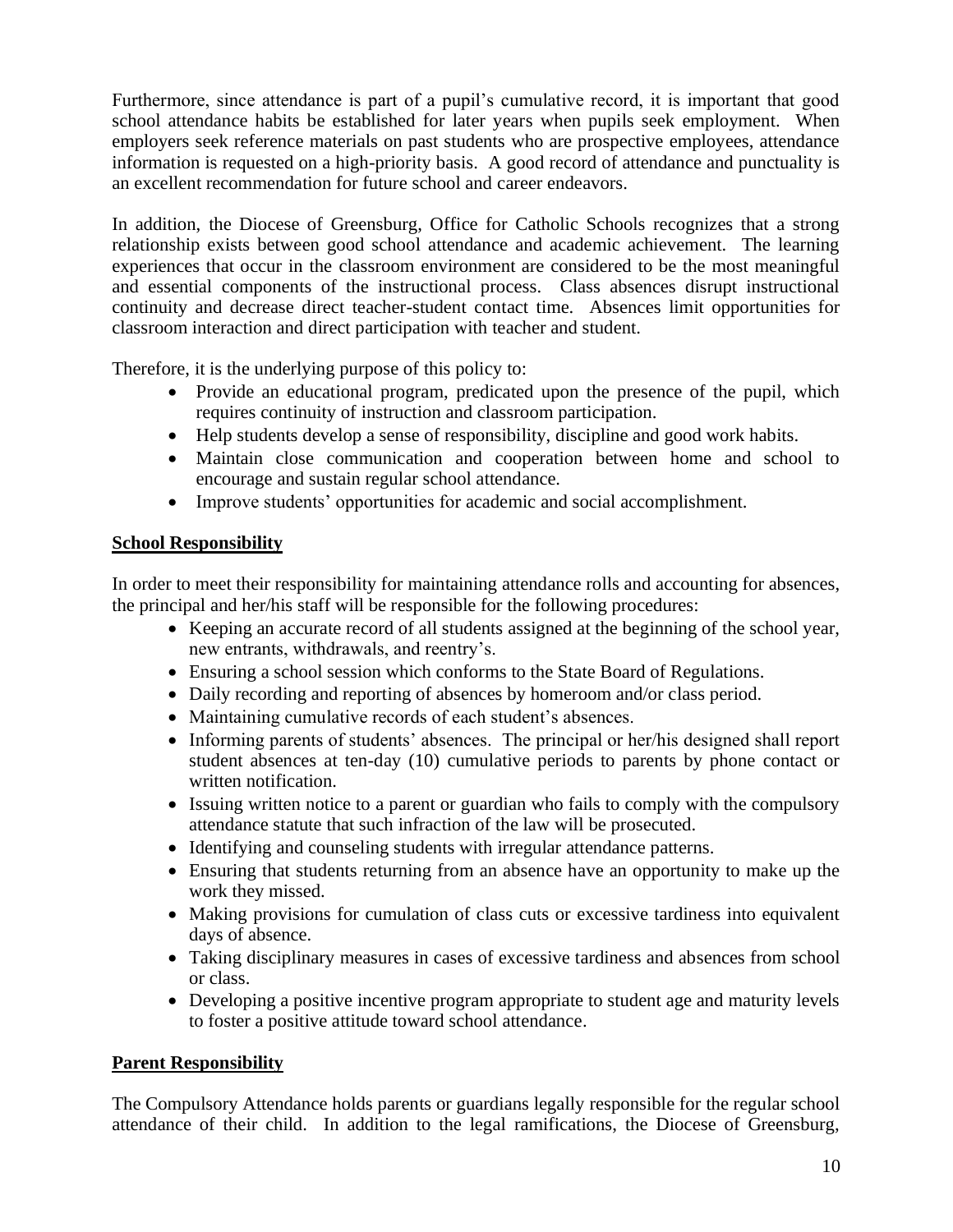Furthermore, since attendance is part of a pupil's cumulative record, it is important that good school attendance habits be established for later years when pupils seek employment. When employers seek reference materials on past students who are prospective employees, attendance information is requested on a high-priority basis. A good record of attendance and punctuality is an excellent recommendation for future school and career endeavors.

In addition, the Diocese of Greensburg, Office for Catholic Schools recognizes that a strong relationship exists between good school attendance and academic achievement. The learning experiences that occur in the classroom environment are considered to be the most meaningful and essential components of the instructional process. Class absences disrupt instructional continuity and decrease direct teacher-student contact time. Absences limit opportunities for classroom interaction and direct participation with teacher and student.

Therefore, it is the underlying purpose of this policy to:

- Provide an educational program, predicated upon the presence of the pupil, which requires continuity of instruction and classroom participation.
- Help students develop a sense of responsibility, discipline and good work habits.
- Maintain close communication and cooperation between home and school to encourage and sustain regular school attendance.
- Improve students' opportunities for academic and social accomplishment.

**School Responsibility**

In order to meet their responsibility for maintaining attendance rolls and accounting for absences, the principal and her/his staff will be responsible for the following procedures:

- Keeping an accurate record of all students assigned at the beginning of the school year, new entrants, withdrawals, and reentry's.
- Ensuring a school session which conforms to the State Board of Regulations.
- Daily recording and reporting of absences by homeroom and/or class period.
- Maintaining cumulative records of each student's absences.
- Informing parents of students' absences. The principal or her/his designed shall report student absences at ten-day (10) cumulative periods to parents by phone contact or written notification.
- Issuing written notice to a parent or guardian who fails to comply with the compulsory attendance statute that such infraction of the law will be prosecuted.
- Identifying and counseling students with irregular attendance patterns.
- Ensuring that students returning from an absence have an opportunity to make up the work they missed.
- Making provisions for cumulation of class cuts or excessive tardiness into equivalent days of absence.
- Taking disciplinary measures in cases of excessive tardiness and absences from school or class.
- Developing a positive incentive program appropriate to student age and maturity levels to foster a positive attitude toward school attendance.

**Parent Responsibility**

The Compulsory Attendance holds parents or guardians legally responsible for the regular school attendance of their child. In addition to the legal ramifications, the Diocese of Greensburg,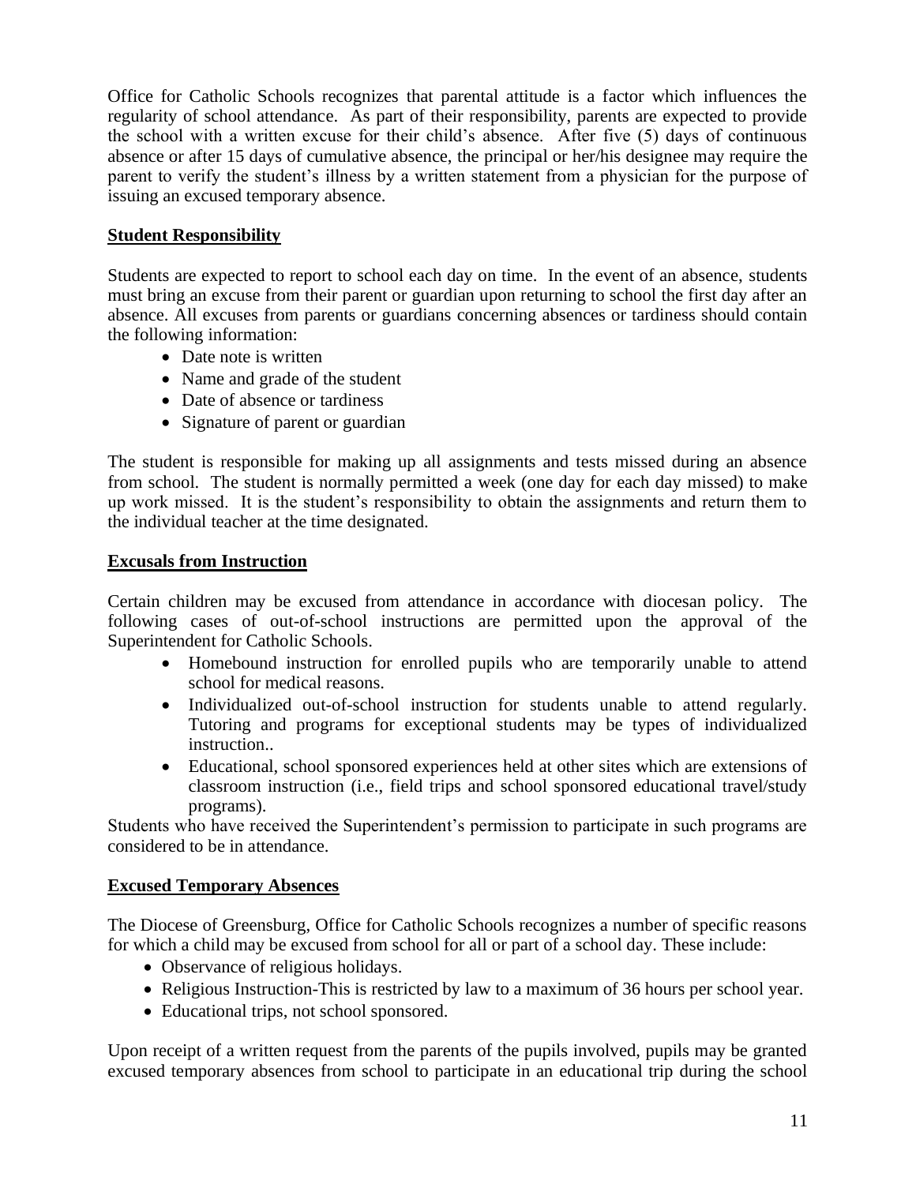Office for Catholic Schools recognizes that parental attitude is a factor which influences the regularity of school attendance. As part of their responsibility, parents are expected to provide the school with a written excuse for their child's absence. After five (5) days of continuous absence or after 15 days of cumulative absence, the principal or her/his designee may require the parent to verify the student's illness by a written statement from a physician for the purpose of issuing an excused temporary absence.

## Student Responsibility

Students are expected to report to school each day on time. In the event of an absence, students must bring an excuse from their parent or guardian upon returning to school the first day after an absence. All excuses from parents or guardians concerning absences or tardiness should contain the following information:

- Date note is written
- Name and grade of the student
- Date of absence or tardiness
- Signature of parent or guardian

The student is responsible for making up all assignments and tests missed during an absence from school. The student is normally permitted a week (one day for each day missed) to make up work missed. It is the student's responsibility to obtain the assignments and return them to the individual teacher at the time designated.

## Excusals from Instruction

Certain children may be excused from attendance in accordance with diocesan policy. The following cases of out-of-school instructions are permitted upon the approval of the Superintendent for Catholic Schools.

- Homebound instruction for enrolled pupils who are temporarily unable to attend school for medical reasons.
- Individualized out-of-school instruction for students unable to attend regularly. Tutoring and programs for exceptional students may be types of individualized instruction..
- Educational, school sponsored experiences held at other sites which are extensions of classroom instruction (i.e., field trips and school sponsored educational travel/study programs).

Students who have received the Superintendent's permission to participate in such programs are considered to be in attendance.

## Excused Temporary Absences

The Diocese of Greensburg, Office for Catholic Schools recognizes a number of specific reasons for which a child may be excused from school for all or part of a school day. These include:

- Observance of religious holidays.
- Religious Instruction-This is restricted by law to a maximum of 36 hours per school year.
- Educational trips, not school sponsored.

Upon receipt of a written request from the parents of the pupils involved, pupils may be granted excused temporary absences from school to participate in an educational trip during the school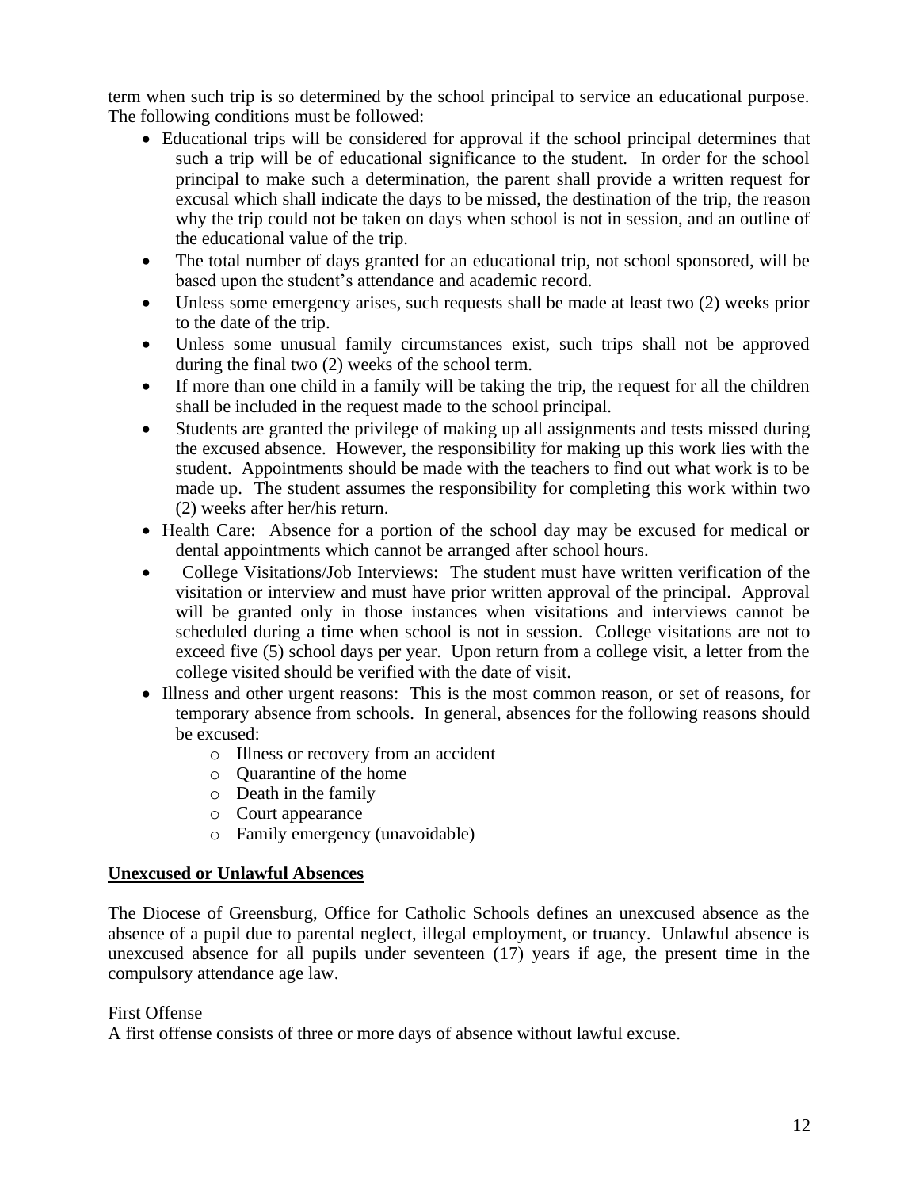term when such trip is so determined by the school principal to service an educational purpose. The following conditions must be followed:

- Educational trips will be considered for approval if the school principal determines that such a trip will be of educational significance to the student. In order for the school principal to make such a determination, the parent shall provide a written request for excusal which shall indicate the days to be missed, the destination of the trip, the reason why the trip could not be taken on days when school is not in session, and an outline of the educational value of the trip.
- The total number of days granted for an educational trip, not school sponsored, will be based upon the student's attendance and academic record.
- Unless some emergency arises, such requests shall be made at least two (2) weeks prior to the date of the trip.
- Unless some unusual family circumstances exist, such trips shall not be approved during the final two (2) weeks of the school term.
- If more than one child in a family will be taking the trip, the request for all the children shall be included in the request made to the school principal.
- Students are granted the privilege of making up all assignments and tests missed during the excused absence. However, the responsibility for making up this work lies with the student. Appointments should be made with the teachers to find out what work is to be made up. The student assumes the responsibility for completing this work within two (2) weeks after her/his return.
- Health Care: Absence for a portion of the school day may be excused for medical or dental appointments which cannot be arranged after school hours.
- College Visitations/Job Interviews: The student must have written verification of the visitation or interview and must have prior written approval of the principal. Approval will be granted only in those instances when visitations and interviews cannot be scheduled during a time when school is not in session. College visitations are not to exceed five (5) school days per year. Upon return from a college visit, a letter from the college visited should be verified with the date of visit.
- Illness and other urgent reasons: This is the most common reason, or set of reasons, for temporary absence from schools. In general, absences for the following reasons should be excused:
    - Illness or recovery from an accident
    - Quarantine of the home
    - Death in the family
    - Court appearance
    - Family emergency (unavoidable)

**Unexcused or Unlawful Absences**

The Diocese of Greensburg, Office for Catholic Schools defines an unexcused absence as the absence of a pupil due to parental neglect, illegal employment, or truancy. Unlawful absence is unexcused absence for all pupils under seventeen (17) years if age, the present time in the compulsory attendance age law.

First Offense
A first offense consists of three or more days of absence without lawful excuse.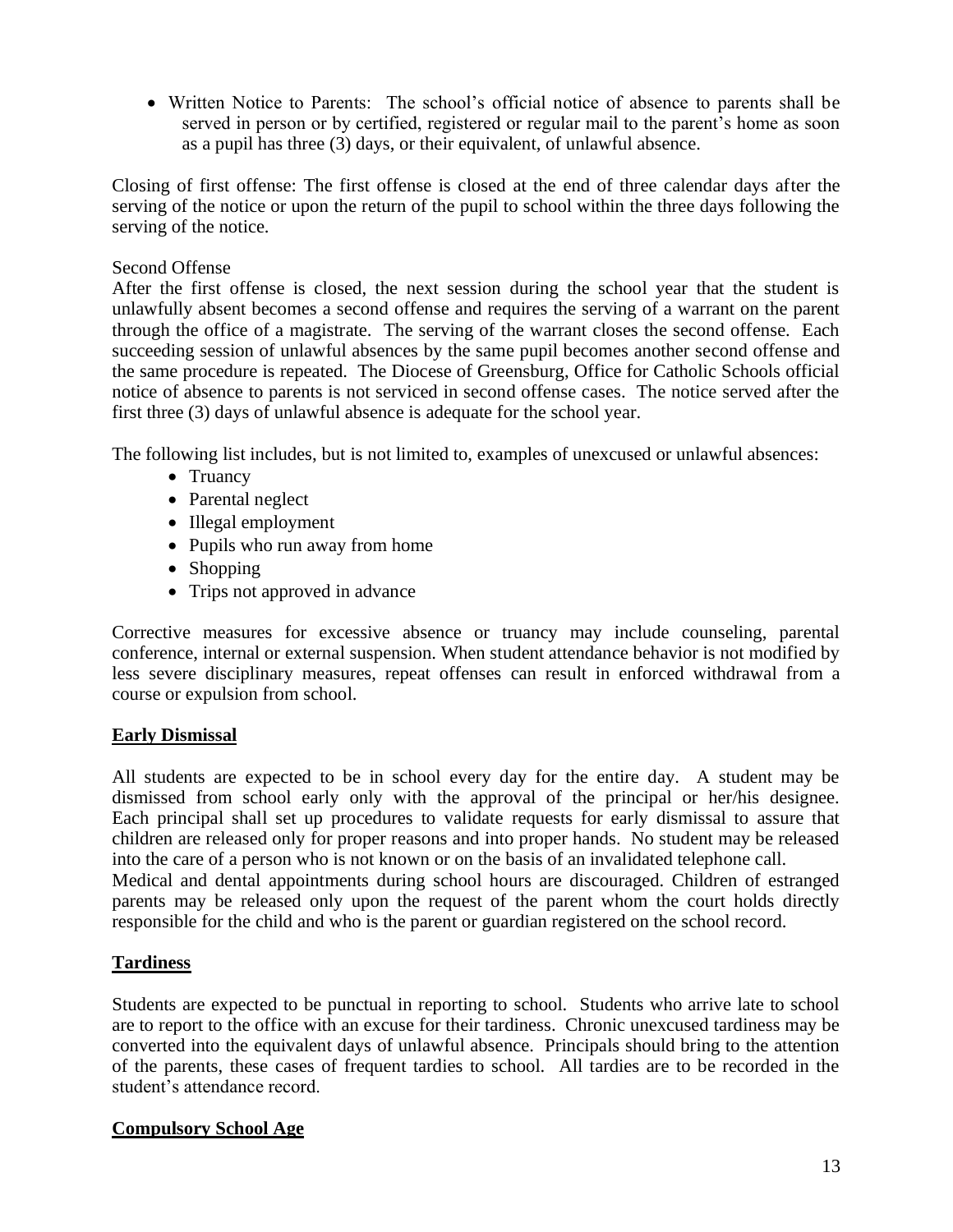- Written Notice to Parents: The school's official notice of absence to parents shall be served in person or by certified, registered or regular mail to the parent's home as soon as a pupil has three (3) days, or their equivalent, of unlawful absence.

Closing of first offense: The first offense is closed at the end of three calendar days after the serving of the notice or upon the return of the pupil to school within the three days following the serving of the notice.

Second Offense

After the first offense is closed, the next session during the school year that the student is unlawfully absent becomes a second offense and requires the serving of a warrant on the parent through the office of a magistrate. The serving of the warrant closes the second offense. Each succeeding session of unlawful absences by the same pupil becomes another second offense and the same procedure is repeated. The Diocese of Greensburg, Office for Catholic Schools official notice of absence to parents is not serviced in second offense cases. The notice served after the first three (3) days of unlawful absence is adequate for the school year.

The following list includes, but is not limited to, examples of unexcused or unlawful absences:

- Truancy
- Parental neglect
- Illegal employment
- Pupils who run away from home
- Shopping
- Trips not approved in advance

Corrective measures for excessive absence or truancy may include counseling, parental conference, internal or external suspension. When student attendance behavior is not modified by less severe disciplinary measures, repeat offenses can result in enforced withdrawal from a course or expulsion from school.

## Early Dismissal

All students are expected to be in school every day for the entire day. A student may be dismissed from school early only with the approval of the principal or her/his designee. Each principal shall set up procedures to validate requests for early dismissal to assure that children are released only for proper reasons and into proper hands. No student may be released into the care of a person who is not known or on the basis of an invalidated telephone call.

Medical and dental appointments during school hours are discouraged. Children of estranged parents may be released only upon the request of the parent whom the court holds directly responsible for the child and who is the parent or guardian registered on the school record.

## Tardiness

Students are expected to be punctual in reporting to school. Students who arrive late to school are to report to the office with an excuse for their tardiness. Chronic unexcused tardiness may be converted into the equivalent days of unlawful absence. Principals should bring to the attention of the parents, these cases of frequent tardies to school. All tardies are to be recorded in the student's attendance record.

## Compulsory School Age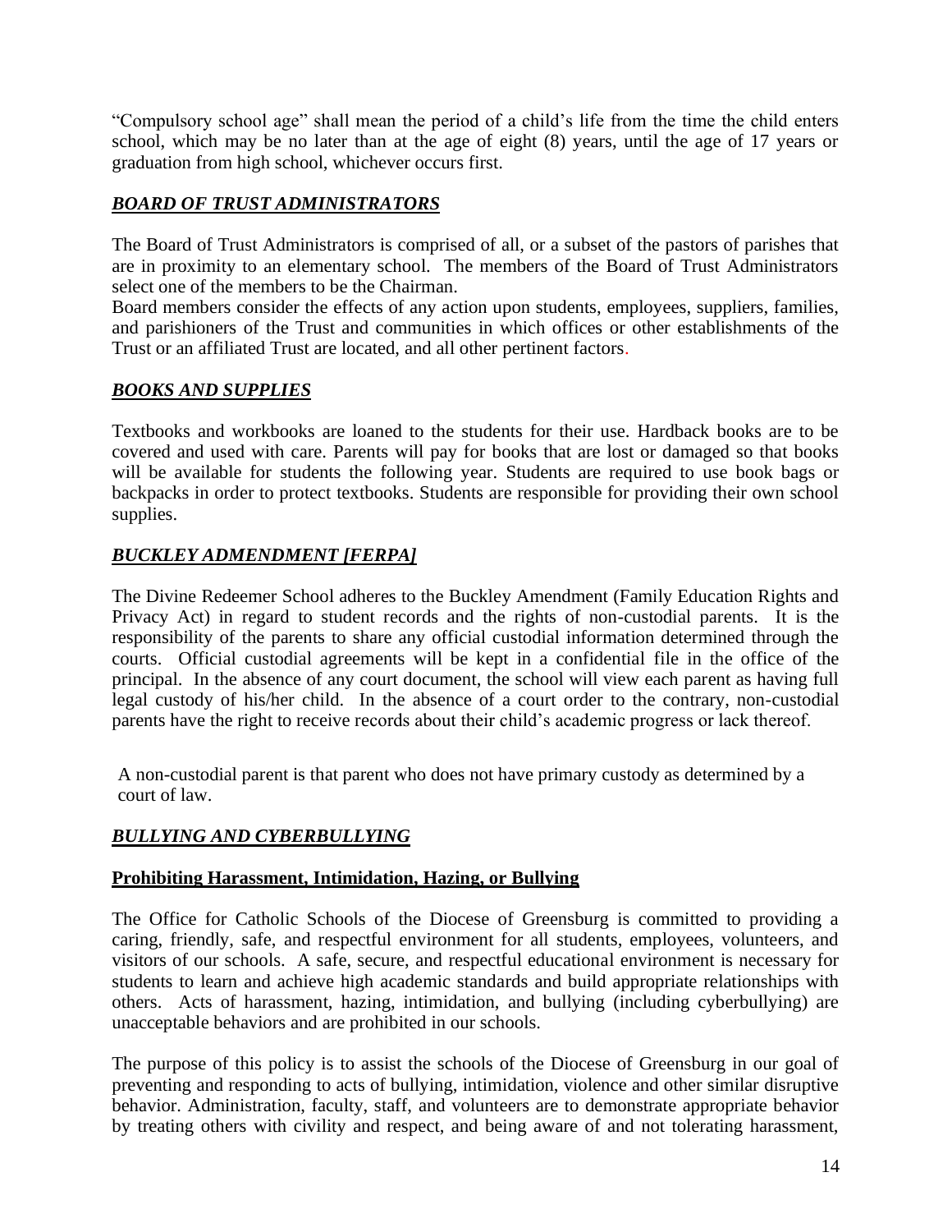"Compulsory school age" shall mean the period of a child's life from the time the child enters school, which may be no later than at the age of eight (8) years, until the age of 17 years or graduation from high school, whichever occurs first.

## ***BOARD OF TRUST ADMINISTRATORS***

The Board of Trust Administrators is comprised of all, or a subset of the pastors of parishes that are in proximity to an elementary school. The members of the Board of Trust Administrators select one of the members to be the Chairman.

Board members consider the effects of any action upon students, employees, suppliers, families, and parishioners of the Trust and communities in which offices or other establishments of the Trust or an affiliated Trust are located, and all other pertinent factors.

## ***BOOKS AND SUPPLIES***

Textbooks and workbooks are loaned to the students for their use. Hardback books are to be covered and used with care. Parents will pay for books that are lost or damaged so that books will be available for students the following year. Students are required to use book bags or backpacks in order to protect textbooks. Students are responsible for providing their own school supplies.

## ***BUCKLEY ADMENDMENT [FERPA]***

The Divine Redeemer School adheres to the Buckley Amendment (Family Education Rights and Privacy Act) in regard to student records and the rights of non-custodial parents. It is the responsibility of the parents to share any official custodial information determined through the courts. Official custodial agreements will be kept in a confidential file in the office of the principal. In the absence of any court document, the school will view each parent as having full legal custody of his/her child. In the absence of a court order to the contrary, non-custodial parents have the right to receive records about their child's academic progress or lack thereof.

A non-custodial parent is that parent who does not have primary custody as determined by a court of law.

## ***BULLYING AND CYBERBULLYING***

### **Prohibiting Harassment, Intimidation, Hazing, or Bullying**

The Office for Catholic Schools of the Diocese of Greensburg is committed to providing a caring, friendly, safe, and respectful environment for all students, employees, volunteers, and visitors of our schools. A safe, secure, and respectful educational environment is necessary for students to learn and achieve high academic standards and build appropriate relationships with others. Acts of harassment, hazing, intimidation, and bullying (including cyberbullying) are unacceptable behaviors and are prohibited in our schools.

The purpose of this policy is to assist the schools of the Diocese of Greensburg in our goal of preventing and responding to acts of bullying, intimidation, violence and other similar disruptive behavior. Administration, faculty, staff, and volunteers are to demonstrate appropriate behavior by treating others with civility and respect, and being aware of and not tolerating harassment,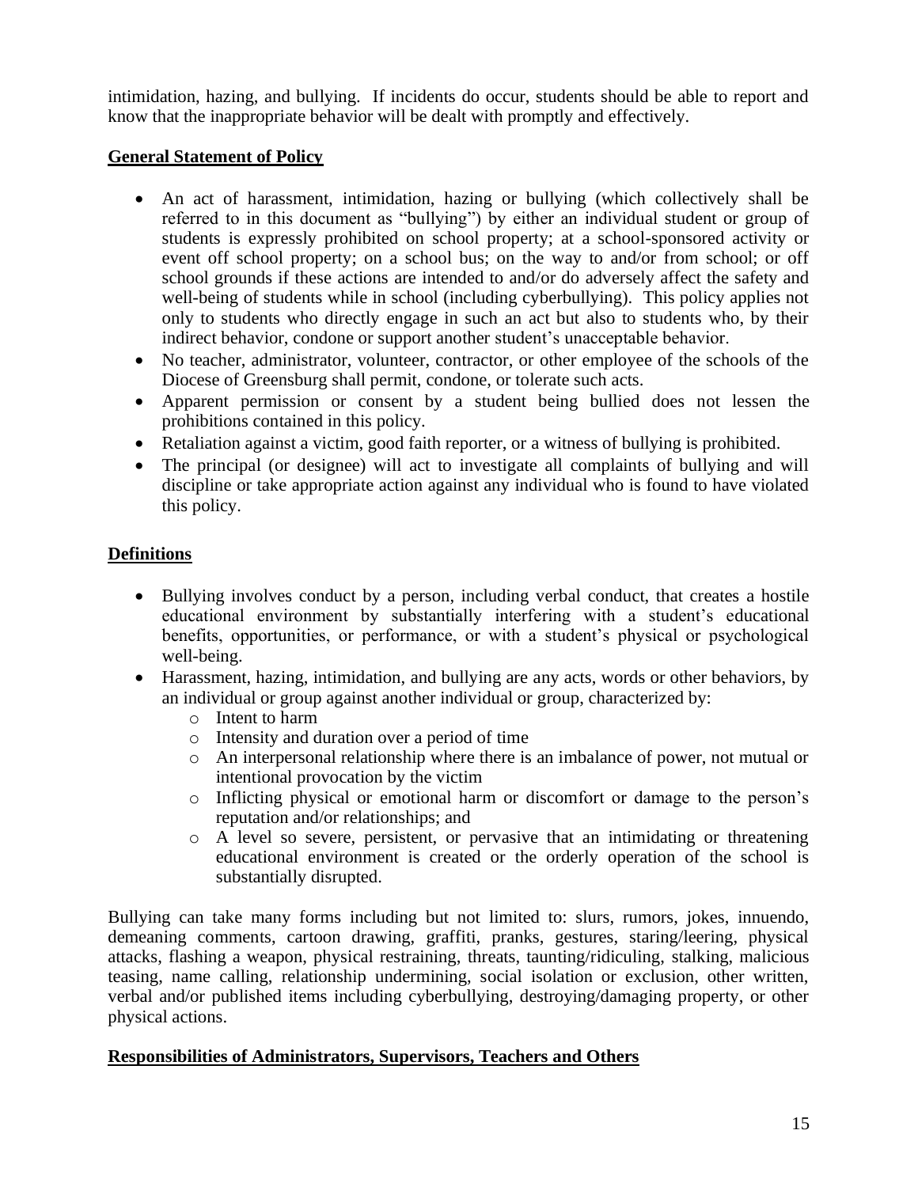intimidation, hazing, and bullying. If incidents do occur, students should be able to report and know that the inappropriate behavior will be dealt with promptly and effectively.

**General Statement of Policy**

- An act of harassment, intimidation, hazing or bullying (which collectively shall be referred to in this document as "bullying") by either an individual student or group of students is expressly prohibited on school property; at a school-sponsored activity or event off school property; on a school bus; on the way to and/or from school; or off school grounds if these actions are intended to and/or do adversely affect the safety and well-being of students while in school (including cyberbullying). This policy applies not only to students who directly engage in such an act but also to students who, by their indirect behavior, condone or support another student's unacceptable behavior.
- No teacher, administrator, volunteer, contractor, or other employee of the schools of the Diocese of Greensburg shall permit, condone, or tolerate such acts.
- Apparent permission or consent by a student being bullied does not lessen the prohibitions contained in this policy.
- Retaliation against a victim, good faith reporter, or a witness of bullying is prohibited.
- The principal (or designee) will act to investigate all complaints of bullying and will discipline or take appropriate action against any individual who is found to have violated this policy.

**Definitions**

- Bullying involves conduct by a person, including verbal conduct, that creates a hostile educational environment by substantially interfering with a student's educational benefits, opportunities, or performance, or with a student's physical or psychological well-being.
- Harassment, hazing, intimidation, and bullying are any acts, words or other behaviors, by an individual or group against another individual or group, characterized by:
  - Intent to harm
  - Intensity and duration over a period of time
  - An interpersonal relationship where there is an imbalance of power, not mutual or intentional provocation by the victim
  - Inflicting physical or emotional harm or discomfort or damage to the person's reputation and/or relationships; and
  - A level so severe, persistent, or pervasive that an intimidating or threatening educational environment is created or the orderly operation of the school is substantially disrupted.

Bullying can take many forms including but not limited to: slurs, rumors, jokes, innuendo, demeaning comments, cartoon drawing, graffiti, pranks, gestures, staring/leering, physical attacks, flashing a weapon, physical restraining, threats, taunting/ridiculing, stalking, malicious teasing, name calling, relationship undermining, social isolation or exclusion, other written, verbal and/or published items including cyberbullying, destroying/damaging property, or other physical actions.

**Responsibilities of Administrators, Supervisors, Teachers and Others**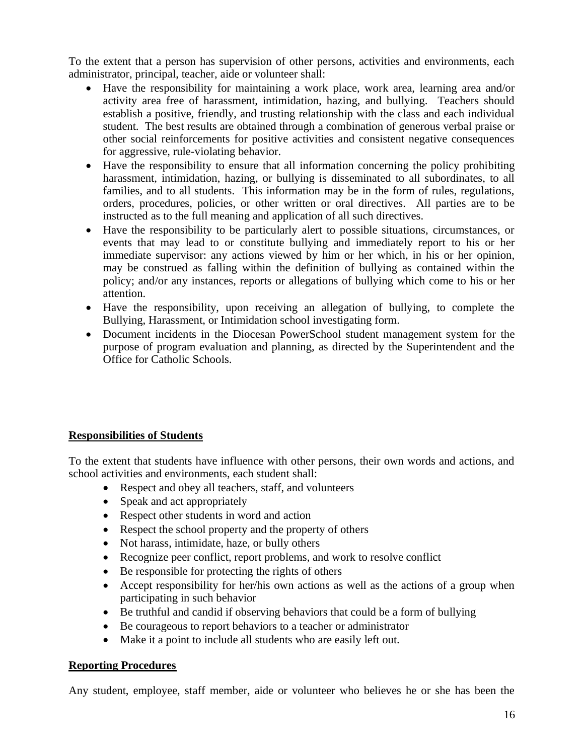To the extent that a person has supervision of other persons, activities and environments, each administrator, principal, teacher, aide or volunteer shall:

- Have the responsibility for maintaining a work place, work area, learning area and/or activity area free of harassment, intimidation, hazing, and bullying. Teachers should establish a positive, friendly, and trusting relationship with the class and each individual student. The best results are obtained through a combination of generous verbal praise or other social reinforcements for positive activities and consistent negative consequences for aggressive, rule-violating behavior.
- Have the responsibility to ensure that all information concerning the policy prohibiting harassment, intimidation, hazing, or bullying is disseminated to all subordinates, to all families, and to all students. This information may be in the form of rules, regulations, orders, procedures, policies, or other written or oral directives. All parties are to be instructed as to the full meaning and application of all such directives.
- Have the responsibility to be particularly alert to possible situations, circumstances, or events that may lead to or constitute bullying and immediately report to his or her immediate supervisor: any actions viewed by him or her which, in his or her opinion, may be construed as falling within the definition of bullying as contained within the policy; and/or any instances, reports or allegations of bullying which come to his or her attention.
- Have the responsibility, upon receiving an allegation of bullying, to complete the Bullying, Harassment, or Intimidation school investigating form.
- Document incidents in the Diocesan PowerSchool student management system for the purpose of program evaluation and planning, as directed by the Superintendent and the Office for Catholic Schools.

**Responsibilities of Students**

To the extent that students have influence with other persons, their own words and actions, and school activities and environments, each student shall:

- Respect and obey all teachers, staff, and volunteers
- Speak and act appropriately
- Respect other students in word and action
- Respect the school property and the property of others
- Not harass, intimidate, haze, or bully others
- Recognize peer conflict, report problems, and work to resolve conflict
- Be responsible for protecting the rights of others
- Accept responsibility for her/his own actions as well as the actions of a group when participating in such behavior
- Be truthful and candid if observing behaviors that could be a form of bullying
- Be courageous to report behaviors to a teacher or administrator
- Make it a point to include all students who are easily left out.

**Reporting Procedures**

Any student, employee, staff member, aide or volunteer who believes he or she has been the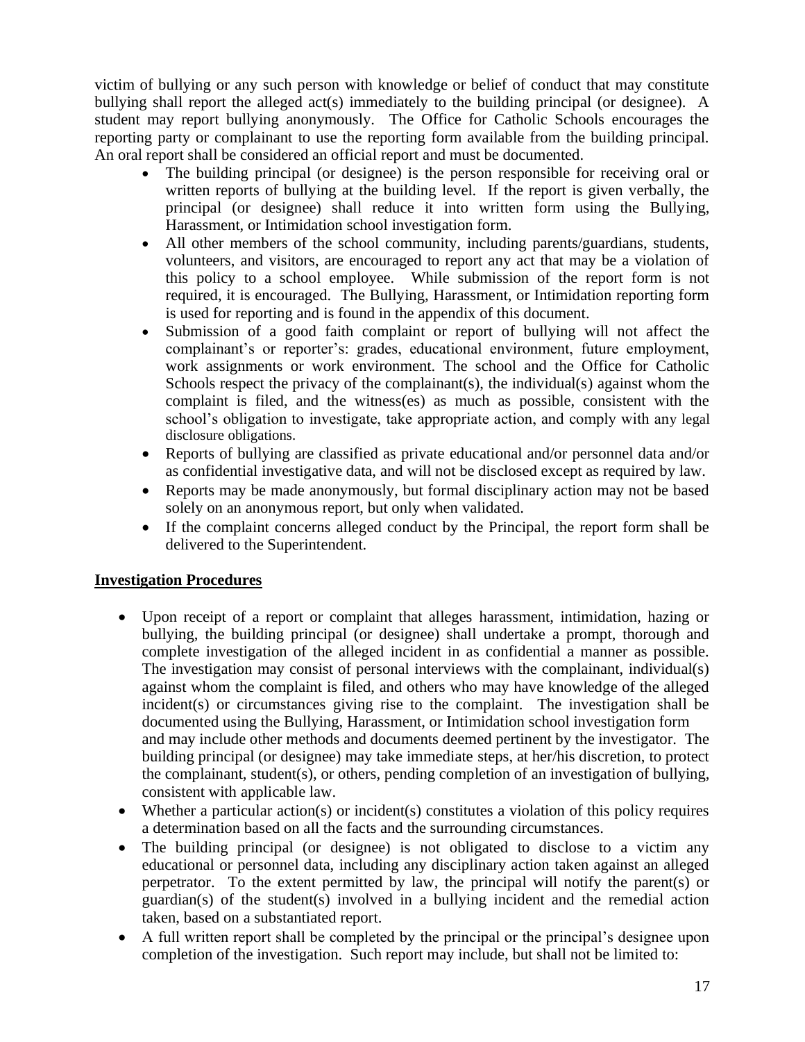victim of bullying or any such person with knowledge or belief of conduct that may constitute bullying shall report the alleged act(s) immediately to the building principal (or designee). A student may report bullying anonymously. The Office for Catholic Schools encourages the reporting party or complainant to use the reporting form available from the building principal. An oral report shall be considered an official report and must be documented.

- The building principal (or designee) is the person responsible for receiving oral or written reports of bullying at the building level. If the report is given verbally, the principal (or designee) shall reduce it into written form using the Bullying, Harassment, or Intimidation school investigation form.
- All other members of the school community, including parents/guardians, students, volunteers, and visitors, are encouraged to report any act that may be a violation of this policy to a school employee. While submission of the report form is not required, it is encouraged. The Bullying, Harassment, or Intimidation reporting form is used for reporting and is found in the appendix of this document.
- Submission of a good faith complaint or report of bullying will not affect the complainant's or reporter's: grades, educational environment, future employment, work assignments or work environment. The school and the Office for Catholic Schools respect the privacy of the complainant(s), the individual(s) against whom the complaint is filed, and the witness(es) as much as possible, consistent with the school's obligation to investigate, take appropriate action, and comply with any legal disclosure obligations.
- Reports of bullying are classified as private educational and/or personnel data and/or as confidential investigative data, and will not be disclosed except as required by law.
- Reports may be made anonymously, but formal disciplinary action may not be based solely on an anonymous report, but only when validated.
- If the complaint concerns alleged conduct by the Principal, the report form shall be delivered to the Superintendent.

## Investigation Procedures

- Upon receipt of a report or complaint that alleges harassment, intimidation, hazing or bullying, the building principal (or designee) shall undertake a prompt, thorough and complete investigation of the alleged incident in as confidential a manner as possible. The investigation may consist of personal interviews with the complainant, individual(s) against whom the complaint is filed, and others who may have knowledge of the alleged incident(s) or circumstances giving rise to the complaint. The investigation shall be documented using the Bullying, Harassment, or Intimidation school investigation form and may include other methods and documents deemed pertinent by the investigator. The building principal (or designee) may take immediate steps, at her/his discretion, to protect the complainant, student(s), or others, pending completion of an investigation of bullying, consistent with applicable law.
- Whether a particular action(s) or incident(s) constitutes a violation of this policy requires a determination based on all the facts and the surrounding circumstances.
- The building principal (or designee) is not obligated to disclose to a victim any educational or personnel data, including any disciplinary action taken against an alleged perpetrator. To the extent permitted by law, the principal will notify the parent(s) or guardian(s) of the student(s) involved in a bullying incident and the remedial action taken, based on a substantiated report.
- A full written report shall be completed by the principal or the principal's designee upon completion of the investigation. Such report may include, but shall not be limited to: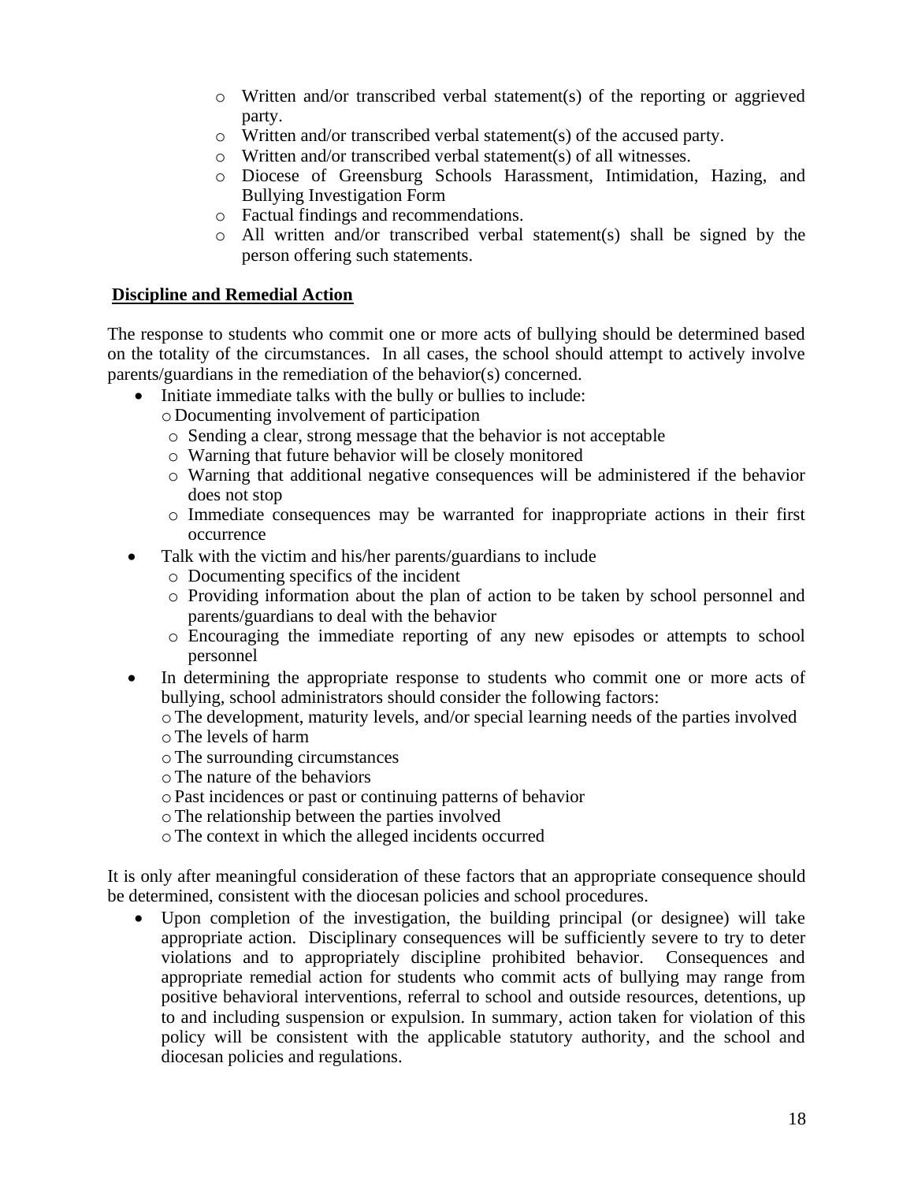- Written and/or transcribed verbal statement(s) of the reporting or aggrieved party.
- Written and/or transcribed verbal statement(s) of the accused party.
- Written and/or transcribed verbal statement(s) of all witnesses.
- Diocese of Greensburg Schools Harassment, Intimidation, Hazing, and Bullying Investigation Form
- Factual findings and recommendations.
- All written and/or transcribed verbal statement(s) shall be signed by the person offering such statements.

**Discipline and Remedial Action**

The response to students who commit one or more acts of bullying should be determined based on the totality of the circumstances. In all cases, the school should attempt to actively involve parents/guardians in the remediation of the behavior(s) concerned.

- Initiate immediate talks with the bully or bullies to include:
  - Documenting involvement of participation
  - Sending a clear, strong message that the behavior is not acceptable
  - Warning that future behavior will be closely monitored
  - Warning that additional negative consequences will be administered if the behavior does not stop
  - Immediate consequences may be warranted for inappropriate actions in their first occurrence
- Talk with the victim and his/her parents/guardians to include
  - Documenting specifics of the incident
  - Providing information about the plan of action to be taken by school personnel and parents/guardians to deal with the behavior
  - Encouraging the immediate reporting of any new episodes or attempts to school personnel
- In determining the appropriate response to students who commit one or more acts of bullying, school administrators should consider the following factors:
  - The development, maturity levels, and/or special learning needs of the parties involved
  - The levels of harm
  - The surrounding circumstances
  - The nature of the behaviors
  - Past incidences or past or continuing patterns of behavior
  - The relationship between the parties involved
  - The context in which the alleged incidents occurred

It is only after meaningful consideration of these factors that an appropriate consequence should be determined, consistent with the diocesan policies and school procedures.

- Upon completion of the investigation, the building principal (or designee) will take appropriate action. Disciplinary consequences will be sufficiently severe to try to deter violations and to appropriately discipline prohibited behavior. Consequences and appropriate remedial action for students who commit acts of bullying may range from positive behavioral interventions, referral to school and outside resources, detentions, up to and including suspension or expulsion. In summary, action taken for violation of this policy will be consistent with the applicable statutory authority, and the school and diocesan policies and regulations.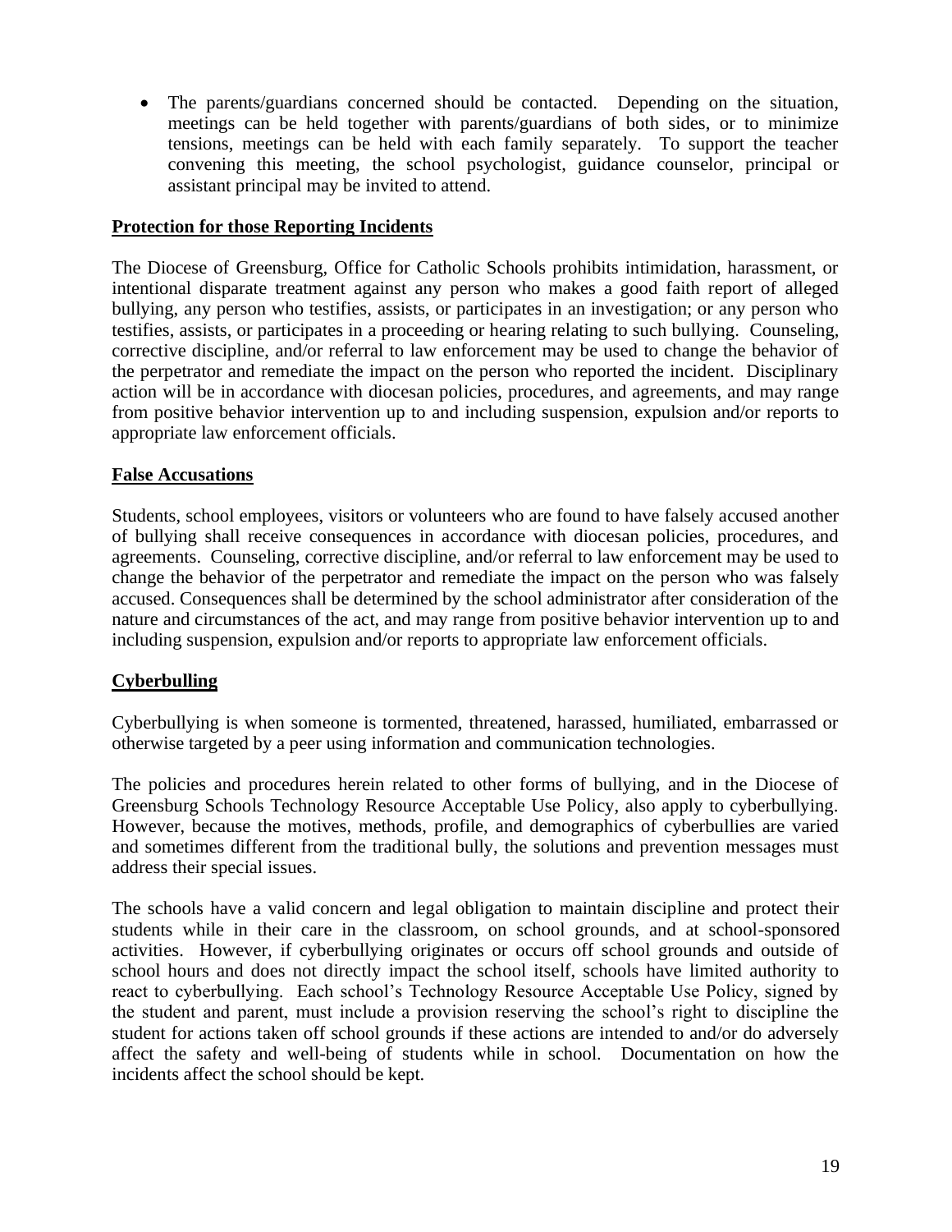- The parents/guardians concerned should be contacted. Depending on the situation, meetings can be held together with parents/guardians of both sides, or to minimize tensions, meetings can be held with each family separately. To support the teacher convening this meeting, the school psychologist, guidance counselor, principal or assistant principal may be invited to attend.

**Protection for those Reporting Incidents**

The Diocese of Greensburg, Office for Catholic Schools prohibits intimidation, harassment, or intentional disparate treatment against any person who makes a good faith report of alleged bullying, any person who testifies, assists, or participates in an investigation; or any person who testifies, assists, or participates in a proceeding or hearing relating to such bullying. Counseling, corrective discipline, and/or referral to law enforcement may be used to change the behavior of the perpetrator and remediate the impact on the person who reported the incident. Disciplinary action will be in accordance with diocesan policies, procedures, and agreements, and may range from positive behavior intervention up to and including suspension, expulsion and/or reports to appropriate law enforcement officials.

**False Accusations**

Students, school employees, visitors or volunteers who are found to have falsely accused another of bullying shall receive consequences in accordance with diocesan policies, procedures, and agreements. Counseling, corrective discipline, and/or referral to law enforcement may be used to change the behavior of the perpetrator and remediate the impact on the person who was falsely accused. Consequences shall be determined by the school administrator after consideration of the nature and circumstances of the act, and may range from positive behavior intervention up to and including suspension, expulsion and/or reports to appropriate law enforcement officials.

**Cyberbulling**

Cyberbullying is when someone is tormented, threatened, harassed, humiliated, embarrassed or otherwise targeted by a peer using information and communication technologies.

The policies and procedures herein related to other forms of bullying, and in the Diocese of Greensburg Schools Technology Resource Acceptable Use Policy, also apply to cyberbullying. However, because the motives, methods, profile, and demographics of cyberbullies are varied and sometimes different from the traditional bully, the solutions and prevention messages must address their special issues.

The schools have a valid concern and legal obligation to maintain discipline and protect their students while in their care in the classroom, on school grounds, and at school-sponsored activities. However, if cyberbullying originates or occurs off school grounds and outside of school hours and does not directly impact the school itself, schools have limited authority to react to cyberbullying. Each school's Technology Resource Acceptable Use Policy, signed by the student and parent, must include a provision reserving the school's right to discipline the student for actions taken off school grounds if these actions are intended to and/or do adversely affect the safety and well-being of students while in school. Documentation on how the incidents affect the school should be kept.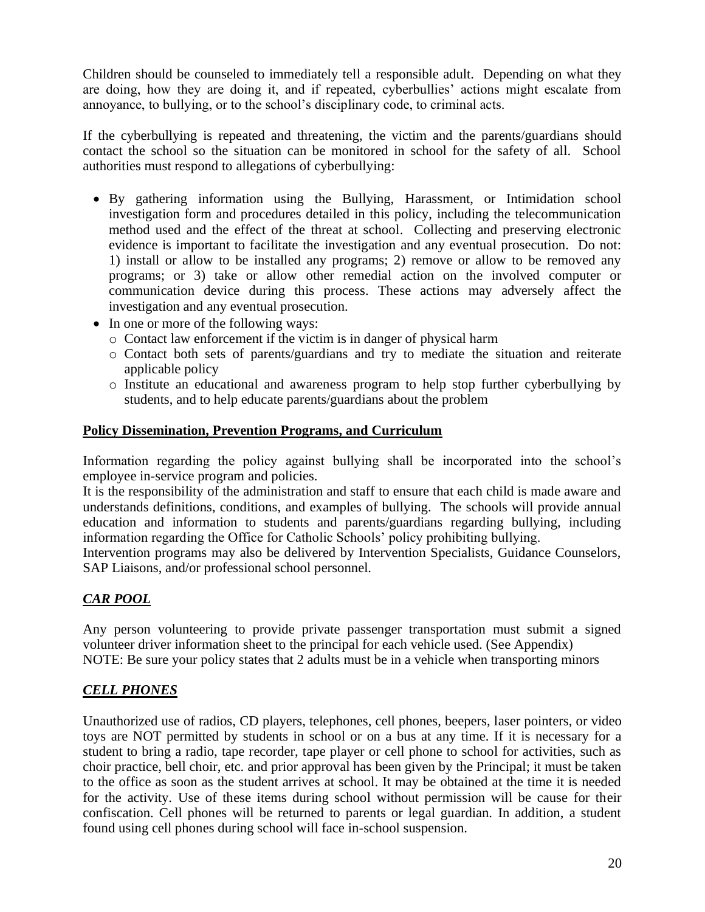Children should be counseled to immediately tell a responsible adult. Depending on what they are doing, how they are doing it, and if repeated, cyberbullies' actions might escalate from annoyance, to bullying, or to the school's disciplinary code, to criminal acts.

If the cyberbullying is repeated and threatening, the victim and the parents/guardians should contact the school so the situation can be monitored in school for the safety of all. School authorities must respond to allegations of cyberbullying:

- By gathering information using the Bullying, Harassment, or Intimidation school investigation form and procedures detailed in this policy, including the telecommunication method used and the effect of the threat at school. Collecting and preserving electronic evidence is important to facilitate the investigation and any eventual prosecution. Do not: 1) install or allow to be installed any programs; 2) remove or allow to be removed any programs; or 3) take or allow other remedial action on the involved computer or communication device during this process. These actions may adversely affect the investigation and any eventual prosecution.
- In one or more of the following ways:
  - Contact law enforcement if the victim is in danger of physical harm
  - Contact both sets of parents/guardians and try to mediate the situation and reiterate applicable policy
  - Institute an educational and awareness program to help stop further cyberbullying by students, and to help educate parents/guardians about the problem

**Policy Dissemination, Prevention Programs, and Curriculum**

Information regarding the policy against bullying shall be incorporated into the school's employee in-service program and policies.
It is the responsibility of the administration and staff to ensure that each child is made aware and understands definitions, conditions, and examples of bullying. The schools will provide annual education and information to students and parents/guardians regarding bullying, including information regarding the Office for Catholic Schools' policy prohibiting bullying.
Intervention programs may also be delivered by Intervention Specialists, Guidance Counselors, SAP Liaisons, and/or professional school personnel.

## ***CAR POOL***

Any person volunteering to provide private passenger transportation must submit a signed volunteer driver information sheet to the principal for each vehicle used. (See Appendix)
NOTE: Be sure your policy states that 2 adults must be in a vehicle when transporting minors

## ***CELL PHONES***

Unauthorized use of radios, CD players, telephones, cell phones, beepers, laser pointers, or video toys are NOT permitted by students in school or on a bus at any time. If it is necessary for a student to bring a radio, tape recorder, tape player or cell phone to school for activities, such as choir practice, bell choir, etc. and prior approval has been given by the Principal; it must be taken to the office as soon as the student arrives at school. It may be obtained at the time it is needed for the activity. Use of these items during school without permission will be cause for their confiscation. Cell phones will be returned to parents or legal guardian. In addition, a student found using cell phones during school will face in-school suspension.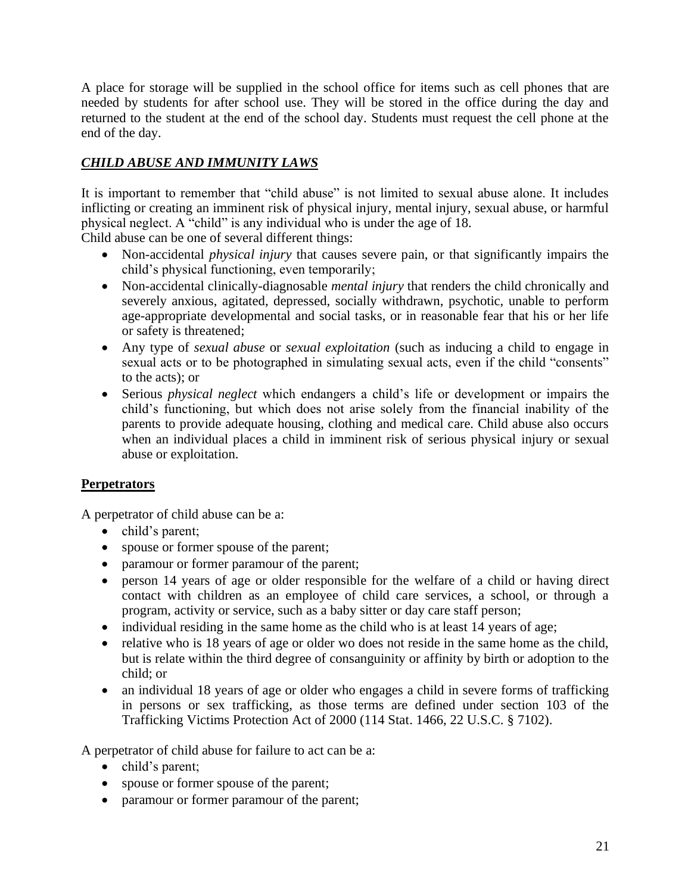A place for storage will be supplied in the school office for items such as cell phones that are needed by students for after school use. They will be stored in the office during the day and returned to the student at the end of the school day. Students must request the cell phone at the end of the day.

## ***CHILD ABUSE AND IMMUNITY LAWS***

It is important to remember that "child abuse" is not limited to sexual abuse alone. It includes inflicting or creating an imminent risk of physical injury, mental injury, sexual abuse, or harmful physical neglect. A "child" is any individual who is under the age of 18.
Child abuse can be one of several different things:

- Non-accidental *physical injury* that causes severe pain, or that significantly impairs the child's physical functioning, even temporarily;
- Non-accidental clinically-diagnosable *mental injury* that renders the child chronically and severely anxious, agitated, depressed, socially withdrawn, psychotic, unable to perform age-appropriate developmental and social tasks, or in reasonable fear that his or her life or safety is threatened;
- Any type of *sexual abuse* or *sexual exploitation* (such as inducing a child to engage in sexual acts or to be photographed in simulating sexual acts, even if the child "consents" to the acts); or
- Serious *physical neglect* which endangers a child's life or development or impairs the child's functioning, but which does not arise solely from the financial inability of the parents to provide adequate housing, clothing and medical care. Child abuse also occurs when an individual places a child in imminent risk of serious physical injury or sexual abuse or exploitation.

### **Perpetrators**

A perpetrator of child abuse can be a:

- child's parent;
- spouse or former spouse of the parent;
- paramour or former paramour of the parent;
- person 14 years of age or older responsible for the welfare of a child or having direct contact with children as an employee of child care services, a school, or through a program, activity or service, such as a baby sitter or day care staff person;
- individual residing in the same home as the child who is at least 14 years of age;
- relative who is 18 years of age or older wo does not reside in the same home as the child, but is relate within the third degree of consanguinity or affinity by birth or adoption to the child; or
- an individual 18 years of age or older who engages a child in severe forms of trafficking in persons or sex trafficking, as those terms are defined under section 103 of the Trafficking Victims Protection Act of 2000 (114 Stat. 1466, 22 U.S.C. § 7102).

A perpetrator of child abuse for failure to act can be a:

- child's parent;
- spouse or former spouse of the parent;
- paramour or former paramour of the parent;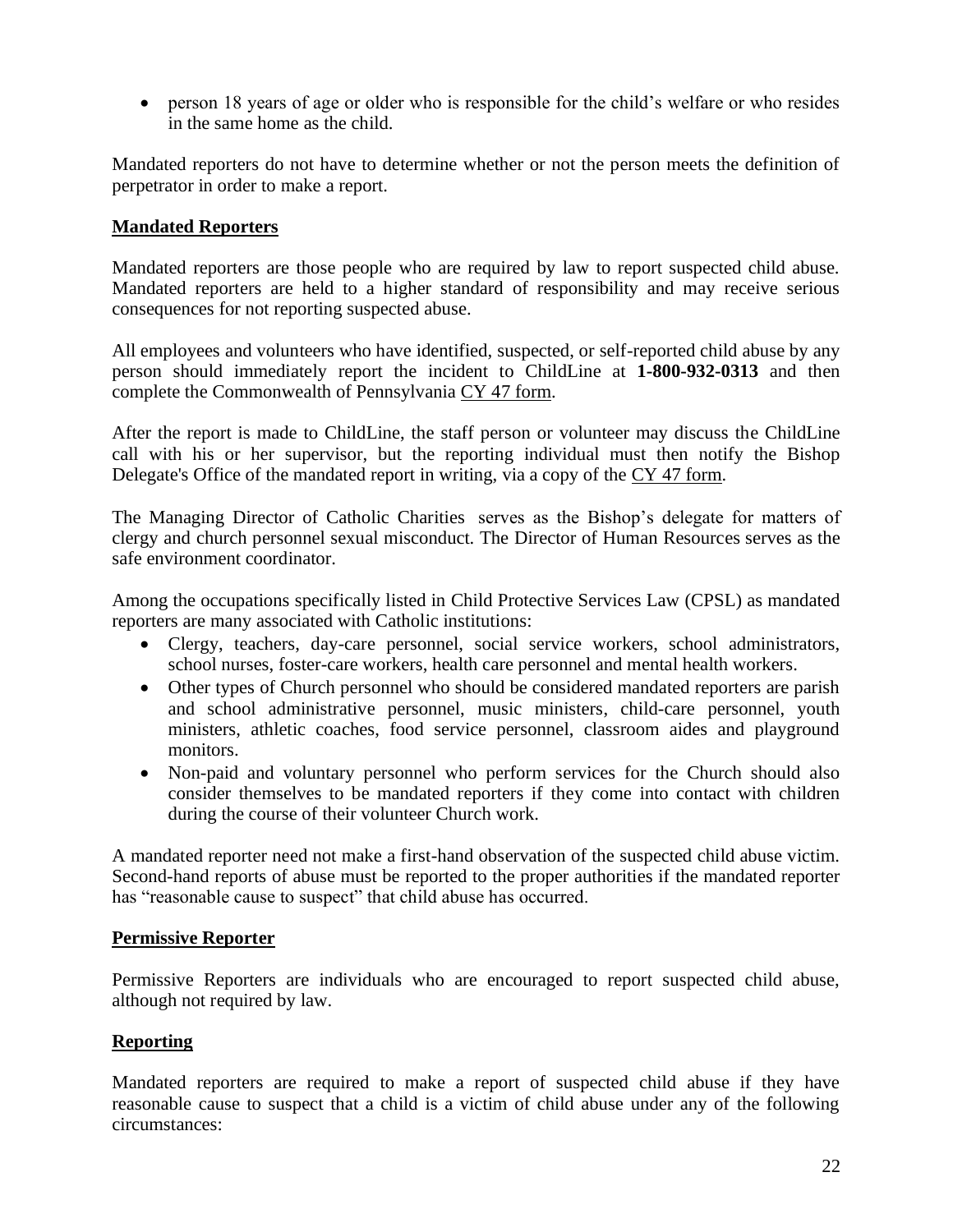- person 18 years of age or older who is responsible for the child's welfare or who resides in the same home as the child.

Mandated reporters do not have to determine whether or not the person meets the definition of perpetrator in order to make a report.

**Mandated Reporters**

Mandated reporters are those people who are required by law to report suspected child abuse. Mandated reporters are held to a higher standard of responsibility and may receive serious consequences for not reporting suspected abuse.

All employees and volunteers who have identified, suspected, or self-reported child abuse by any person should immediately report the incident to ChildLine at **1-800-932-0313** and then complete the Commonwealth of Pennsylvania CY 47 form.

After the report is made to ChildLine, the staff person or volunteer may discuss the ChildLine call with his or her supervisor, but the reporting individual must then notify the Bishop Delegate's Office of the mandated report in writing, via a copy of the CY 47 form.

The Managing Director of Catholic Charities serves as the Bishop's delegate for matters of clergy and church personnel sexual misconduct. The Director of Human Resources serves as the safe environment coordinator.

Among the occupations specifically listed in Child Protective Services Law (CPSL) as mandated reporters are many associated with Catholic institutions:

- Clergy, teachers, day-care personnel, social service workers, school administrators, school nurses, foster-care workers, health care personnel and mental health workers.
- Other types of Church personnel who should be considered mandated reporters are parish and school administrative personnel, music ministers, child-care personnel, youth ministers, athletic coaches, food service personnel, classroom aides and playground monitors.
- Non-paid and voluntary personnel who perform services for the Church should also consider themselves to be mandated reporters if they come into contact with children during the course of their volunteer Church work.

A mandated reporter need not make a first-hand observation of the suspected child abuse victim. Second-hand reports of abuse must be reported to the proper authorities if the mandated reporter has "reasonable cause to suspect" that child abuse has occurred.

**Permissive Reporter**

Permissive Reporters are individuals who are encouraged to report suspected child abuse, although not required by law.

**Reporting**

Mandated reporters are required to make a report of suspected child abuse if they have reasonable cause to suspect that a child is a victim of child abuse under any of the following circumstances: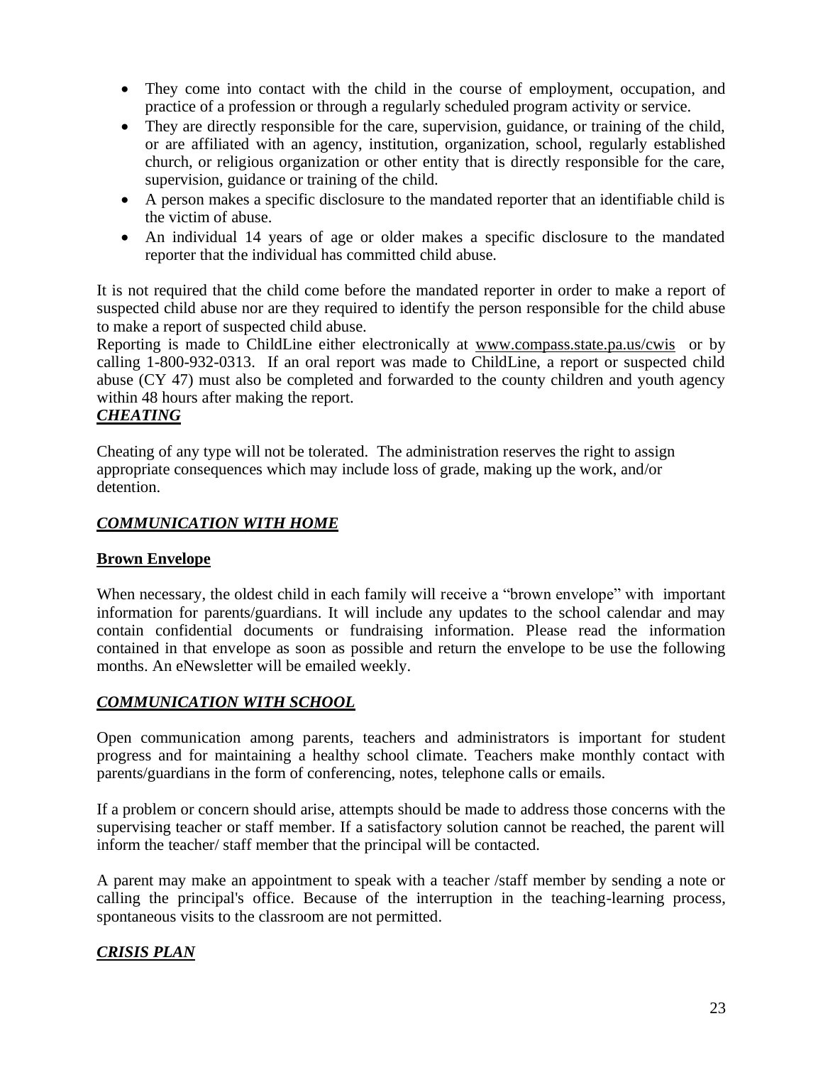- They come into contact with the child in the course of employment, occupation, and practice of a profession or through a regularly scheduled program activity or service.
- They are directly responsible for the care, supervision, guidance, or training of the child, or are affiliated with an agency, institution, organization, school, regularly established church, or religious organization or other entity that is directly responsible for the care, supervision, guidance or training of the child.
- A person makes a specific disclosure to the mandated reporter that an identifiable child is the victim of abuse.
- An individual 14 years of age or older makes a specific disclosure to the mandated reporter that the individual has committed child abuse.

It is not required that the child come before the mandated reporter in order to make a report of suspected child abuse nor are they required to identify the person responsible for the child abuse to make a report of suspected child abuse.

Reporting is made to ChildLine either electronically at www.compass.state.pa.us/cwis or by calling 1-800-932-0313. If an oral report was made to ChildLine, a report or suspected child abuse (CY 47) must also be completed and forwarded to the county children and youth agency within 48 hours after making the report.

## ***CHEATING***

Cheating of any type will not be tolerated. The administration reserves the right to assign appropriate consequences which may include loss of grade, making up the work, and/or detention.

## ***COMMUNICATION WITH HOME***

### **Brown Envelope**

When necessary, the oldest child in each family will receive a "brown envelope" with important information for parents/guardians. It will include any updates to the school calendar and may contain confidential documents or fundraising information. Please read the information contained in that envelope as soon as possible and return the envelope to be use the following months. An eNewsletter will be emailed weekly.

## ***COMMUNICATION WITH SCHOOL***

Open communication among parents, teachers and administrators is important for student progress and for maintaining a healthy school climate. Teachers make monthly contact with parents/guardians in the form of conferencing, notes, telephone calls or emails.

If a problem or concern should arise, attempts should be made to address those concerns with the supervising teacher or staff member. If a satisfactory solution cannot be reached, the parent will inform the teacher/ staff member that the principal will be contacted.

A parent may make an appointment to speak with a teacher /staff member by sending a note or calling the principal's office. Because of the interruption in the teaching-learning process, spontaneous visits to the classroom are not permitted.

## ***CRISIS PLAN***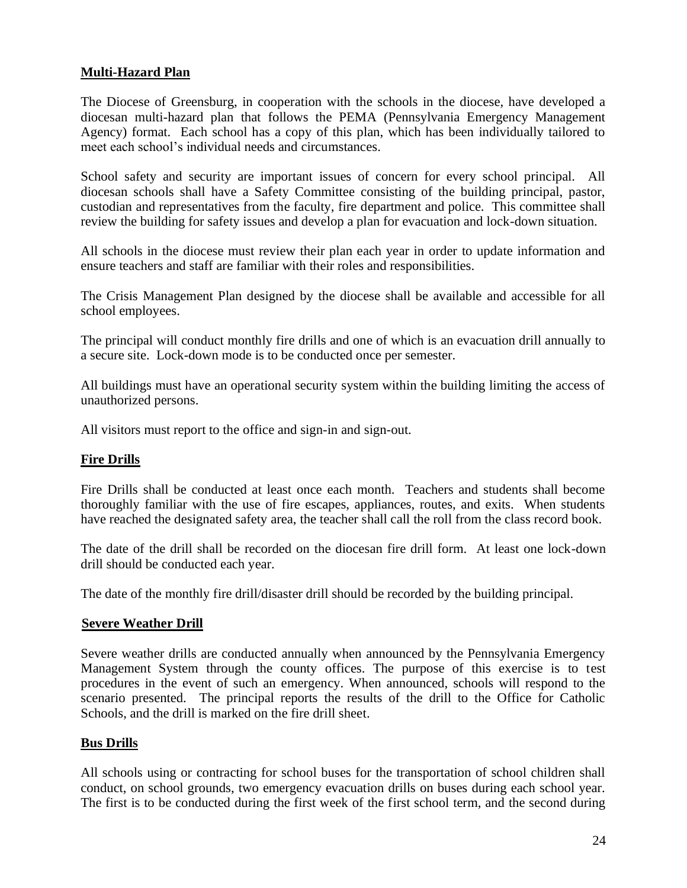## Multi-Hazard Plan

The Diocese of Greensburg, in cooperation with the schools in the diocese, have developed a diocesan multi-hazard plan that follows the PEMA (Pennsylvania Emergency Management Agency) format. Each school has a copy of this plan, which has been individually tailored to meet each school's individual needs and circumstances.

School safety and security are important issues of concern for every school principal. All diocesan schools shall have a Safety Committee consisting of the building principal, pastor, custodian and representatives from the faculty, fire department and police. This committee shall review the building for safety issues and develop a plan for evacuation and lock-down situation.

All schools in the diocese must review their plan each year in order to update information and ensure teachers and staff are familiar with their roles and responsibilities.

The Crisis Management Plan designed by the diocese shall be available and accessible for all school employees.

The principal will conduct monthly fire drills and one of which is an evacuation drill annually to a secure site. Lock-down mode is to be conducted once per semester.

All buildings must have an operational security system within the building limiting the access of unauthorized persons.

All visitors must report to the office and sign-in and sign-out.

## Fire Drills

Fire Drills shall be conducted at least once each month. Teachers and students shall become thoroughly familiar with the use of fire escapes, appliances, routes, and exits. When students have reached the designated safety area, the teacher shall call the roll from the class record book.

The date of the drill shall be recorded on the diocesan fire drill form. At least one lock-down drill should be conducted each year.

The date of the monthly fire drill/disaster drill should be recorded by the building principal.

## Severe Weather Drill

Severe weather drills are conducted annually when announced by the Pennsylvania Emergency Management System through the county offices. The purpose of this exercise is to test procedures in the event of such an emergency. When announced, schools will respond to the scenario presented. The principal reports the results of the drill to the Office for Catholic Schools, and the drill is marked on the fire drill sheet.

## Bus Drills

All schools using or contracting for school buses for the transportation of school children shall conduct, on school grounds, two emergency evacuation drills on buses during each school year. The first is to be conducted during the first week of the first school term, and the second during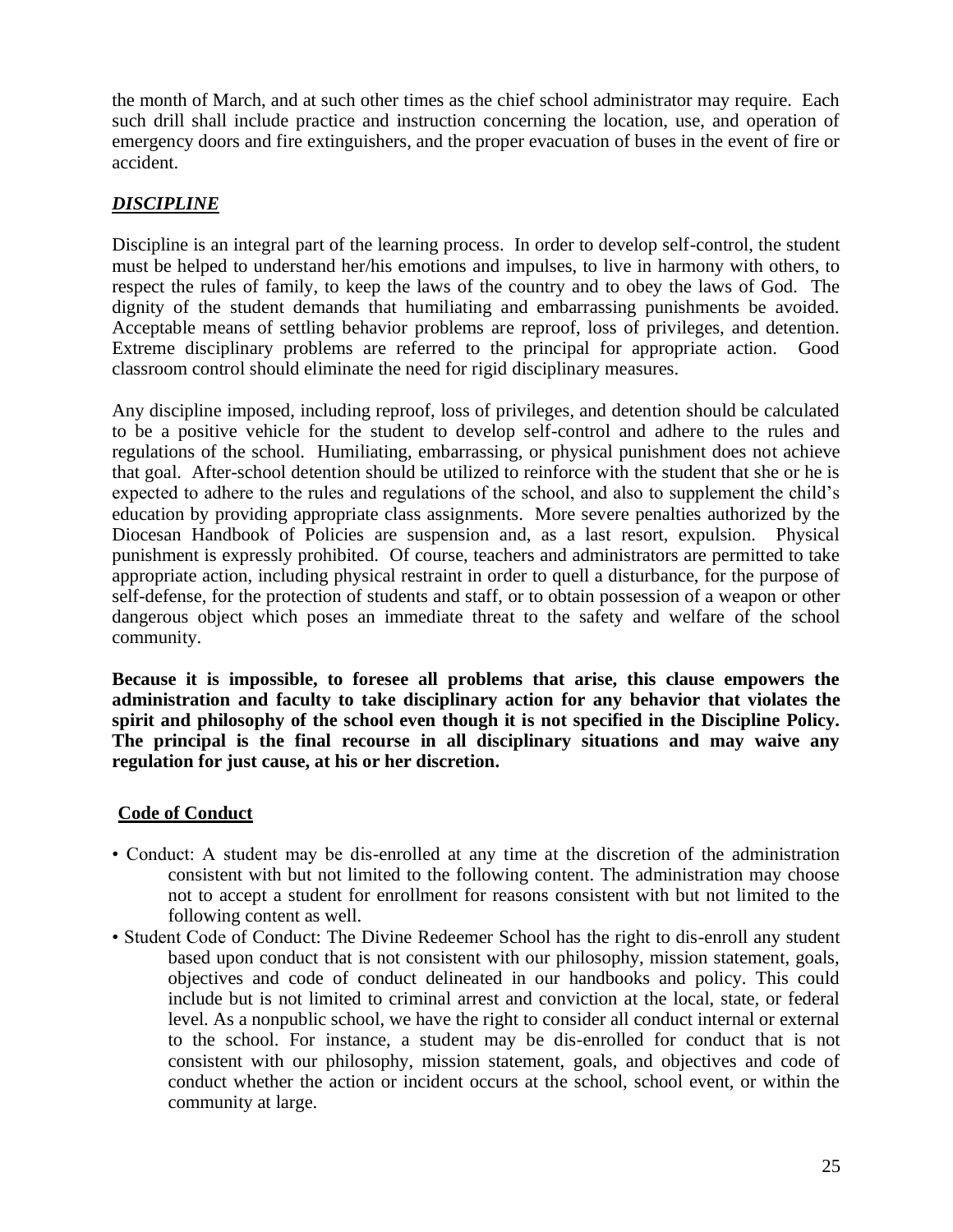the month of March, and at such other times as the chief school administrator may require. Each such drill shall include practice and instruction concerning the location, use, and operation of emergency doors and fire extinguishers, and the proper evacuation of buses in the event of fire or accident.

## ***DISCIPLINE***

Discipline is an integral part of the learning process. In order to develop self-control, the student must be helped to understand her/his emotions and impulses, to live in harmony with others, to respect the rules of family, to keep the laws of the country and to obey the laws of God. The dignity of the student demands that humiliating and embarrassing punishments be avoided. Acceptable means of settling behavior problems are reproof, loss of privileges, and detention. Extreme disciplinary problems are referred to the principal for appropriate action. Good classroom control should eliminate the need for rigid disciplinary measures.

Any discipline imposed, including reproof, loss of privileges, and detention should be calculated to be a positive vehicle for the student to develop self-control and adhere to the rules and regulations of the school. Humiliating, embarrassing, or physical punishment does not achieve that goal. After-school detention should be utilized to reinforce with the student that she or he is expected to adhere to the rules and regulations of the school, and also to supplement the child's education by providing appropriate class assignments. More severe penalties authorized by the Diocesan Handbook of Policies are suspension and, as a last resort, expulsion. Physical punishment is expressly prohibited. Of course, teachers and administrators are permitted to take appropriate action, including physical restraint in order to quell a disturbance, for the purpose of self-defense, for the protection of students and staff, or to obtain possession of a weapon or other dangerous object which poses an immediate threat to the safety and welfare of the school community.

**Because it is impossible, to foresee all problems that arise, this clause empowers the administration and faculty to take disciplinary action for any behavior that violates the spirit and philosophy of the school even though it is not specified in the Discipline Policy. The principal is the final recourse in all disciplinary situations and may waive any regulation for just cause, at his or her discretion.**

### **Code of Conduct**

- Conduct: A student may be dis-enrolled at any time at the discretion of the administration consistent with but not limited to the following content. The administration may choose not to accept a student for enrollment for reasons consistent with but not limited to the following content as well.
- Student Code of Conduct: The Divine Redeemer School has the right to dis-enroll any student based upon conduct that is not consistent with our philosophy, mission statement, goals, objectives and code of conduct delineated in our handbooks and policy. This could include but is not limited to criminal arrest and conviction at the local, state, or federal level. As a nonpublic school, we have the right to consider all conduct internal or external to the school. For instance, a student may be dis-enrolled for conduct that is not consistent with our philosophy, mission statement, goals, and objectives and code of conduct whether the action or incident occurs at the school, school event, or within the community at large.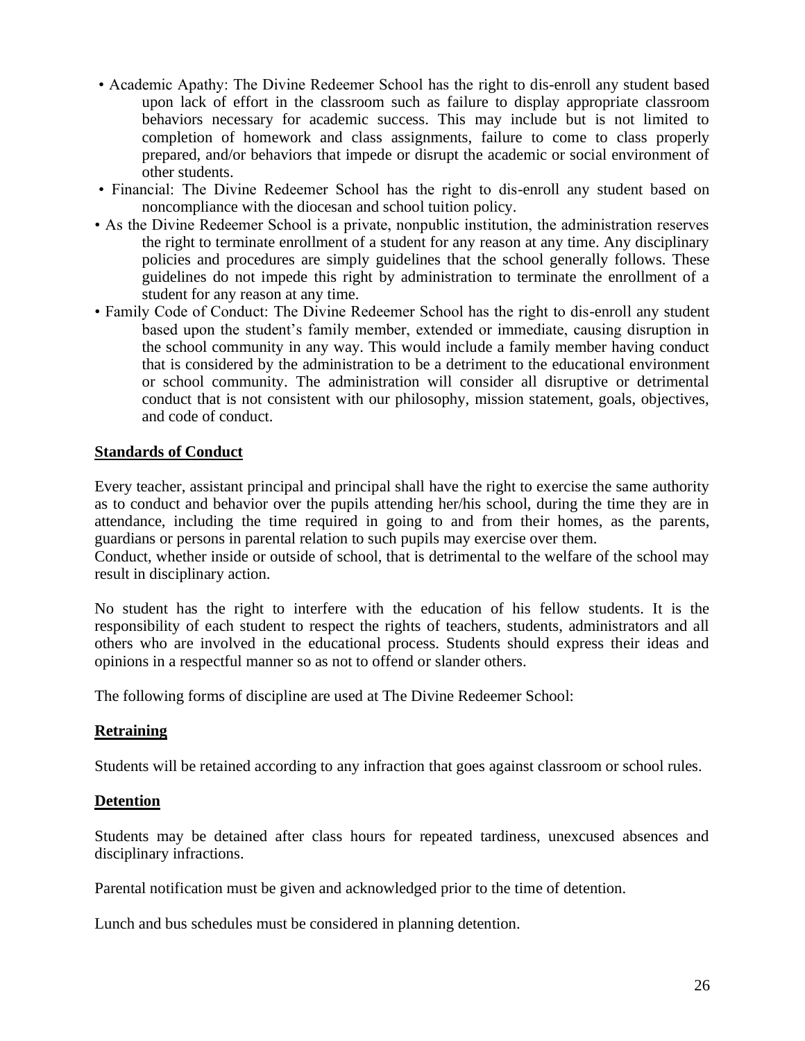- Academic Apathy: The Divine Redeemer School has the right to dis-enroll any student based upon lack of effort in the classroom such as failure to display appropriate classroom behaviors necessary for academic success. This may include but is not limited to completion of homework and class assignments, failure to come to class properly prepared, and/or behaviors that impede or disrupt the academic or social environment of other students.
- Financial: The Divine Redeemer School has the right to dis-enroll any student based on noncompliance with the diocesan and school tuition policy.
- As the Divine Redeemer School is a private, nonpublic institution, the administration reserves the right to terminate enrollment of a student for any reason at any time. Any disciplinary policies and procedures are simply guidelines that the school generally follows. These guidelines do not impede this right by administration to terminate the enrollment of a student for any reason at any time.
- Family Code of Conduct: The Divine Redeemer School has the right to dis-enroll any student based upon the student's family member, extended or immediate, causing disruption in the school community in any way. This would include a family member having conduct that is considered by the administration to be a detriment to the educational environment or school community. The administration will consider all disruptive or detrimental conduct that is not consistent with our philosophy, mission statement, goals, objectives, and code of conduct.

## Standards of Conduct

Every teacher, assistant principal and principal shall have the right to exercise the same authority as to conduct and behavior over the pupils attending her/his school, during the time they are in attendance, including the time required in going to and from their homes, as the parents, guardians or persons in parental relation to such pupils may exercise over them.
Conduct, whether inside or outside of school, that is detrimental to the welfare of the school may result in disciplinary action.

No student has the right to interfere with the education of his fellow students. It is the responsibility of each student to respect the rights of teachers, students, administrators and all others who are involved in the educational process. Students should express their ideas and opinions in a respectful manner so as not to offend or slander others.

The following forms of discipline are used at The Divine Redeemer School:

## Retraining

Students will be retained according to any infraction that goes against classroom or school rules.

## Detention

Students may be detained after class hours for repeated tardiness, unexcused absences and disciplinary infractions.

Parental notification must be given and acknowledged prior to the time of detention.

Lunch and bus schedules must be considered in planning detention.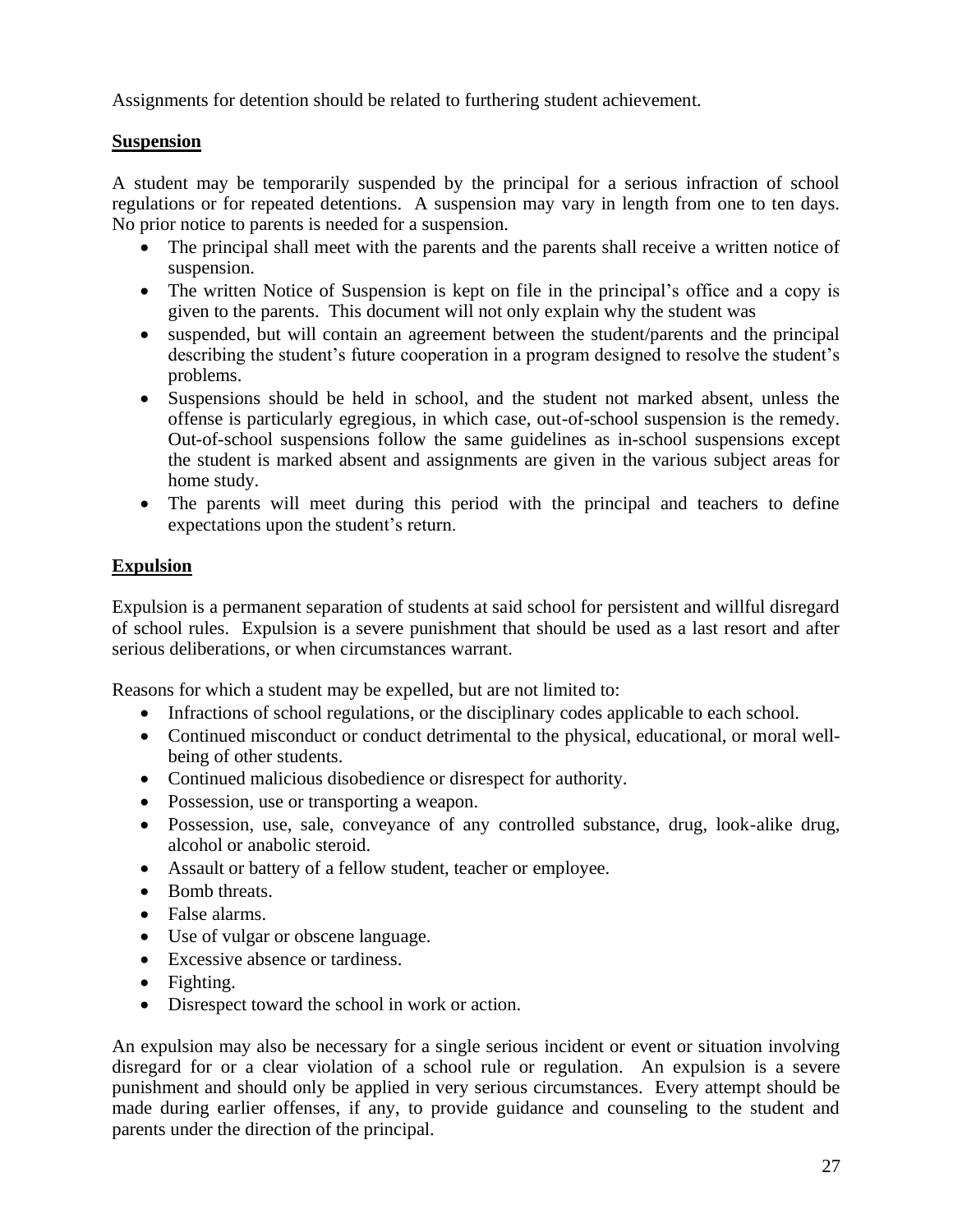Assignments for detention should be related to furthering student achievement.

## **Suspension**

A student may be temporarily suspended by the principal for a serious infraction of school regulations or for repeated detentions. A suspension may vary in length from one to ten days. No prior notice to parents is needed for a suspension.

- The principal shall meet with the parents and the parents shall receive a written notice of suspension.
- The written Notice of Suspension is kept on file in the principal's office and a copy is given to the parents. This document will not only explain why the student was
- suspended, but will contain an agreement between the student/parents and the principal describing the student's future cooperation in a program designed to resolve the student's problems.
- Suspensions should be held in school, and the student not marked absent, unless the offense is particularly egregious, in which case, out-of-school suspension is the remedy. Out-of-school suspensions follow the same guidelines as in-school suspensions except the student is marked absent and assignments are given in the various subject areas for home study.
- The parents will meet during this period with the principal and teachers to define expectations upon the student's return.

## **Expulsion**

Expulsion is a permanent separation of students at said school for persistent and willful disregard of school rules. Expulsion is a severe punishment that should be used as a last resort and after serious deliberations, or when circumstances warrant.

Reasons for which a student may be expelled, but are not limited to:

- Infractions of school regulations, or the disciplinary codes applicable to each school.
- Continued misconduct or conduct detrimental to the physical, educational, or moral well-being of other students.
- Continued malicious disobedience or disrespect for authority.
- Possession, use or transporting a weapon.
- Possession, use, sale, conveyance of any controlled substance, drug, look-alike drug, alcohol or anabolic steroid.
- Assault or battery of a fellow student, teacher or employee.
- Bomb threats.
- False alarms.
- Use of vulgar or obscene language.
- Excessive absence or tardiness.
- Fighting.
- Disrespect toward the school in work or action.

An expulsion may also be necessary for a single serious incident or event or situation involving disregard for or a clear violation of a school rule or regulation. An expulsion is a severe punishment and should only be applied in very serious circumstances. Every attempt should be made during earlier offenses, if any, to provide guidance and counseling to the student and parents under the direction of the principal.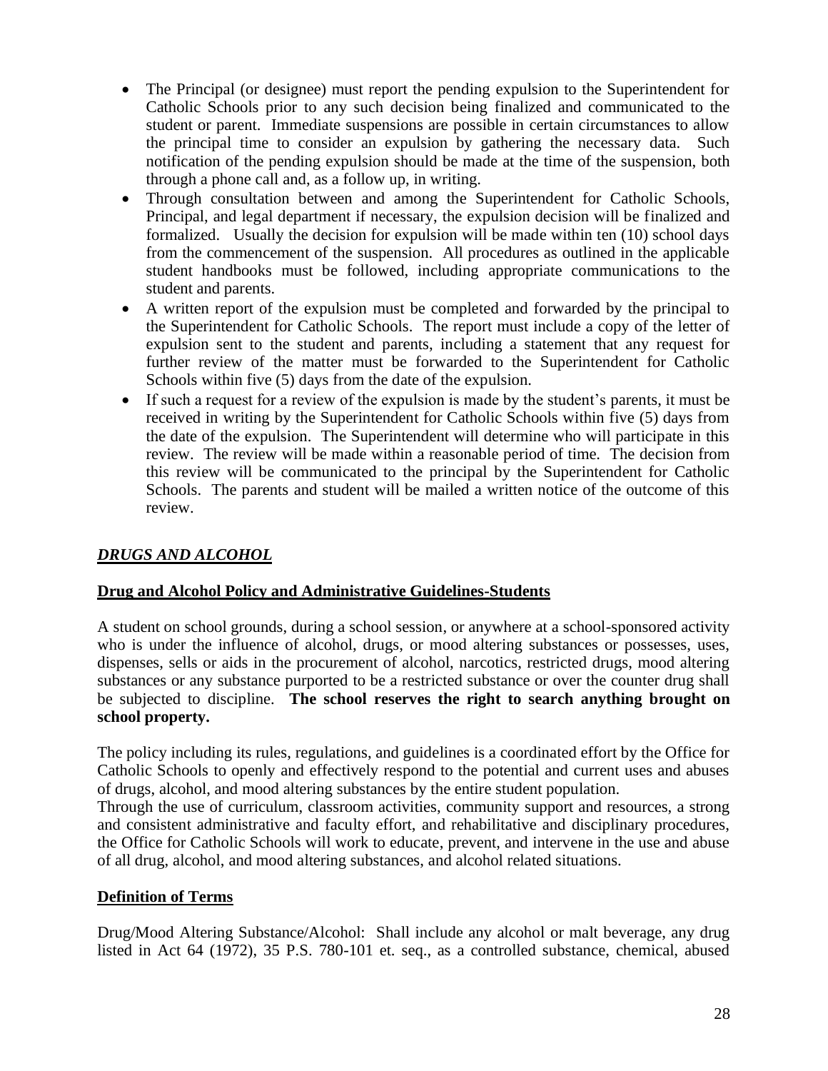- The Principal (or designee) must report the pending expulsion to the Superintendent for Catholic Schools prior to any such decision being finalized and communicated to the student or parent. Immediate suspensions are possible in certain circumstances to allow the principal time to consider an expulsion by gathering the necessary data. Such notification of the pending expulsion should be made at the time of the suspension, both through a phone call and, as a follow up, in writing.
- Through consultation between and among the Superintendent for Catholic Schools, Principal, and legal department if necessary, the expulsion decision will be finalized and formalized. Usually the decision for expulsion will be made within ten (10) school days from the commencement of the suspension. All procedures as outlined in the applicable student handbooks must be followed, including appropriate communications to the student and parents.
- A written report of the expulsion must be completed and forwarded by the principal to the Superintendent for Catholic Schools. The report must include a copy of the letter of expulsion sent to the student and parents, including a statement that any request for further review of the matter must be forwarded to the Superintendent for Catholic Schools within five (5) days from the date of the expulsion.
- If such a request for a review of the expulsion is made by the student's parents, it must be received in writing by the Superintendent for Catholic Schools within five (5) days from the date of the expulsion. The Superintendent will determine who will participate in this review. The review will be made within a reasonable period of time. The decision from this review will be communicated to the principal by the Superintendent for Catholic Schools. The parents and student will be mailed a written notice of the outcome of this review.

## *DRUGS AND ALCOHOL*

### Drug and Alcohol Policy and Administrative Guidelines-Students

A student on school grounds, during a school session, or anywhere at a school-sponsored activity who is under the influence of alcohol, drugs, or mood altering substances or possesses, uses, dispenses, sells or aids in the procurement of alcohol, narcotics, restricted drugs, mood altering substances or any substance purported to be a restricted substance or over the counter drug shall be subjected to discipline. **The school reserves the right to search anything brought on school property.**

The policy including its rules, regulations, and guidelines is a coordinated effort by the Office for Catholic Schools to openly and effectively respond to the potential and current uses and abuses of drugs, alcohol, and mood altering substances by the entire student population.

Through the use of curriculum, classroom activities, community support and resources, a strong and consistent administrative and faculty effort, and rehabilitative and disciplinary procedures, the Office for Catholic Schools will work to educate, prevent, and intervene in the use and abuse of all drug, alcohol, and mood altering substances, and alcohol related situations.

### Definition of Terms

Drug/Mood Altering Substance/Alcohol: Shall include any alcohol or malt beverage, any drug listed in Act 64 (1972), 35 P.S. 780-101 et. seq., as a controlled substance, chemical, abused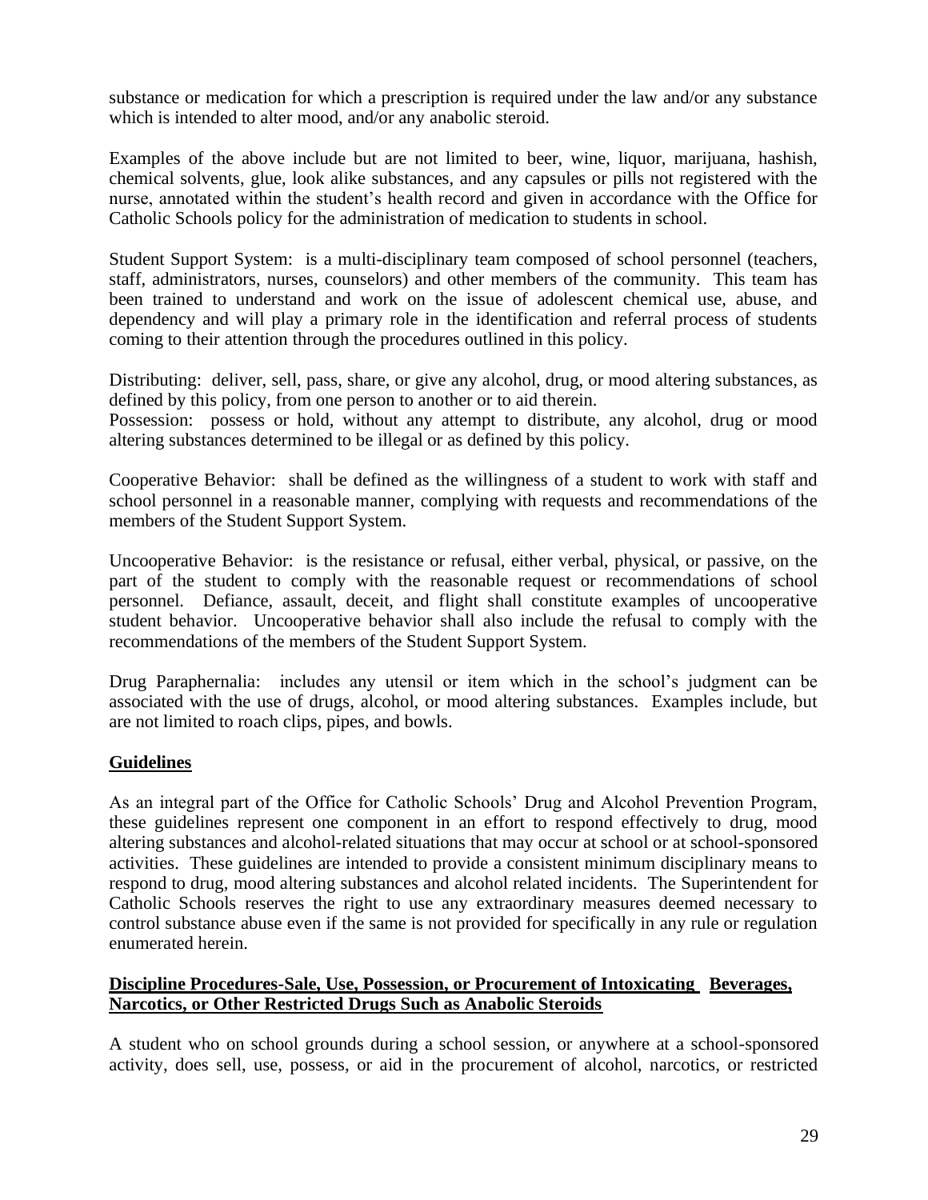substance or medication for which a prescription is required under the law and/or any substance which is intended to alter mood, and/or any anabolic steroid.

Examples of the above include but are not limited to beer, wine, liquor, marijuana, hashish, chemical solvents, glue, look alike substances, and any capsules or pills not registered with the nurse, annotated within the student's health record and given in accordance with the Office for Catholic Schools policy for the administration of medication to students in school.

Student Support System: is a multi-disciplinary team composed of school personnel (teachers, staff, administrators, nurses, counselors) and other members of the community. This team has been trained to understand and work on the issue of adolescent chemical use, abuse, and dependency and will play a primary role in the identification and referral process of students coming to their attention through the procedures outlined in this policy.

Distributing: deliver, sell, pass, share, or give any alcohol, drug, or mood altering substances, as defined by this policy, from one person to another or to aid therein.

Possession: possess or hold, without any attempt to distribute, any alcohol, drug or mood altering substances determined to be illegal or as defined by this policy.

Cooperative Behavior: shall be defined as the willingness of a student to work with staff and school personnel in a reasonable manner, complying with requests and recommendations of the members of the Student Support System.

Uncooperative Behavior: is the resistance or refusal, either verbal, physical, or passive, on the part of the student to comply with the reasonable request or recommendations of school personnel. Defiance, assault, deceit, and flight shall constitute examples of uncooperative student behavior. Uncooperative behavior shall also include the refusal to comply with the recommendations of the members of the Student Support System.

Drug Paraphernalia: includes any utensil or item which in the school's judgment can be associated with the use of drugs, alcohol, or mood altering substances. Examples include, but are not limited to roach clips, pipes, and bowls.

## Guidelines

As an integral part of the Office for Catholic Schools' Drug and Alcohol Prevention Program, these guidelines represent one component in an effort to respond effectively to drug, mood altering substances and alcohol-related situations that may occur at school or at school-sponsored activities. These guidelines are intended to provide a consistent minimum disciplinary means to respond to drug, mood altering substances and alcohol related incidents. The Superintendent for Catholic Schools reserves the right to use any extraordinary measures deemed necessary to control substance abuse even if the same is not provided for specifically in any rule or regulation enumerated herein.

## Discipline Procedures-Sale, Use, Possession, or Procurement of Intoxicating Beverages, Narcotics, or Other Restricted Drugs Such as Anabolic Steroids

A student who on school grounds during a school session, or anywhere at a school-sponsored activity, does sell, use, possess, or aid in the procurement of alcohol, narcotics, or restricted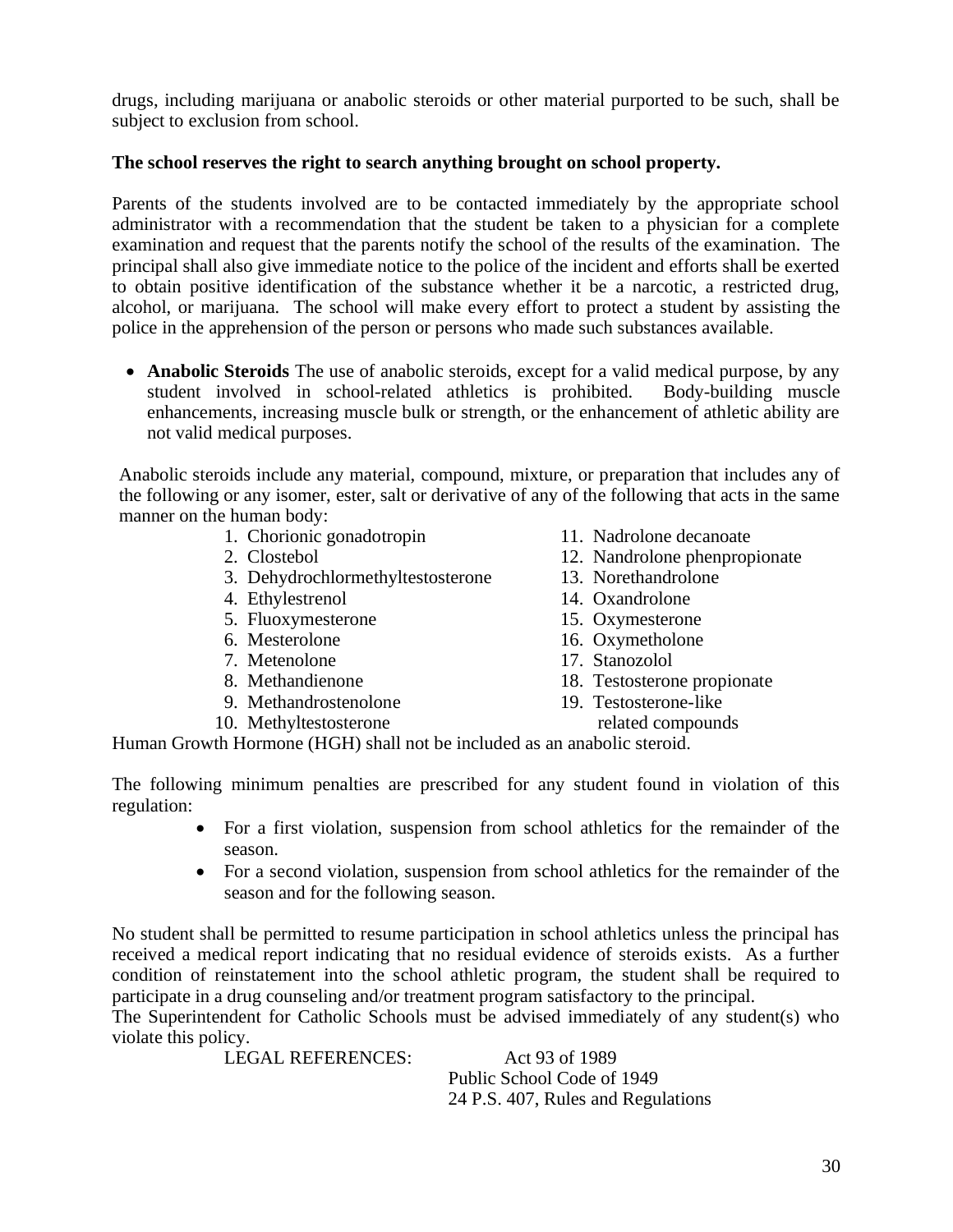drugs, including marijuana or anabolic steroids or other material purported to be such, shall be subject to exclusion from school.

**The school reserves the right to search anything brought on school property.**

Parents of the students involved are to be contacted immediately by the appropriate school administrator with a recommendation that the student be taken to a physician for a complete examination and request that the parents notify the school of the results of the examination. The principal shall also give immediate notice to the police of the incident and efforts shall be exerted to obtain positive identification of the substance whether it be a narcotic, a restricted drug, alcohol, or marijuana. The school will make every effort to protect a student by assisting the police in the apprehension of the person or persons who made such substances available.

- **Anabolic Steroids** The use of anabolic steroids, except for a valid medical purpose, by any student involved in school-related athletics is prohibited. Body-building muscle enhancements, increasing muscle bulk or strength, or the enhancement of athletic ability are not valid medical purposes.

Anabolic steroids include any material, compound, mixture, or preparation that includes any of the following or any isomer, ester, salt or derivative of any of the following that acts in the same manner on the human body:

1. Chorionic gonadotropin
2. Clostebol
3. Dehydrochlormethyltestosterone
4. Ethylestrenol
5. Fluoxymesterone
6. Mesterolone
7. Metenolone
8. Methandienone
9. Methandrostenolone
10. Methyltestosterone
11. Nadrolone decanoate
12. Nandrolone phenpropionate
13. Norethandrolone
14. Oxandrolone
15. Oxymesterone
16. Oxymetholone
17. Stanozolol
18. Testosterone propionate
19. Testosterone-like related compounds

Human Growth Hormone (HGH) shall not be included as an anabolic steroid.

The following minimum penalties are prescribed for any student found in violation of this regulation:

- For a first violation, suspension from school athletics for the remainder of the season.
- For a second violation, suspension from school athletics for the remainder of the season and for the following season.

No student shall be permitted to resume participation in school athletics unless the principal has received a medical report indicating that no residual evidence of steroids exists. As a further condition of reinstatement into the school athletic program, the student shall be required to participate in a drug counseling and/or treatment program satisfactory to the principal.

The Superintendent for Catholic Schools must be advised immediately of any student(s) who violate this policy.

LEGAL REFERENCES: Act 93 of 1989
Public School Code of 1949
24 P.S. 407, Rules and Regulations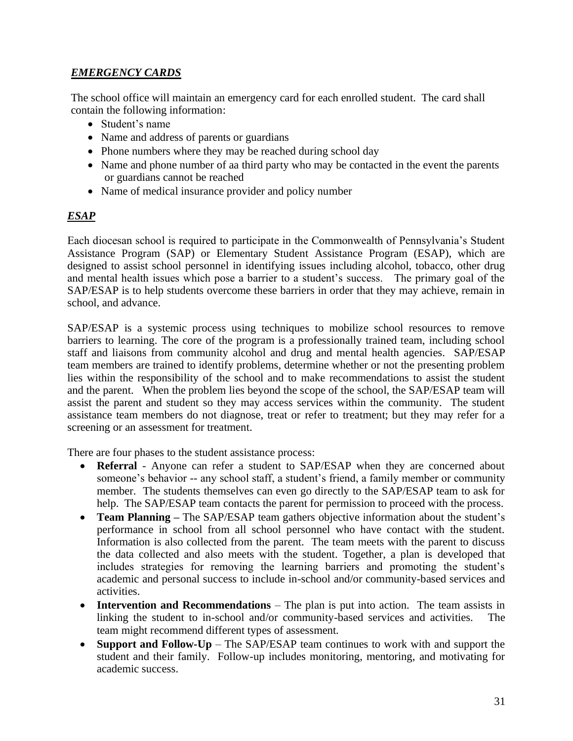## ***EMERGENCY CARDS***

The school office will maintain an emergency card for each enrolled student. The card shall contain the following information:

- Student's name
- Name and address of parents or guardians
- Phone numbers where they may be reached during school day
- Name and phone number of aa third party who may be contacted in the event the parents or guardians cannot be reached
- Name of medical insurance provider and policy number

## ***ESAP***

Each diocesan school is required to participate in the Commonwealth of Pennsylvania's Student Assistance Program (SAP) or Elementary Student Assistance Program (ESAP), which are designed to assist school personnel in identifying issues including alcohol, tobacco, other drug and mental health issues which pose a barrier to a student's success. The primary goal of the SAP/ESAP is to help students overcome these barriers in order that they may achieve, remain in school, and advance.

SAP/ESAP is a systemic process using techniques to mobilize school resources to remove barriers to learning. The core of the program is a professionally trained team, including school staff and liaisons from community alcohol and drug and mental health agencies. SAP/ESAP team members are trained to identify problems, determine whether or not the presenting problem lies within the responsibility of the school and to make recommendations to assist the student and the parent. When the problem lies beyond the scope of the school, the SAP/ESAP team will assist the parent and student so they may access services within the community. The student assistance team members do not diagnose, treat or refer to treatment; but they may refer for a screening or an assessment for treatment.

There are four phases to the student assistance process:

- **Referral** - Anyone can refer a student to SAP/ESAP when they are concerned about someone's behavior -- any school staff, a student's friend, a family member or community member. The students themselves can even go directly to the SAP/ESAP team to ask for help. The SAP/ESAP team contacts the parent for permission to proceed with the process.
- **Team Planning –** The SAP/ESAP team gathers objective information about the student's performance in school from all school personnel who have contact with the student. Information is also collected from the parent. The team meets with the parent to discuss the data collected and also meets with the student. Together, a plan is developed that includes strategies for removing the learning barriers and promoting the student's academic and personal success to include in-school and/or community-based services and activities.
- **Intervention and Recommendations** – The plan is put into action. The team assists in linking the student to in-school and/or community-based services and activities. The team might recommend different types of assessment.
- **Support and Follow-Up** – The SAP/ESAP team continues to work with and support the student and their family. Follow-up includes monitoring, mentoring, and motivating for academic success.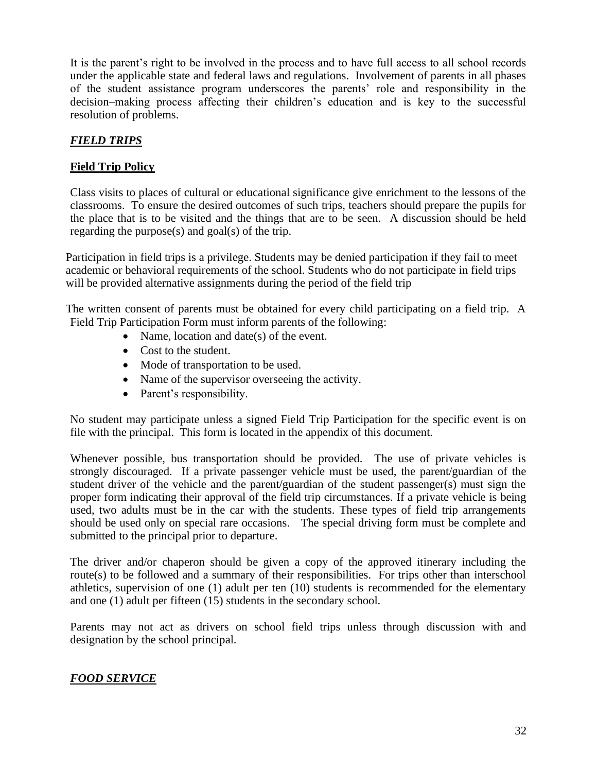It is the parent's right to be involved in the process and to have full access to all school records under the applicable state and federal laws and regulations. Involvement of parents in all phases of the student assistance program underscores the parents' role and responsibility in the decision–making process affecting their children's education and is key to the successful resolution of problems.

## ***FIELD TRIPS***

### **Field Trip Policy**

Class visits to places of cultural or educational significance give enrichment to the lessons of the classrooms. To ensure the desired outcomes of such trips, teachers should prepare the pupils for the place that is to be visited and the things that are to be seen. A discussion should be held regarding the purpose(s) and goal(s) of the trip.

Participation in field trips is a privilege. Students may be denied participation if they fail to meet academic or behavioral requirements of the school. Students who do not participate in field trips will be provided alternative assignments during the period of the field trip

The written consent of parents must be obtained for every child participating on a field trip. A Field Trip Participation Form must inform parents of the following:

- Name, location and date(s) of the event.
- Cost to the student.
- Mode of transportation to be used.
- Name of the supervisor overseeing the activity.
- Parent's responsibility.

No student may participate unless a signed Field Trip Participation for the specific event is on file with the principal. This form is located in the appendix of this document.

Whenever possible, bus transportation should be provided. The use of private vehicles is strongly discouraged. If a private passenger vehicle must be used, the parent/guardian of the student driver of the vehicle and the parent/guardian of the student passenger(s) must sign the proper form indicating their approval of the field trip circumstances. If a private vehicle is being used, two adults must be in the car with the students. These types of field trip arrangements should be used only on special rare occasions. The special driving form must be complete and submitted to the principal prior to departure.

The driver and/or chaperon should be given a copy of the approved itinerary including the route(s) to be followed and a summary of their responsibilities. For trips other than interschool athletics, supervision of one (1) adult per ten (10) students is recommended for the elementary and one (1) adult per fifteen (15) students in the secondary school.

Parents may not act as drivers on school field trips unless through discussion with and designation by the school principal.

## ***FOOD SERVICE***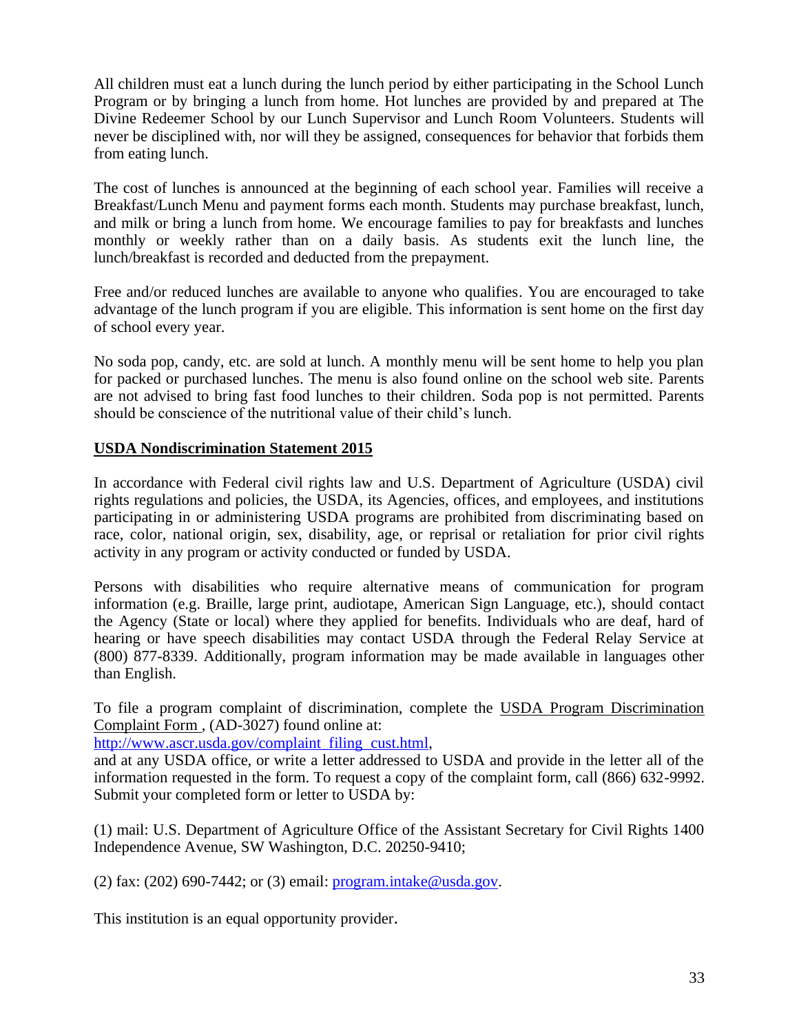All children must eat a lunch during the lunch period by either participating in the School Lunch Program or by bringing a lunch from home. Hot lunches are provided by and prepared at The Divine Redeemer School by our Lunch Supervisor and Lunch Room Volunteers. Students will never be disciplined with, nor will they be assigned, consequences for behavior that forbids them from eating lunch.

The cost of lunches is announced at the beginning of each school year. Families will receive a Breakfast/Lunch Menu and payment forms each month. Students may purchase breakfast, lunch, and milk or bring a lunch from home. We encourage families to pay for breakfasts and lunches monthly or weekly rather than on a daily basis. As students exit the lunch line, the lunch/breakfast is recorded and deducted from the prepayment.

Free and/or reduced lunches are available to anyone who qualifies. You are encouraged to take advantage of the lunch program if you are eligible. This information is sent home on the first day of school every year.

No soda pop, candy, etc. are sold at lunch. A monthly menu will be sent home to help you plan for packed or purchased lunches. The menu is also found online on the school web site. Parents are not advised to bring fast food lunches to their children. Soda pop is not permitted. Parents should be conscience of the nutritional value of their child's lunch.

**USDA Nondiscrimination Statement 2015**

In accordance with Federal civil rights law and U.S. Department of Agriculture (USDA) civil rights regulations and policies, the USDA, its Agencies, offices, and employees, and institutions participating in or administering USDA programs are prohibited from discriminating based on race, color, national origin, sex, disability, age, or reprisal or retaliation for prior civil rights activity in any program or activity conducted or funded by USDA.

Persons with disabilities who require alternative means of communication for program information (e.g. Braille, large print, audiotape, American Sign Language, etc.), should contact the Agency (State or local) where they applied for benefits. Individuals who are deaf, hard of hearing or have speech disabilities may contact USDA through the Federal Relay Service at (800) 877-8339. Additionally, program information may be made available in languages other than English.

To file a program complaint of discrimination, complete the USDA Program Discrimination Complaint Form , (AD-3027) found online at:
http://www.ascr.usda.gov/complaint_filing_cust.html,
and at any USDA office, or write a letter addressed to USDA and provide in the letter all of the information requested in the form. To request a copy of the complaint form, call (866) 632-9992. Submit your completed form or letter to USDA by:

(1) mail: U.S. Department of Agriculture Office of the Assistant Secretary for Civil Rights 1400 Independence Avenue, SW Washington, D.C. 20250-9410;

(2) fax: (202) 690-7442; or (3) email: program.intake@usda.gov.

This institution is an equal opportunity provider.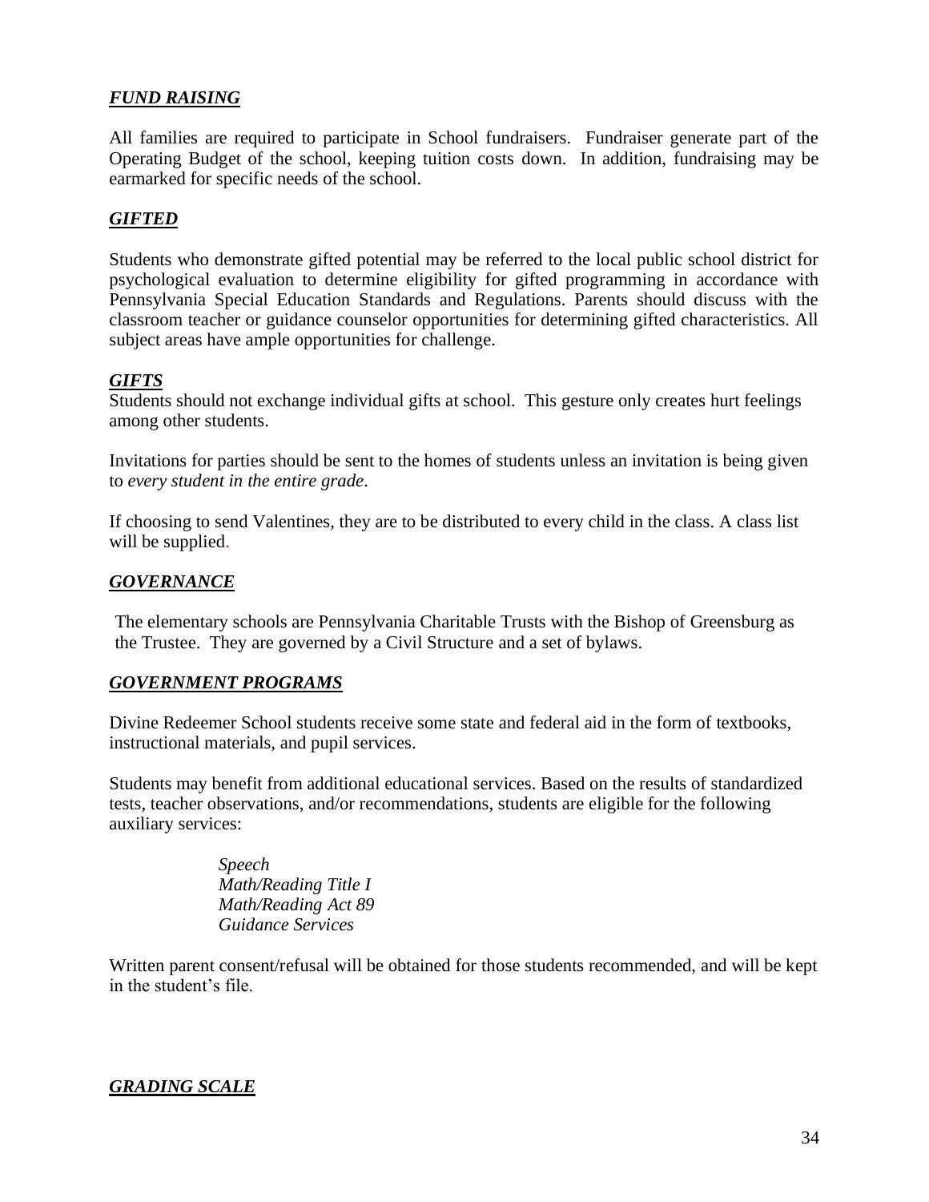## ***FUND RAISING***

All families are required to participate in School fundraisers. Fundraiser generate part of the Operating Budget of the school, keeping tuition costs down. In addition, fundraising may be earmarked for specific needs of the school.

## ***GIFTED***

Students who demonstrate gifted potential may be referred to the local public school district for psychological evaluation to determine eligibility for gifted programming in accordance with Pennsylvania Special Education Standards and Regulations. Parents should discuss with the classroom teacher or guidance counselor opportunities for determining gifted characteristics. All subject areas have ample opportunities for challenge.

## ***GIFTS***

Students should not exchange individual gifts at school. This gesture only creates hurt feelings among other students.

Invitations for parties should be sent to the homes of students unless an invitation is being given to *every student in the entire grade*.

If choosing to send Valentines, they are to be distributed to every child in the class. A class list will be supplied.

## ***GOVERNANCE***

The elementary schools are Pennsylvania Charitable Trusts with the Bishop of Greensburg as the Trustee. They are governed by a Civil Structure and a set of bylaws.

## ***GOVERNMENT PROGRAMS***

Divine Redeemer School students receive some state and federal aid in the form of textbooks, instructional materials, and pupil services.

Students may benefit from additional educational services. Based on the results of standardized tests, teacher observations, and/or recommendations, students are eligible for the following auxiliary services:

*Speech*
*Math/Reading Title I*
*Math/Reading Act 89*
*Guidance Services*

Written parent consent/refusal will be obtained for those students recommended, and will be kept in the student's file.

## ***GRADING SCALE***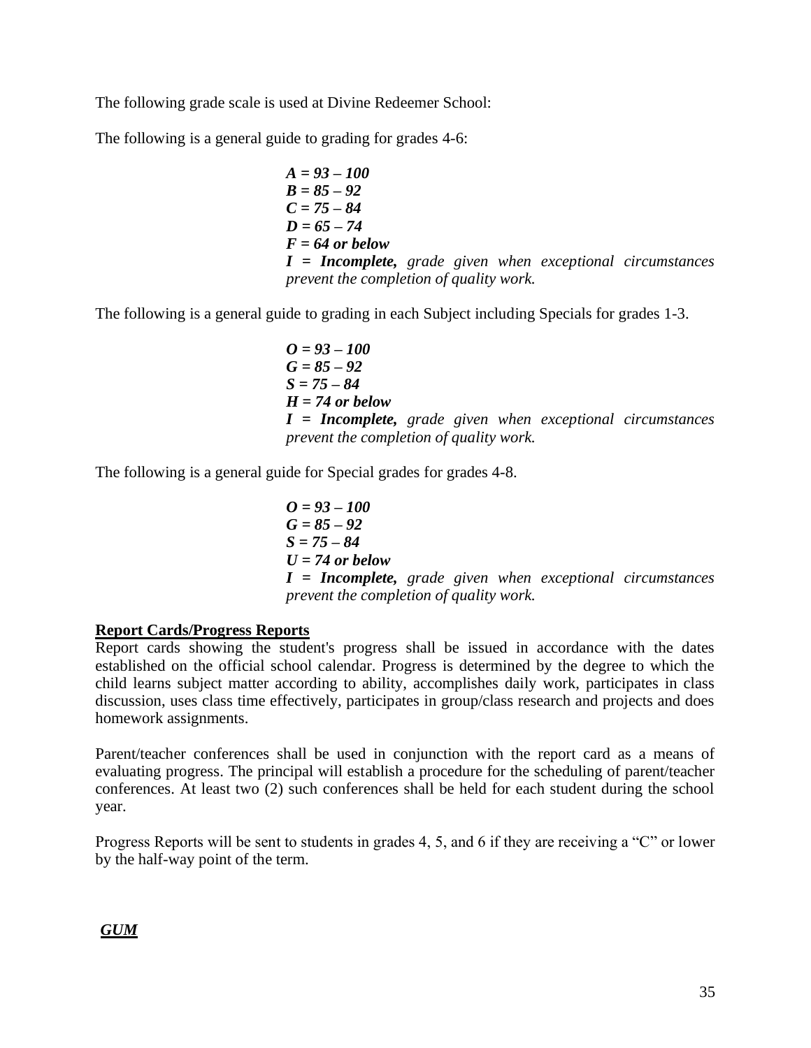The following grade scale is used at Divine Redeemer School:

The following is a general guide to grading for grades 4-6:

> ***A = 93 – 100***
> ***B = 85 – 92***
> ***C = 75 – 84***
> ***D = 65 – 74***
> ***F = 64 or below***
> ***I = Incomplete,*** *grade given when exceptional circumstances prevent the completion of quality work.*

The following is a general guide to grading in each Subject including Specials for grades 1-3.

> ***O = 93 – 100***
> ***G = 85 – 92***
> ***S = 75 – 84***
> ***H = 74 or below***
> ***I = Incomplete,*** *grade given when exceptional circumstances prevent the completion of quality work.*

The following is a general guide for Special grades for grades 4-8.

> ***O = 93 – 100***
> ***G = 85 – 92***
> ***S = 75 – 84***
> ***U = 74 or below***
> ***I = Incomplete,*** *grade given when exceptional circumstances prevent the completion of quality work.*

## Report Cards/Progress Reports

Report cards showing the student's progress shall be issued in accordance with the dates established on the official school calendar. Progress is determined by the degree to which the child learns subject matter according to ability, accomplishes daily work, participates in class discussion, uses class time effectively, participates in group/class research and projects and does homework assignments.

Parent/teacher conferences shall be used in conjunction with the report card as a means of evaluating progress. The principal will establish a procedure for the scheduling of parent/teacher conferences. At least two (2) such conferences shall be held for each student during the school year.

Progress Reports will be sent to students in grades 4, 5, and 6 if they are receiving a "C" or lower by the half-way point of the term.

## ***GUM***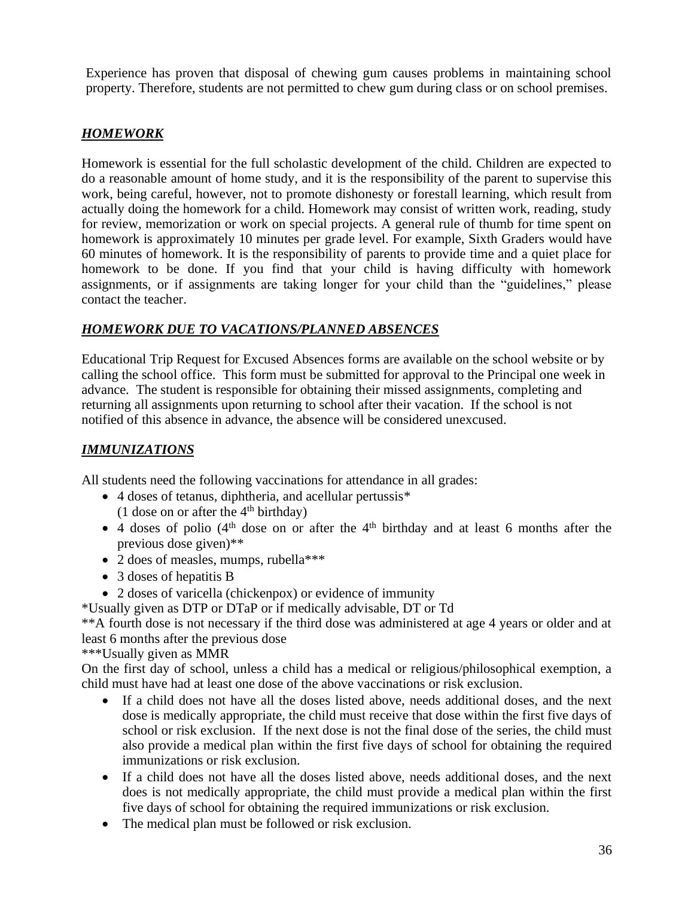Experience has proven that disposal of chewing gum causes problems in maintaining school property. Therefore, students are not permitted to chew gum during class or on school premises.

## ***HOMEWORK***

Homework is essential for the full scholastic development of the child. Children are expected to do a reasonable amount of home study, and it is the responsibility of the parent to supervise this work, being careful, however, not to promote dishonesty or forestall learning, which result from actually doing the homework for a child. Homework may consist of written work, reading, study for review, memorization or work on special projects. A general rule of thumb for time spent on homework is approximately 10 minutes per grade level. For example, Sixth Graders would have 60 minutes of homework. It is the responsibility of parents to provide time and a quiet place for homework to be done. If you find that your child is having difficulty with homework assignments, or if assignments are taking longer for your child than the "guidelines," please contact the teacher.

## ***HOMEWORK DUE TO VACATIONS/PLANNED ABSENCES***

Educational Trip Request for Excused Absences forms are available on the school website or by calling the school office. This form must be submitted for approval to the Principal one week in advance. The student is responsible for obtaining their missed assignments, completing and returning all assignments upon returning to school after their vacation. If the school is not notified of this absence in advance, the absence will be considered unexcused.

## ***IMMUNIZATIONS***

All students need the following vaccinations for attendance in all grades:

- 4 doses of tetanus, diphtheria, and acellular pertussis*
  (1 dose on or after the 4th birthday)
- 4 doses of polio (4th dose on or after the 4th birthday and at least 6 months after the previous dose given)**
- 2 does of measles, mumps, rubella***
- 3 doses of hepatitis B
- 2 doses of varicella (chickenpox) or evidence of immunity

*Usually given as DTP or DTaP or if medically advisable, DT or Td

**A fourth dose is not necessary if the third dose was administered at age 4 years or older and at least 6 months after the previous dose

***Usually given as MMR

On the first day of school, unless a child has a medical or religious/philosophical exemption, a child must have had at least one dose of the above vaccinations or risk exclusion.

- If a child does not have all the doses listed above, needs additional doses, and the next dose is medically appropriate, the child must receive that dose within the first five days of school or risk exclusion. If the next dose is not the final dose of the series, the child must also provide a medical plan within the first five days of school for obtaining the required immunizations or risk exclusion.
- If a child does not have all the doses listed above, needs additional doses, and the next does is not medically appropriate, the child must provide a medical plan within the first five days of school for obtaining the required immunizations or risk exclusion.
- The medical plan must be followed or risk exclusion.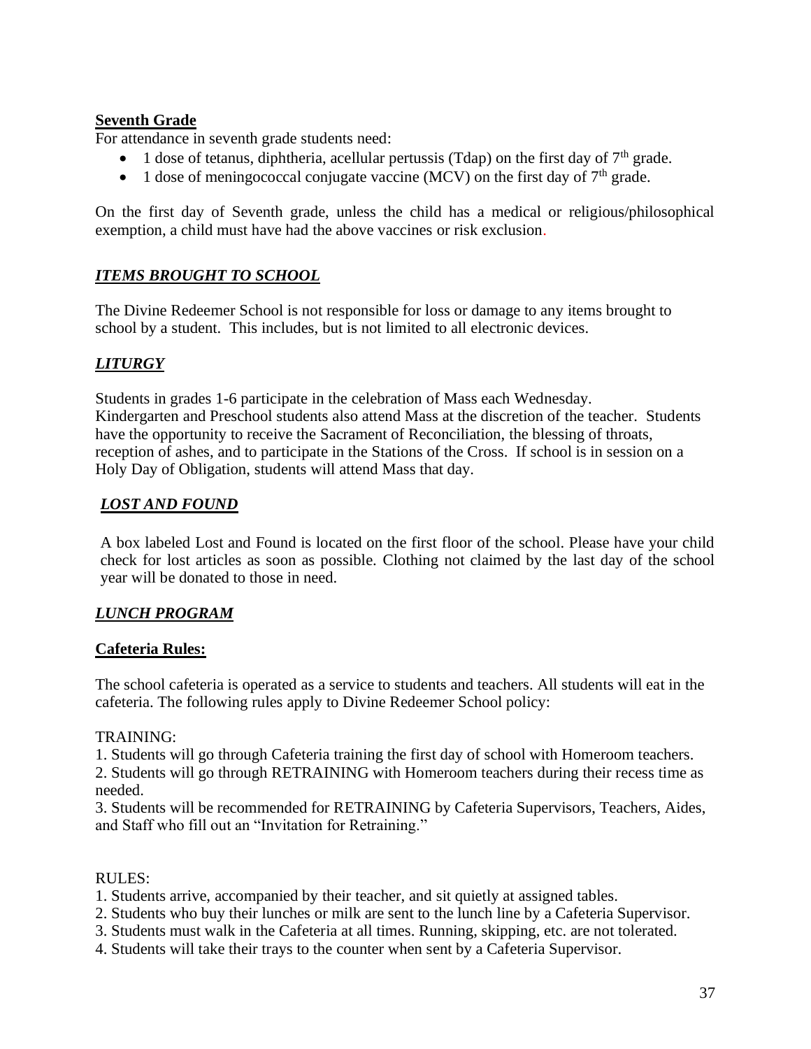**Seventh Grade**

For attendance in seventh grade students need:

- 1 dose of tetanus, diphtheria, acellular pertussis (Tdap) on the first day of 7th grade.
- 1 dose of meningococcal conjugate vaccine (MCV) on the first day of 7th grade.

On the first day of Seventh grade, unless the child has a medical or religious/philosophical exemption, a child must have had the above vaccines or risk exclusion.

## ***ITEMS BROUGHT TO SCHOOL***

The Divine Redeemer School is not responsible for loss or damage to any items brought to school by a student. This includes, but is not limited to all electronic devices.

## ***LITURGY***

Students in grades 1-6 participate in the celebration of Mass each Wednesday. Kindergarten and Preschool students also attend Mass at the discretion of the teacher. Students have the opportunity to receive the Sacrament of Reconciliation, the blessing of throats, reception of ashes, and to participate in the Stations of the Cross. If school is in session on a Holy Day of Obligation, students will attend Mass that day.

## ***LOST AND FOUND***

A box labeled Lost and Found is located on the first floor of the school. Please have your child check for lost articles as soon as possible. Clothing not claimed by the last day of the school year will be donated to those in need.

## ***LUNCH PROGRAM***

**Cafeteria Rules:**

The school cafeteria is operated as a service to students and teachers. All students will eat in the cafeteria. The following rules apply to Divine Redeemer School policy:

TRAINING:

1. Students will go through Cafeteria training the first day of school with Homeroom teachers.
2. Students will go through RETRAINING with Homeroom teachers during their recess time as needed.
3. Students will be recommended for RETRAINING by Cafeteria Supervisors, Teachers, Aides, and Staff who fill out an "Invitation for Retraining."

RULES:

1. Students arrive, accompanied by their teacher, and sit quietly at assigned tables.
2. Students who buy their lunches or milk are sent to the lunch line by a Cafeteria Supervisor.
3. Students must walk in the Cafeteria at all times. Running, skipping, etc. are not tolerated.
4. Students will take their trays to the counter when sent by a Cafeteria Supervisor.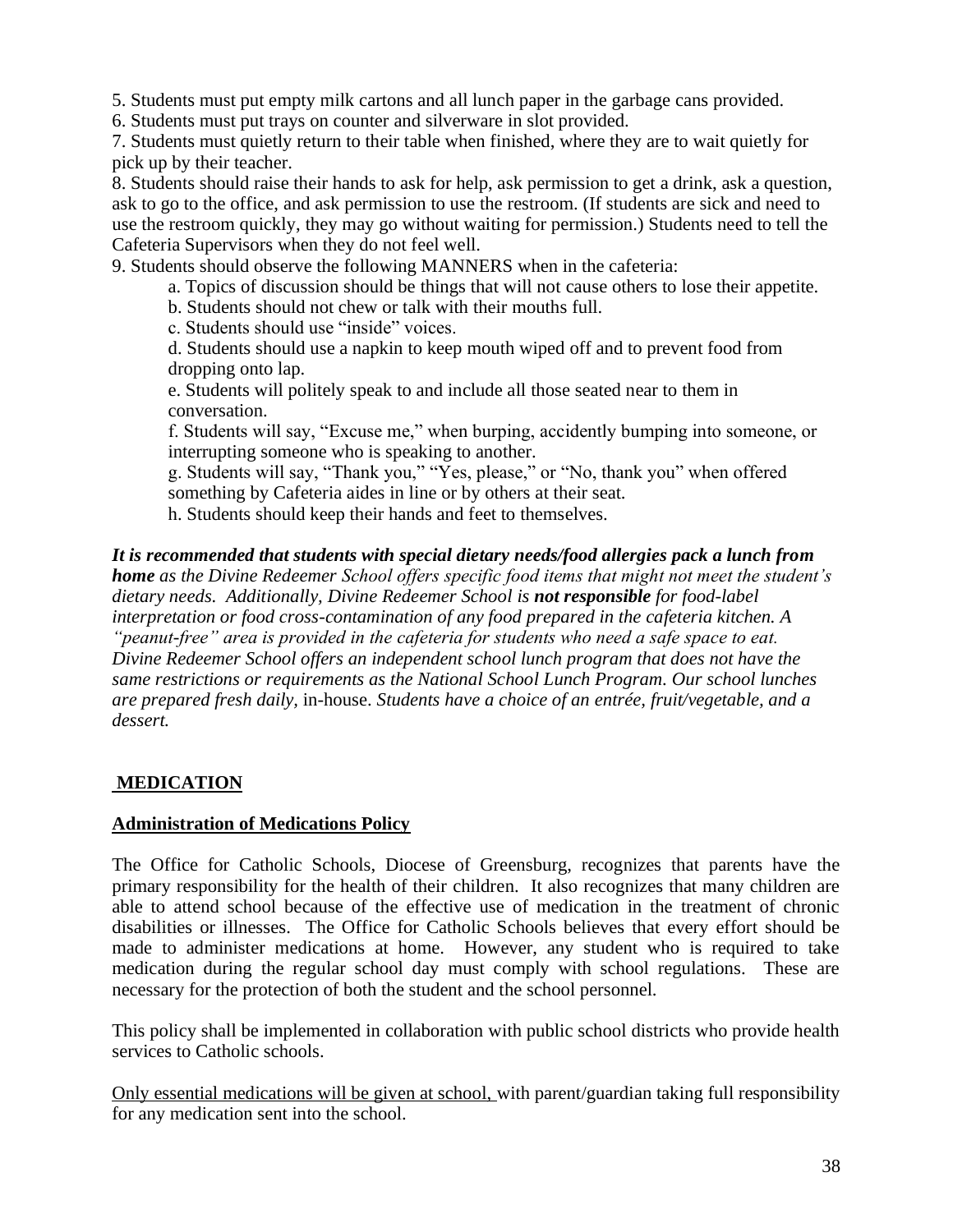5. Students must put empty milk cartons and all lunch paper in the garbage cans provided.
6. Students must put trays on counter and silverware in slot provided.
7. Students must quietly return to their table when finished, where they are to wait quietly for pick up by their teacher.
8. Students should raise their hands to ask for help, ask permission to get a drink, ask a question, ask to go to the office, and ask permission to use the restroom. (If students are sick and need to use the restroom quickly, they may go without waiting for permission.) Students need to tell the Cafeteria Supervisors when they do not feel well.
9. Students should observe the following MANNERS when in the cafeteria:
   - a. Topics of discussion should be things that will not cause others to lose their appetite.
   - b. Students should not chew or talk with their mouths full.
   - c. Students should use "inside" voices.
   - d. Students should use a napkin to keep mouth wiped off and to prevent food from dropping onto lap.
   - e. Students will politely speak to and include all those seated near to them in conversation.
   - f. Students will say, "Excuse me," when burping, accidently bumping into someone, or interrupting someone who is speaking to another.
   - g. Students will say, "Thank you," "Yes, please," or "No, thank you" when offered something by Cafeteria aides in line or by others at their seat.
   - h. Students should keep their hands and feet to themselves.

***It is recommended that students with special dietary needs/food allergies pack a lunch from home*** *as the Divine Redeemer School offers specific food items that might not meet the student's dietary needs. Additionally, Divine Redeemer School is **not responsible** for food-label interpretation or food cross-contamination of any food prepared in the cafeteria kitchen. A "peanut-free" area is provided in the cafeteria for students who need a safe space to eat. Divine Redeemer School offers an independent school lunch program that does not have the same restrictions or requirements as the National School Lunch Program. Our school lunches are prepared fresh daily,* in-house. *Students have a choice of an entrée, fruit/vegetable, and a dessert.*

## MEDICATION

### Administration of Medications Policy

The Office for Catholic Schools, Diocese of Greensburg, recognizes that parents have the primary responsibility for the health of their children. It also recognizes that many children are able to attend school because of the effective use of medication in the treatment of chronic disabilities or illnesses. The Office for Catholic Schools believes that every effort should be made to administer medications at home. However, any student who is required to take medication during the regular school day must comply with school regulations. These are necessary for the protection of both the student and the school personnel.

This policy shall be implemented in collaboration with public school districts who provide health services to Catholic schools.

<u>Only essential medications will be given at school,</u> with parent/guardian taking full responsibility for any medication sent into the school.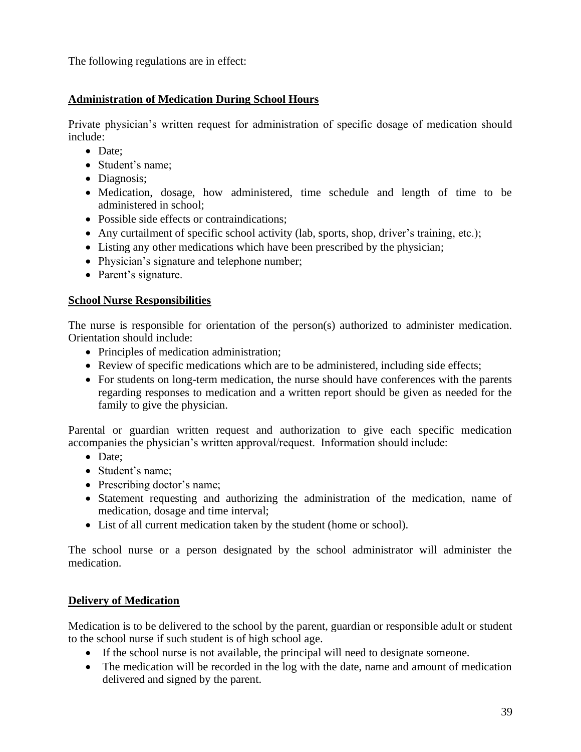The following regulations are in effect:

## Administration of Medication During School Hours

Private physician's written request for administration of specific dosage of medication should include:

- Date;
- Student's name;
- Diagnosis;
- Medication, dosage, how administered, time schedule and length of time to be administered in school;
- Possible side effects or contraindications;
- Any curtailment of specific school activity (lab, sports, shop, driver's training, etc.);
- Listing any other medications which have been prescribed by the physician;
- Physician's signature and telephone number;
- Parent's signature.

## School Nurse Responsibilities

The nurse is responsible for orientation of the person(s) authorized to administer medication. Orientation should include:

- Principles of medication administration;
- Review of specific medications which are to be administered, including side effects;
- For students on long-term medication, the nurse should have conferences with the parents regarding responses to medication and a written report should be given as needed for the family to give the physician.

Parental or guardian written request and authorization to give each specific medication accompanies the physician's written approval/request. Information should include:

- Date;
- Student's name;
- Prescribing doctor's name;
- Statement requesting and authorizing the administration of the medication, name of medication, dosage and time interval;
- List of all current medication taken by the student (home or school).

The school nurse or a person designated by the school administrator will administer the medication.

## Delivery of Medication

Medication is to be delivered to the school by the parent, guardian or responsible adult or student to the school nurse if such student is of high school age.

- If the school nurse is not available, the principal will need to designate someone.
- The medication will be recorded in the log with the date, name and amount of medication delivered and signed by the parent.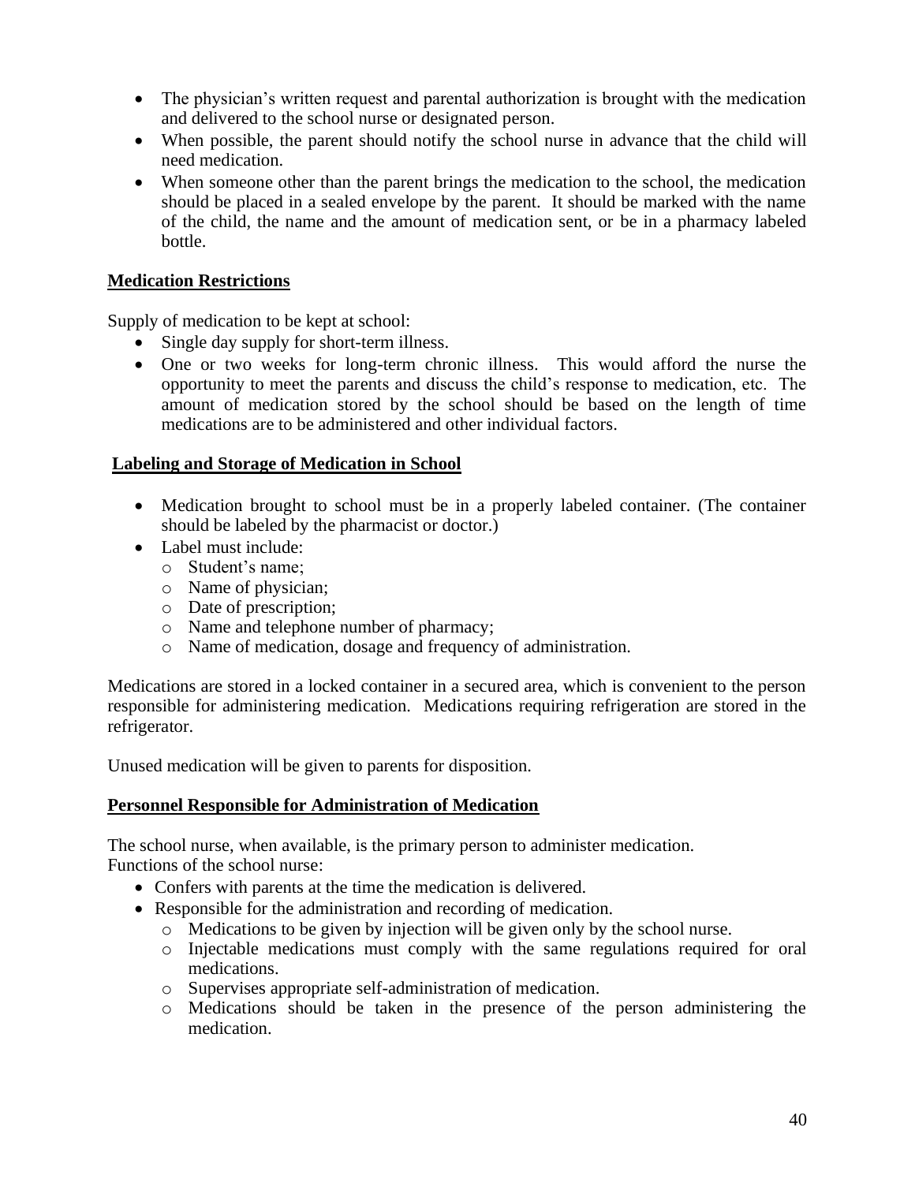- The physician's written request and parental authorization is brought with the medication and delivered to the school nurse or designated person.
- When possible, the parent should notify the school nurse in advance that the child will need medication.
- When someone other than the parent brings the medication to the school, the medication should be placed in a sealed envelope by the parent. It should be marked with the name of the child, the name and the amount of medication sent, or be in a pharmacy labeled bottle.

**Medication Restrictions**

Supply of medication to be kept at school:

- Single day supply for short-term illness.
- One or two weeks for long-term chronic illness. This would afford the nurse the opportunity to meet the parents and discuss the child's response to medication, etc. The amount of medication stored by the school should be based on the length of time medications are to be administered and other individual factors.

**Labeling and Storage of Medication in School**

- Medication brought to school must be in a properly labeled container. (The container should be labeled by the pharmacist or doctor.)
- Label must include:
  - Student's name;
  - Name of physician;
  - Date of prescription;
  - Name and telephone number of pharmacy;
  - Name of medication, dosage and frequency of administration.

Medications are stored in a locked container in a secured area, which is convenient to the person responsible for administering medication. Medications requiring refrigeration are stored in the refrigerator.

Unused medication will be given to parents for disposition.

**Personnel Responsible for Administration of Medication**

The school nurse, when available, is the primary person to administer medication.
Functions of the school nurse:

- Confers with parents at the time the medication is delivered.
- Responsible for the administration and recording of medication.
  - Medications to be given by injection will be given only by the school nurse.
  - Injectable medications must comply with the same regulations required for oral medications.
  - Supervises appropriate self-administration of medication.
  - Medications should be taken in the presence of the person administering the medication.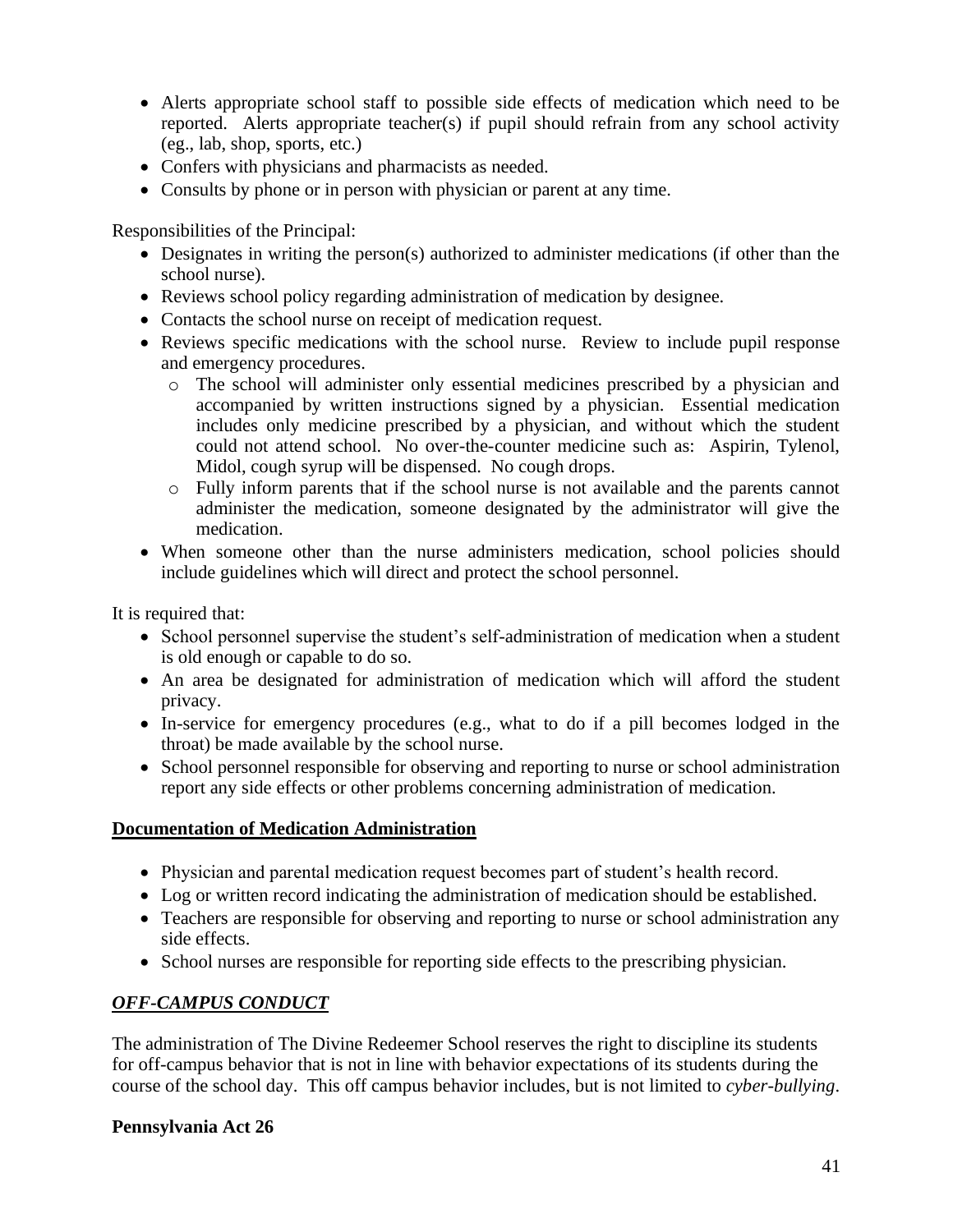- Alerts appropriate school staff to possible side effects of medication which need to be reported. Alerts appropriate teacher(s) if pupil should refrain from any school activity (eg., lab, shop, sports, etc.)
- Confers with physicians and pharmacists as needed.
- Consults by phone or in person with physician or parent at any time.

Responsibilities of the Principal:

- Designates in writing the person(s) authorized to administer medications (if other than the school nurse).
- Reviews school policy regarding administration of medication by designee.
- Contacts the school nurse on receipt of medication request.
- Reviews specific medications with the school nurse. Review to include pupil response and emergency procedures.
  - The school will administer only essential medicines prescribed by a physician and accompanied by written instructions signed by a physician. Essential medication includes only medicine prescribed by a physician, and without which the student could not attend school. No over-the-counter medicine such as: Aspirin, Tylenol, Midol, cough syrup will be dispensed. No cough drops.
  - Fully inform parents that if the school nurse is not available and the parents cannot administer the medication, someone designated by the administrator will give the medication.
- When someone other than the nurse administers medication, school policies should include guidelines which will direct and protect the school personnel.

It is required that:

- School personnel supervise the student's self-administration of medication when a student is old enough or capable to do so.
- An area be designated for administration of medication which will afford the student privacy.
- In-service for emergency procedures (e.g., what to do if a pill becomes lodged in the throat) be made available by the school nurse.
- School personnel responsible for observing and reporting to nurse or school administration report any side effects or other problems concerning administration of medication.

## Documentation of Medication Administration

- Physician and parental medication request becomes part of student's health record.
- Log or written record indicating the administration of medication should be established.
- Teachers are responsible for observing and reporting to nurse or school administration any side effects.
- School nurses are responsible for reporting side effects to the prescribing physician.

## *OFF-CAMPUS CONDUCT*

The administration of The Divine Redeemer School reserves the right to discipline its students for off-campus behavior that is not in line with behavior expectations of its students during the course of the school day. This off campus behavior includes, but is not limited to *cyber-bullying*.

### Pennsylvania Act 26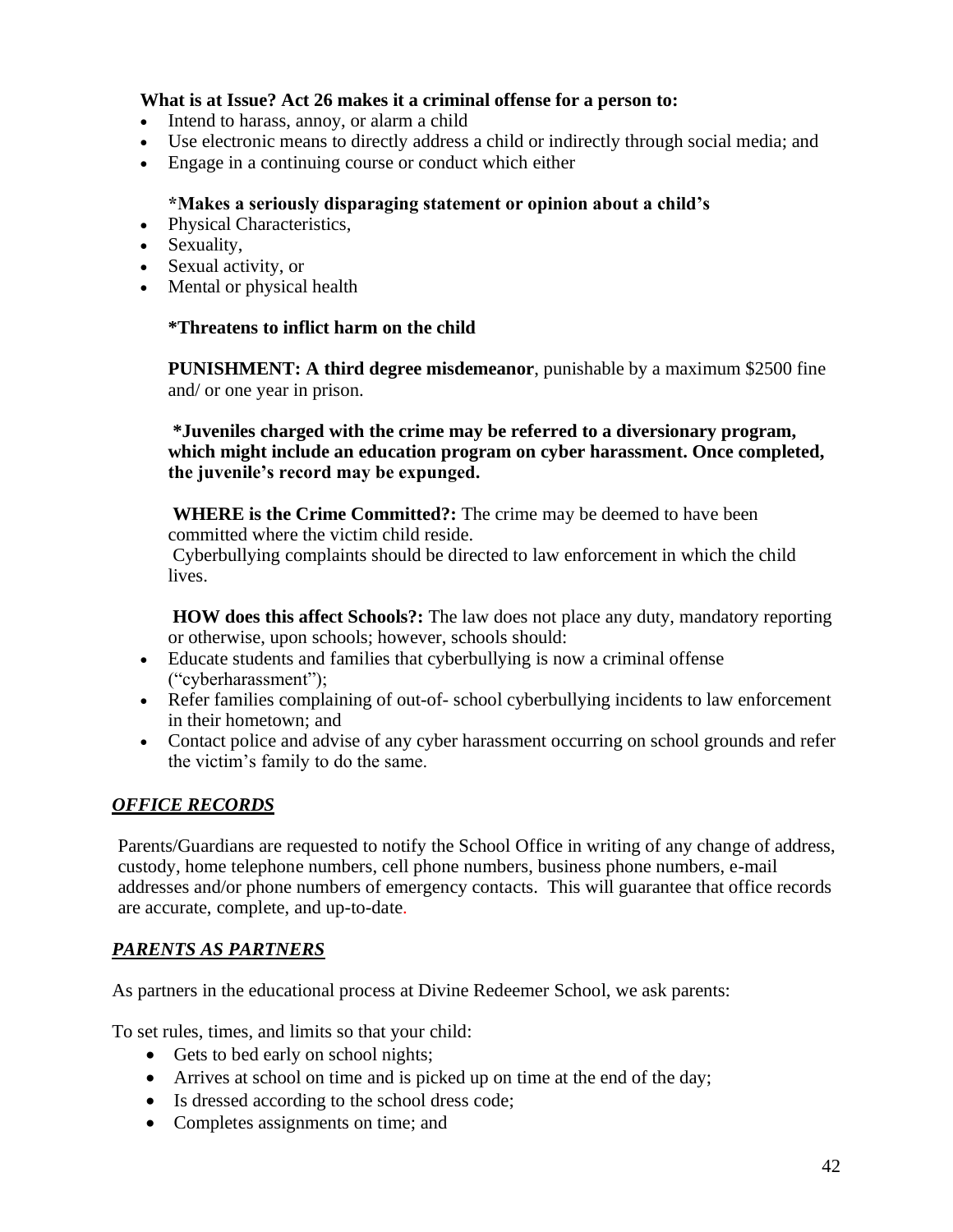**What is at Issue? Act 26 makes it a criminal offense for a person to:**

- Intend to harass, annoy, or alarm a child
- Use electronic means to directly address a child or indirectly through social media; and
- Engage in a continuing course or conduct which either

**\*Makes a seriously disparaging statement or opinion about a child's**

- Physical Characteristics,
- Sexuality,
- Sexual activity, or
- Mental or physical health

**\*Threatens to inflict harm on the child**

**PUNISHMENT: A third degree misdemeanor**, punishable by a maximum $2500 fine and/ or one year in prison.

**\*Juveniles charged with the crime may be referred to a diversionary program, which might include an education program on cyber harassment. Once completed, the juvenile's record may be expunged.**

**WHERE is the Crime Committed?:** The crime may be deemed to have been committed where the victim child reside.
Cyberbullying complaints should be directed to law enforcement in which the child lives.

**HOW does this affect Schools?:** The law does not place any duty, mandatory reporting or otherwise, upon schools; however, schools should:

- Educate students and families that cyberbullying is now a criminal offense ("cyberharassment");
- Refer families complaining of out-of- school cyberbullying incidents to law enforcement in their hometown; and
- Contact police and advise of any cyber harassment occurring on school grounds and refer the victim's family to do the same.

## ***OFFICE RECORDS***

Parents/Guardians are requested to notify the School Office in writing of any change of address, custody, home telephone numbers, cell phone numbers, business phone numbers, e-mail addresses and/or phone numbers of emergency contacts. This will guarantee that office records are accurate, complete, and up-to-date.

## ***PARENTS AS PARTNERS***

As partners in the educational process at Divine Redeemer School, we ask parents:

To set rules, times, and limits so that your child:

- Gets to bed early on school nights;
- Arrives at school on time and is picked up on time at the end of the day;
- Is dressed according to the school dress code;
- Completes assignments on time; and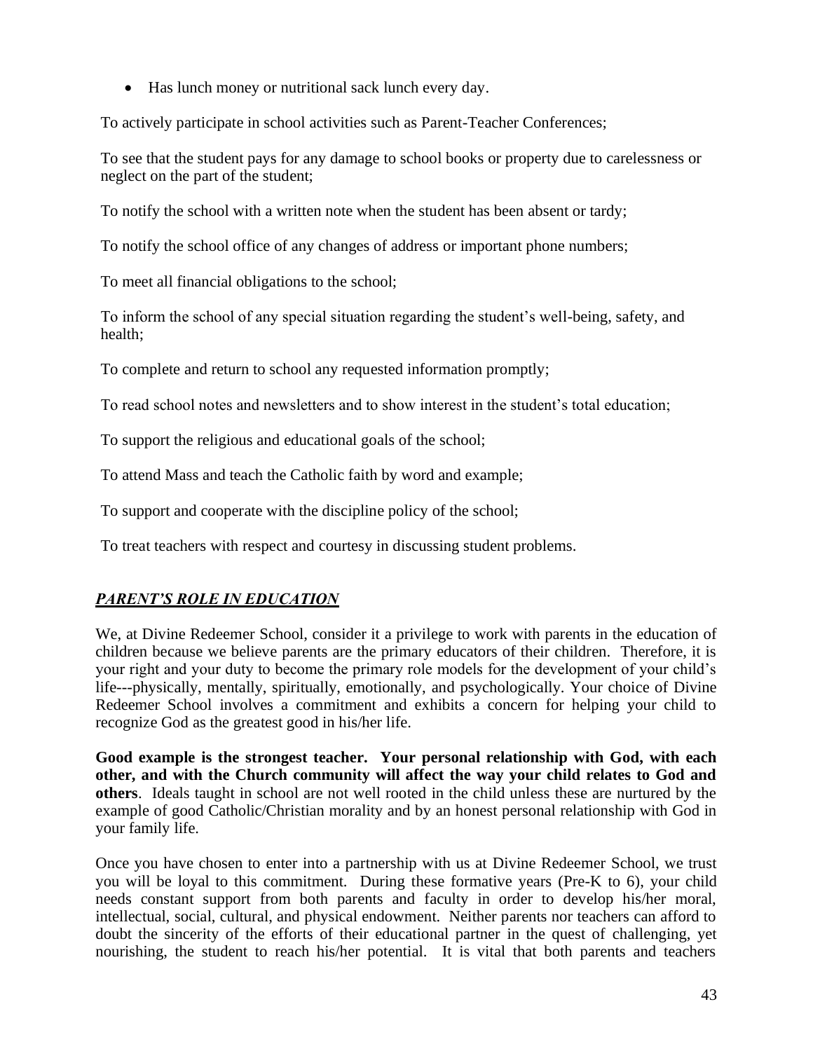- Has lunch money or nutritional sack lunch every day.

To actively participate in school activities such as Parent-Teacher Conferences;

To see that the student pays for any damage to school books or property due to carelessness or neglect on the part of the student;

To notify the school with a written note when the student has been absent or tardy;

To notify the school office of any changes of address or important phone numbers;

To meet all financial obligations to the school;

To inform the school of any special situation regarding the student's well-being, safety, and health;

To complete and return to school any requested information promptly;

To read school notes and newsletters and to show interest in the student's total education;

To support the religious and educational goals of the school;

To attend Mass and teach the Catholic faith by word and example;

To support and cooperate with the discipline policy of the school;

To treat teachers with respect and courtesy in discussing student problems.

## ***PARENT'S ROLE IN EDUCATION***

We, at Divine Redeemer School, consider it a privilege to work with parents in the education of children because we believe parents are the primary educators of their children. Therefore, it is your right and your duty to become the primary role models for the development of your child's life---physically, mentally, spiritually, emotionally, and psychologically. Your choice of Divine Redeemer School involves a commitment and exhibits a concern for helping your child to recognize God as the greatest good in his/her life.

**Good example is the strongest teacher. Your personal relationship with God, with each other, and with the Church community will affect the way your child relates to God and others**. Ideals taught in school are not well rooted in the child unless these are nurtured by the example of good Catholic/Christian morality and by an honest personal relationship with God in your family life.

Once you have chosen to enter into a partnership with us at Divine Redeemer School, we trust you will be loyal to this commitment. During these formative years (Pre-K to 6), your child needs constant support from both parents and faculty in order to develop his/her moral, intellectual, social, cultural, and physical endowment. Neither parents nor teachers can afford to doubt the sincerity of the efforts of their educational partner in the quest of challenging, yet nourishing, the student to reach his/her potential. It is vital that both parents and teachers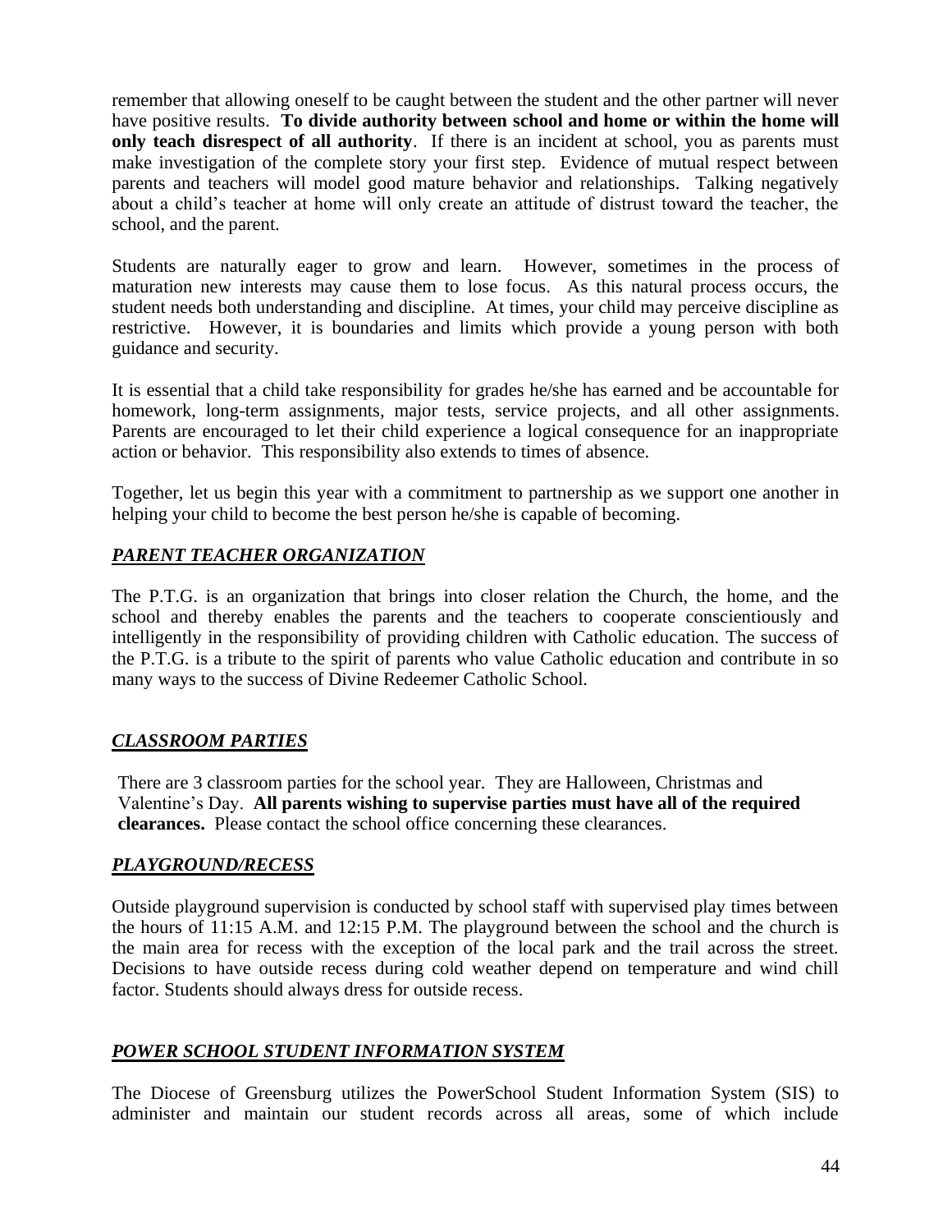remember that allowing oneself to be caught between the student and the other partner will never have positive results. **To divide authority between school and home or within the home will only teach disrespect of all authority**. If there is an incident at school, you as parents must make investigation of the complete story your first step. Evidence of mutual respect between parents and teachers will model good mature behavior and relationships. Talking negatively about a child's teacher at home will only create an attitude of distrust toward the teacher, the school, and the parent.

Students are naturally eager to grow and learn. However, sometimes in the process of maturation new interests may cause them to lose focus. As this natural process occurs, the student needs both understanding and discipline. At times, your child may perceive discipline as restrictive. However, it is boundaries and limits which provide a young person with both guidance and security.

It is essential that a child take responsibility for grades he/she has earned and be accountable for homework, long-term assignments, major tests, service projects, and all other assignments. Parents are encouraged to let their child experience a logical consequence for an inappropriate action or behavior. This responsibility also extends to times of absence.

Together, let us begin this year with a commitment to partnership as we support one another in helping your child to become the best person he/she is capable of becoming.

## ***PARENT TEACHER ORGANIZATION***

The P.T.G. is an organization that brings into closer relation the Church, the home, and the school and thereby enables the parents and the teachers to cooperate conscientiously and intelligently in the responsibility of providing children with Catholic education. The success of the P.T.G. is a tribute to the spirit of parents who value Catholic education and contribute in so many ways to the success of Divine Redeemer Catholic School.

## ***CLASSROOM PARTIES***

There are 3 classroom parties for the school year. They are Halloween, Christmas and Valentine's Day. **All parents wishing to supervise parties must have all of the required clearances.** Please contact the school office concerning these clearances.

## ***PLAYGROUND/RECESS***

Outside playground supervision is conducted by school staff with supervised play times between the hours of 11:15 A.M. and 12:15 P.M. The playground between the school and the church is the main area for recess with the exception of the local park and the trail across the street. Decisions to have outside recess during cold weather depend on temperature and wind chill factor. Students should always dress for outside recess.

## ***POWER SCHOOL STUDENT INFORMATION SYSTEM***

The Diocese of Greensburg utilizes the PowerSchool Student Information System (SIS) to administer and maintain our student records across all areas, some of which include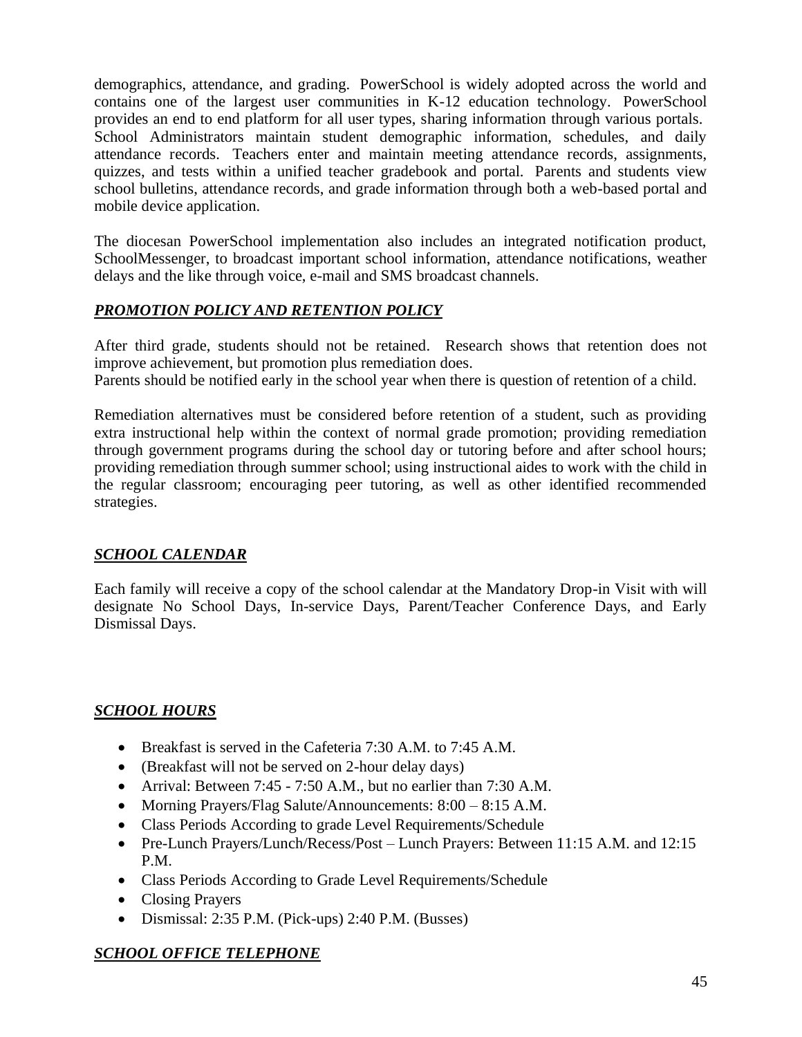demographics, attendance, and grading. PowerSchool is widely adopted across the world and contains one of the largest user communities in K-12 education technology. PowerSchool provides an end to end platform for all user types, sharing information through various portals. School Administrators maintain student demographic information, schedules, and daily attendance records. Teachers enter and maintain meeting attendance records, assignments, quizzes, and tests within a unified teacher gradebook and portal. Parents and students view school bulletins, attendance records, and grade information through both a web-based portal and mobile device application.

The diocesan PowerSchool implementation also includes an integrated notification product, SchoolMessenger, to broadcast important school information, attendance notifications, weather delays and the like through voice, e-mail and SMS broadcast channels.

## ***PROMOTION POLICY AND RETENTION POLICY***

After third grade, students should not be retained. Research shows that retention does not improve achievement, but promotion plus remediation does.
Parents should be notified early in the school year when there is question of retention of a child.

Remediation alternatives must be considered before retention of a student, such as providing extra instructional help within the context of normal grade promotion; providing remediation through government programs during the school day or tutoring before and after school hours; providing remediation through summer school; using instructional aides to work with the child in the regular classroom; encouraging peer tutoring, as well as other identified recommended strategies.

## ***SCHOOL CALENDAR***

Each family will receive a copy of the school calendar at the Mandatory Drop-in Visit with will designate No School Days, In-service Days, Parent/Teacher Conference Days, and Early Dismissal Days.

## ***SCHOOL HOURS***

- Breakfast is served in the Cafeteria 7:30 A.M. to 7:45 A.M.
- (Breakfast will not be served on 2-hour delay days)
- Arrival: Between 7:45 - 7:50 A.M., but no earlier than 7:30 A.M.
- Morning Prayers/Flag Salute/Announcements: 8:00 – 8:15 A.M.
- Class Periods According to grade Level Requirements/Schedule
- Pre-Lunch Prayers/Lunch/Recess/Post – Lunch Prayers: Between 11:15 A.M. and 12:15 P.M.
- Class Periods According to Grade Level Requirements/Schedule
- Closing Prayers
- Dismissal: 2:35 P.M. (Pick-ups) 2:40 P.M. (Busses)

## ***SCHOOL OFFICE TELEPHONE***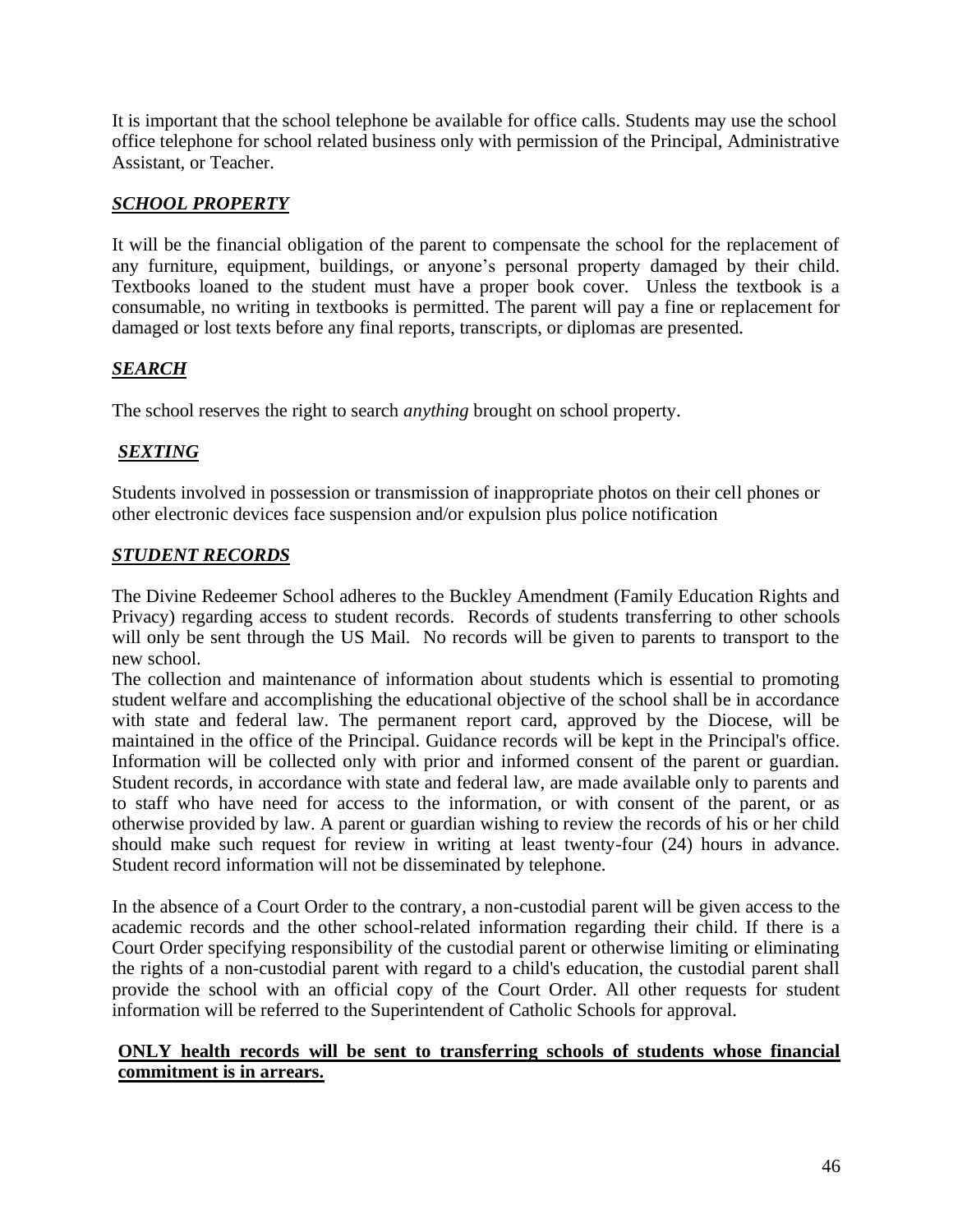It is important that the school telephone be available for office calls. Students may use the school office telephone for school related business only with permission of the Principal, Administrative Assistant, or Teacher.

## ***SCHOOL PROPERTY***

It will be the financial obligation of the parent to compensate the school for the replacement of any furniture, equipment, buildings, or anyone's personal property damaged by their child. Textbooks loaned to the student must have a proper book cover. Unless the textbook is a consumable, no writing in textbooks is permitted. The parent will pay a fine or replacement for damaged or lost texts before any final reports, transcripts, or diplomas are presented.

## ***SEARCH***

The school reserves the right to search *anything* brought on school property.

## ***SEXTING***

Students involved in possession or transmission of inappropriate photos on their cell phones or other electronic devices face suspension and/or expulsion plus police notification

## ***STUDENT RECORDS***

The Divine Redeemer School adheres to the Buckley Amendment (Family Education Rights and Privacy) regarding access to student records. Records of students transferring to other schools will only be sent through the US Mail. No records will be given to parents to transport to the new school.

The collection and maintenance of information about students which is essential to promoting student welfare and accomplishing the educational objective of the school shall be in accordance with state and federal law. The permanent report card, approved by the Diocese, will be maintained in the office of the Principal. Guidance records will be kept in the Principal's office. Information will be collected only with prior and informed consent of the parent or guardian. Student records, in accordance with state and federal law, are made available only to parents and to staff who have need for access to the information, or with consent of the parent, or as otherwise provided by law. A parent or guardian wishing to review the records of his or her child should make such request for review in writing at least twenty-four (24) hours in advance. Student record information will not be disseminated by telephone.

In the absence of a Court Order to the contrary, a non-custodial parent will be given access to the academic records and the other school-related information regarding their child. If there is a Court Order specifying responsibility of the custodial parent or otherwise limiting or eliminating the rights of a non-custodial parent with regard to a child's education, the custodial parent shall provide the school with an official copy of the Court Order. All other requests for student information will be referred to the Superintendent of Catholic Schools for approval.

**ONLY health records will be sent to transferring schools of students whose financial commitment is in arrears.**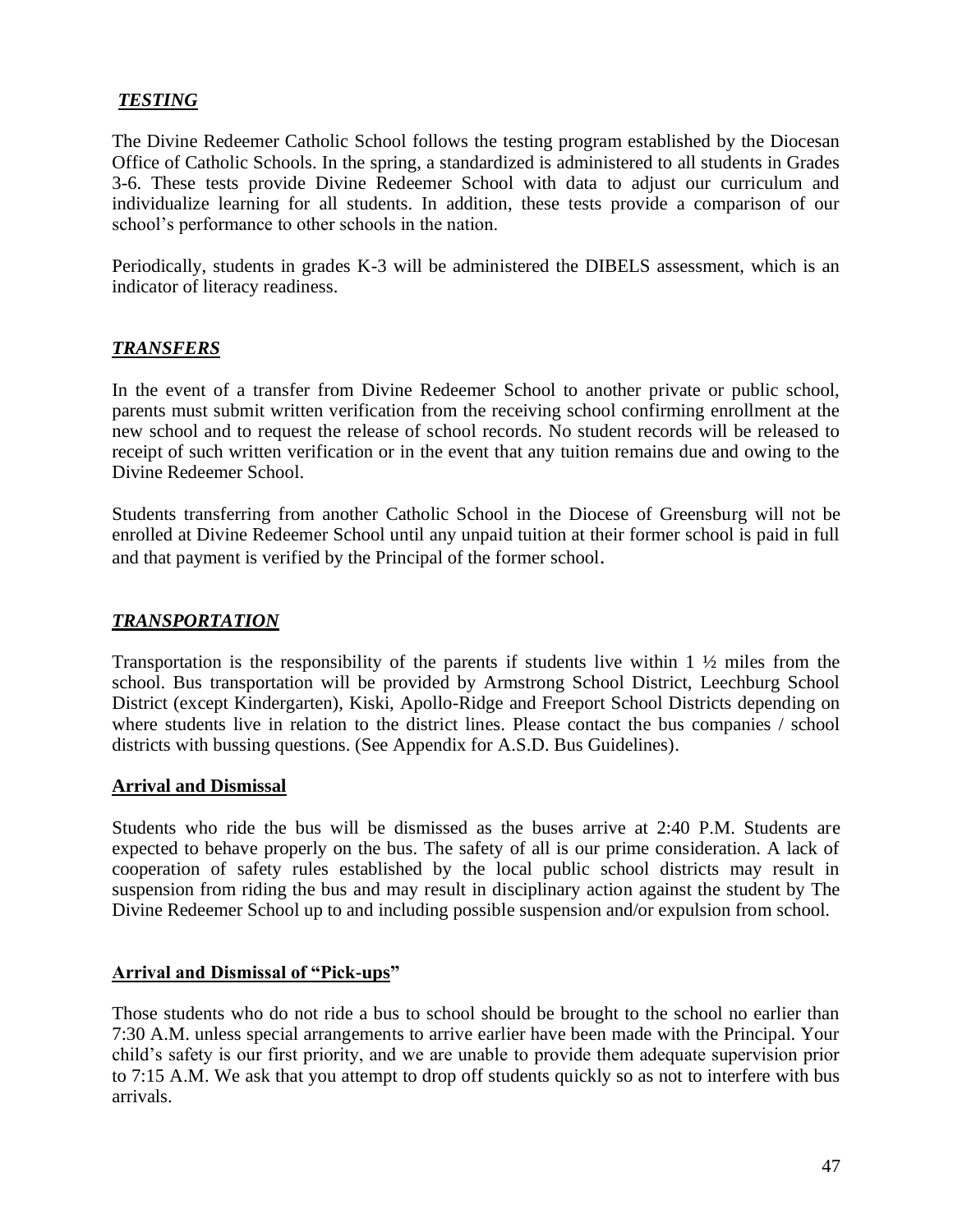## ***TESTING***

The Divine Redeemer Catholic School follows the testing program established by the Diocesan Office of Catholic Schools. In the spring, a standardized is administered to all students in Grades 3-6. These tests provide Divine Redeemer School with data to adjust our curriculum and individualize learning for all students. In addition, these tests provide a comparison of our school's performance to other schools in the nation.

Periodically, students in grades K-3 will be administered the DIBELS assessment, which is an indicator of literacy readiness.

## ***TRANSFERS***

In the event of a transfer from Divine Redeemer School to another private or public school, parents must submit written verification from the receiving school confirming enrollment at the new school and to request the release of school records. No student records will be released to receipt of such written verification or in the event that any tuition remains due and owing to the Divine Redeemer School.

Students transferring from another Catholic School in the Diocese of Greensburg will not be enrolled at Divine Redeemer School until any unpaid tuition at their former school is paid in full and that payment is verified by the Principal of the former school.

## ***TRANSPORTATION***

Transportation is the responsibility of the parents if students live within 1 ½ miles from the school. Bus transportation will be provided by Armstrong School District, Leechburg School District (except Kindergarten), Kiski, Apollo-Ridge and Freeport School Districts depending on where students live in relation to the district lines. Please contact the bus companies / school districts with bussing questions. (See Appendix for A.S.D. Bus Guidelines).

### **Arrival and Dismissal**

Students who ride the bus will be dismissed as the buses arrive at 2:40 P.M. Students are expected to behave properly on the bus. The safety of all is our prime consideration. A lack of cooperation of safety rules established by the local public school districts may result in suspension from riding the bus and may result in disciplinary action against the student by The Divine Redeemer School up to and including possible suspension and/or expulsion from school.

### **Arrival and Dismissal of "Pick-ups"**

Those students who do not ride a bus to school should be brought to the school no earlier than 7:30 A.M. unless special arrangements to arrive earlier have been made with the Principal. Your child's safety is our first priority, and we are unable to provide them adequate supervision prior to 7:15 A.M. We ask that you attempt to drop off students quickly so as not to interfere with bus arrivals.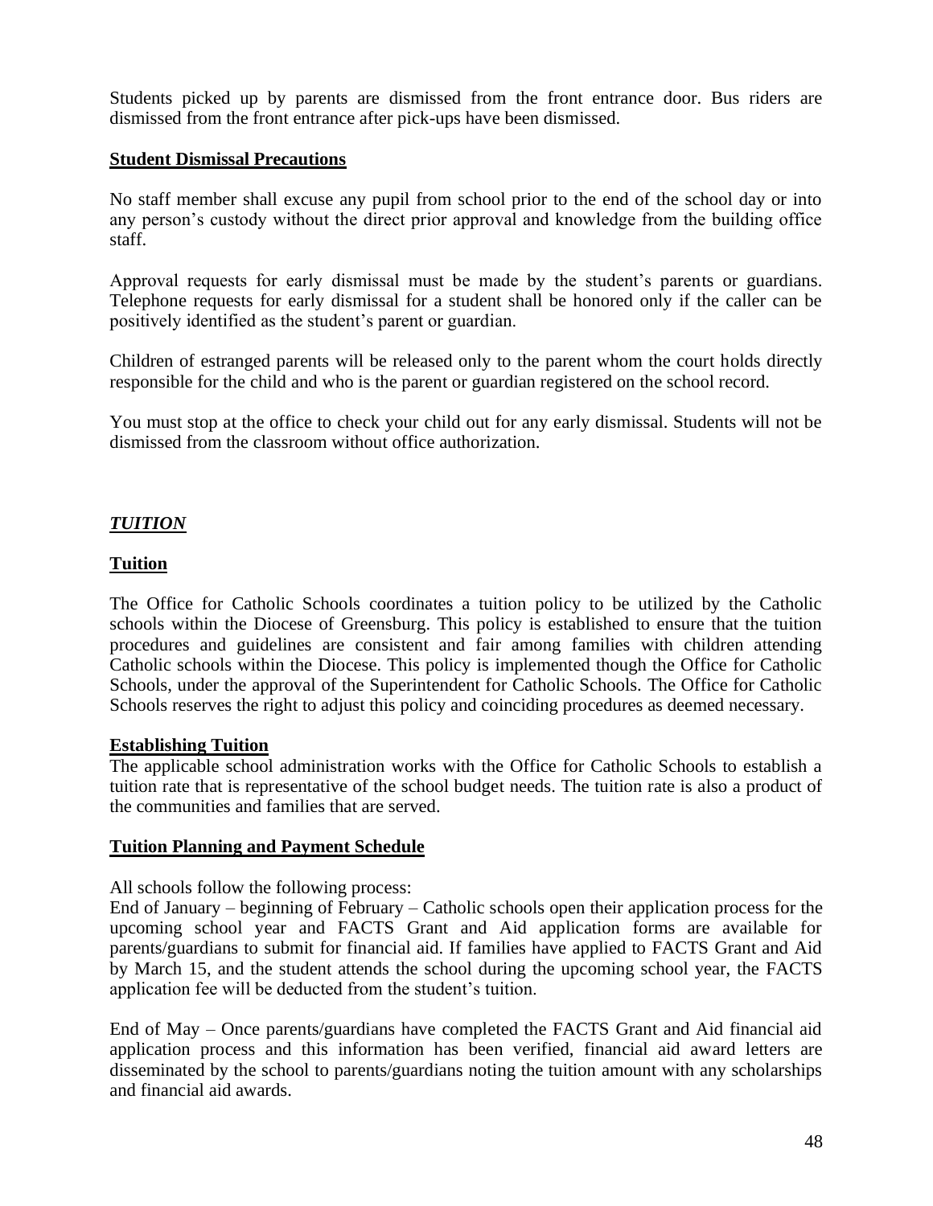Students picked up by parents are dismissed from the front entrance door. Bus riders are dismissed from the front entrance after pick-ups have been dismissed.

### Student Dismissal Precautions

No staff member shall excuse any pupil from school prior to the end of the school day or into any person's custody without the direct prior approval and knowledge from the building office staff.

Approval requests for early dismissal must be made by the student's parents or guardians. Telephone requests for early dismissal for a student shall be honored only if the caller can be positively identified as the student's parent or guardian.

Children of estranged parents will be released only to the parent whom the court holds directly responsible for the child and who is the parent or guardian registered on the school record.

You must stop at the office to check your child out for any early dismissal. Students will not be dismissed from the classroom without office authorization.

## *TUITION*

### Tuition

The Office for Catholic Schools coordinates a tuition policy to be utilized by the Catholic schools within the Diocese of Greensburg. This policy is established to ensure that the tuition procedures and guidelines are consistent and fair among families with children attending Catholic schools within the Diocese. This policy is implemented though the Office for Catholic Schools, under the approval of the Superintendent for Catholic Schools. The Office for Catholic Schools reserves the right to adjust this policy and coinciding procedures as deemed necessary.

### Establishing Tuition

The applicable school administration works with the Office for Catholic Schools to establish a tuition rate that is representative of the school budget needs. The tuition rate is also a product of the communities and families that are served.

### Tuition Planning and Payment Schedule

All schools follow the following process:
End of January – beginning of February – Catholic schools open their application process for the upcoming school year and FACTS Grant and Aid application forms are available for parents/guardians to submit for financial aid. If families have applied to FACTS Grant and Aid by March 15, and the student attends the school during the upcoming school year, the FACTS application fee will be deducted from the student's tuition.

End of May – Once parents/guardians have completed the FACTS Grant and Aid financial aid application process and this information has been verified, financial aid award letters are disseminated by the school to parents/guardians noting the tuition amount with any scholarships and financial aid awards.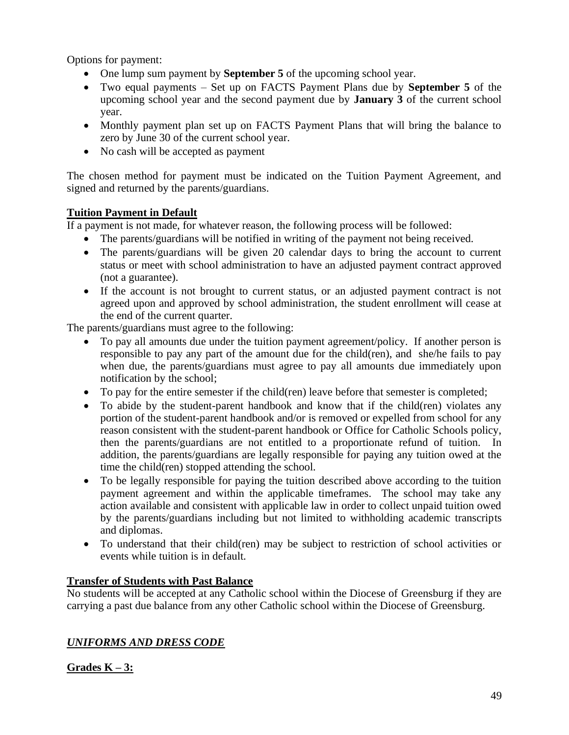Options for payment:

- One lump sum payment by **September 5** of the upcoming school year.
- Two equal payments – Set up on FACTS Payment Plans due by **September 5** of the upcoming school year and the second payment due by **January 3** of the current school year.
- Monthly payment plan set up on FACTS Payment Plans that will bring the balance to zero by June 30 of the current school year.
- No cash will be accepted as payment

The chosen method for payment must be indicated on the Tuition Payment Agreement, and signed and returned by the parents/guardians.

**Tuition Payment in Default**

If a payment is not made, for whatever reason, the following process will be followed:

- The parents/guardians will be notified in writing of the payment not being received.
- The parents/guardians will be given 20 calendar days to bring the account to current status or meet with school administration to have an adjusted payment contract approved (not a guarantee).
- If the account is not brought to current status, or an adjusted payment contract is not agreed upon and approved by school administration, the student enrollment will cease at the end of the current quarter.

The parents/guardians must agree to the following:

- To pay all amounts due under the tuition payment agreement/policy. If another person is responsible to pay any part of the amount due for the child(ren), and she/he fails to pay when due, the parents/guardians must agree to pay all amounts due immediately upon notification by the school;
- To pay for the entire semester if the child(ren) leave before that semester is completed;
- To abide by the student-parent handbook and know that if the child(ren) violates any portion of the student-parent handbook and/or is removed or expelled from school for any reason consistent with the student-parent handbook or Office for Catholic Schools policy, then the parents/guardians are not entitled to a proportionate refund of tuition. In addition, the parents/guardians are legally responsible for paying any tuition owed at the time the child(ren) stopped attending the school.
- To be legally responsible for paying the tuition described above according to the tuition payment agreement and within the applicable timeframes. The school may take any action available and consistent with applicable law in order to collect unpaid tuition owed by the parents/guardians including but not limited to withholding academic transcripts and diplomas.
- To understand that their child(ren) may be subject to restriction of school activities or events while tuition is in default.

**Transfer of Students with Past Balance**

No students will be accepted at any Catholic school within the Diocese of Greensburg if they are carrying a past due balance from any other Catholic school within the Diocese of Greensburg.

## ***UNIFORMS AND DRESS CODE***

**Grades K – 3:**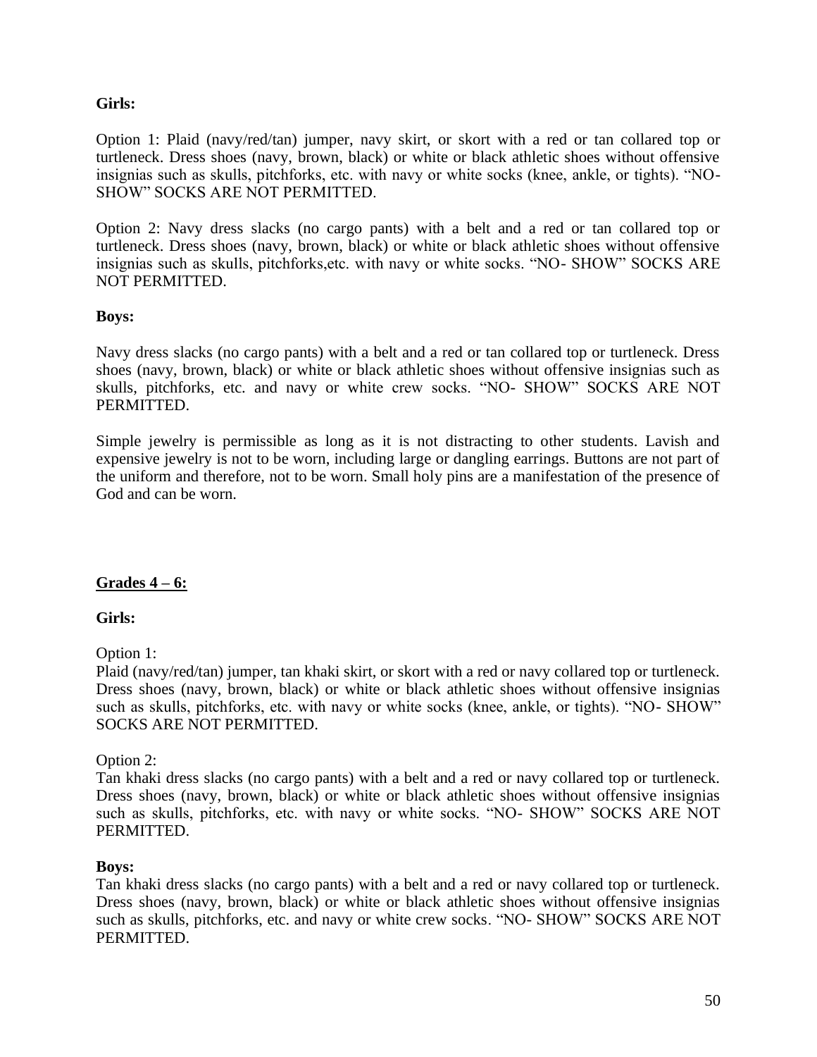**Girls:**

Option 1: Plaid (navy/red/tan) jumper, navy skirt, or skort with a red or tan collared top or turtleneck. Dress shoes (navy, brown, black) or white or black athletic shoes without offensive insignias such as skulls, pitchforks, etc. with navy or white socks (knee, ankle, or tights). "NO-SHOW" SOCKS ARE NOT PERMITTED.

Option 2: Navy dress slacks (no cargo pants) with a belt and a red or tan collared top or turtleneck. Dress shoes (navy, brown, black) or white or black athletic shoes without offensive insignias such as skulls, pitchforks,etc. with navy or white socks. "NO- SHOW" SOCKS ARE NOT PERMITTED.

**Boys:**

Navy dress slacks (no cargo pants) with a belt and a red or tan collared top or turtleneck. Dress shoes (navy, brown, black) or white or black athletic shoes without offensive insignias such as skulls, pitchforks, etc. and navy or white crew socks. "NO- SHOW" SOCKS ARE NOT PERMITTED.

Simple jewelry is permissible as long as it is not distracting to other students. Lavish and expensive jewelry is not to be worn, including large or dangling earrings. Buttons are not part of the uniform and therefore, not to be worn. Small holy pins are a manifestation of the presence of God and can be worn.

**<u>Grades 4 – 6:</u>**

**Girls:**

Option 1:
Plaid (navy/red/tan) jumper, tan khaki skirt, or skort with a red or navy collared top or turtleneck. Dress shoes (navy, brown, black) or white or black athletic shoes without offensive insignias such as skulls, pitchforks, etc. with navy or white socks (knee, ankle, or tights). "NO- SHOW" SOCKS ARE NOT PERMITTED.

Option 2:
Tan khaki dress slacks (no cargo pants) with a belt and a red or navy collared top or turtleneck. Dress shoes (navy, brown, black) or white or black athletic shoes without offensive insignias such as skulls, pitchforks, etc. with navy or white socks. "NO- SHOW" SOCKS ARE NOT PERMITTED.

**Boys:**
Tan khaki dress slacks (no cargo pants) with a belt and a red or navy collared top or turtleneck. Dress shoes (navy, brown, black) or white or black athletic shoes without offensive insignias such as skulls, pitchforks, etc. and navy or white crew socks. "NO- SHOW" SOCKS ARE NOT PERMITTED.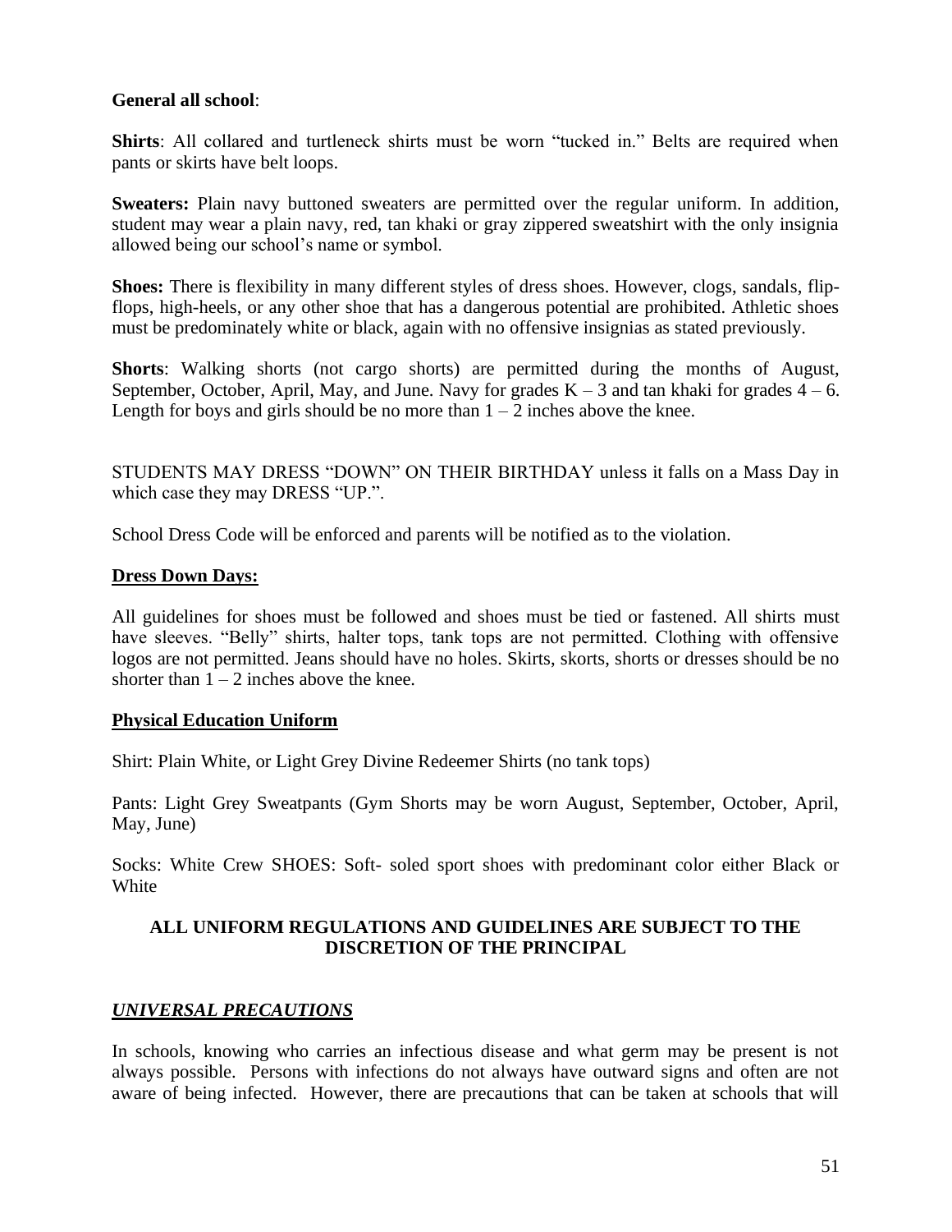**General all school**:

**Shirts**: All collared and turtleneck shirts must be worn "tucked in." Belts are required when pants or skirts have belt loops.

**Sweaters:** Plain navy buttoned sweaters are permitted over the regular uniform. In addition, student may wear a plain navy, red, tan khaki or gray zippered sweatshirt with the only insignia allowed being our school's name or symbol.

**Shoes:** There is flexibility in many different styles of dress shoes. However, clogs, sandals, flip-flops, high-heels, or any other shoe that has a dangerous potential are prohibited. Athletic shoes must be predominately white or black, again with no offensive insignias as stated previously.

**Shorts**: Walking shorts (not cargo shorts) are permitted during the months of August, September, October, April, May, and June. Navy for grades K – 3 and tan khaki for grades 4 – 6. Length for boys and girls should be no more than 1 – 2 inches above the knee.

STUDENTS MAY DRESS "DOWN" ON THEIR BIRTHDAY unless it falls on a Mass Day in which case they may DRESS "UP.".

School Dress Code will be enforced and parents will be notified as to the violation.

**Dress Down Days:**

All guidelines for shoes must be followed and shoes must be tied or fastened. All shirts must have sleeves. "Belly" shirts, halter tops, tank tops are not permitted. Clothing with offensive logos are not permitted. Jeans should have no holes. Skirts, skorts, shorts or dresses should be no shorter than 1 – 2 inches above the knee.

**Physical Education Uniform**

Shirt: Plain White, or Light Grey Divine Redeemer Shirts (no tank tops)

Pants: Light Grey Sweatpants (Gym Shorts may be worn August, September, October, April, May, June)

Socks: White Crew SHOES: Soft- soled sport shoes with predominant color either Black or White

**ALL UNIFORM REGULATIONS AND GUIDELINES ARE SUBJECT TO THE DISCRETION OF THE PRINCIPAL**

## *UNIVERSAL PRECAUTIONS*

In schools, knowing who carries an infectious disease and what germ may be present is not always possible. Persons with infections do not always have outward signs and often are not aware of being infected. However, there are precautions that can be taken at schools that will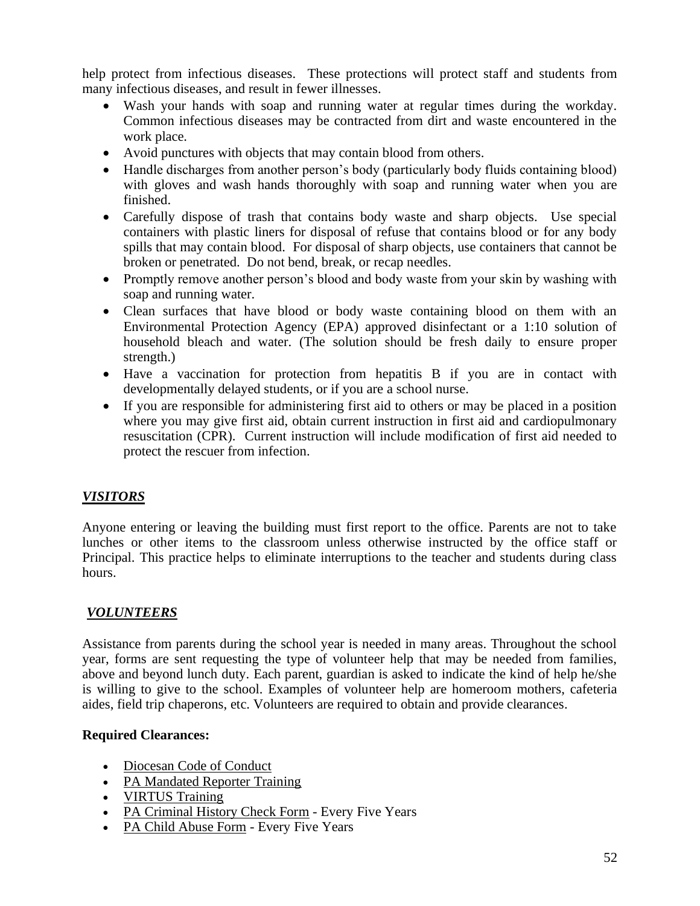help protect from infectious diseases. These protections will protect staff and students from many infectious diseases, and result in fewer illnesses.

- Wash your hands with soap and running water at regular times during the workday. Common infectious diseases may be contracted from dirt and waste encountered in the work place.
- Avoid punctures with objects that may contain blood from others.
- Handle discharges from another person's body (particularly body fluids containing blood) with gloves and wash hands thoroughly with soap and running water when you are finished.
- Carefully dispose of trash that contains body waste and sharp objects. Use special containers with plastic liners for disposal of refuse that contains blood or for any body spills that may contain blood. For disposal of sharp objects, use containers that cannot be broken or penetrated. Do not bend, break, or recap needles.
- Promptly remove another person's blood and body waste from your skin by washing with soap and running water.
- Clean surfaces that have blood or body waste containing blood on them with an Environmental Protection Agency (EPA) approved disinfectant or a 1:10 solution of household bleach and water. (The solution should be fresh daily to ensure proper strength.)
- Have a vaccination for protection from hepatitis B if you are in contact with developmentally delayed students, or if you are a school nurse.
- If you are responsible for administering first aid to others or may be placed in a position where you may give first aid, obtain current instruction in first aid and cardiopulmonary resuscitation (CPR). Current instruction will include modification of first aid needed to protect the rescuer from infection.

## ***VISITORS***

Anyone entering or leaving the building must first report to the office. Parents are not to take lunches or other items to the classroom unless otherwise instructed by the office staff or Principal. This practice helps to eliminate interruptions to the teacher and students during class hours.

## ***VOLUNTEERS***

Assistance from parents during the school year is needed in many areas. Throughout the school year, forms are sent requesting the type of volunteer help that may be needed from families, above and beyond lunch duty. Each parent, guardian is asked to indicate the kind of help he/she is willing to give to the school. Examples of volunteer help are homeroom mothers, cafeteria aides, field trip chaperons, etc. Volunteers are required to obtain and provide clearances.

**Required Clearances:**

- Diocesan Code of Conduct
- PA Mandated Reporter Training
- VIRTUS Training
- PA Criminal History Check Form - Every Five Years
- PA Child Abuse Form - Every Five Years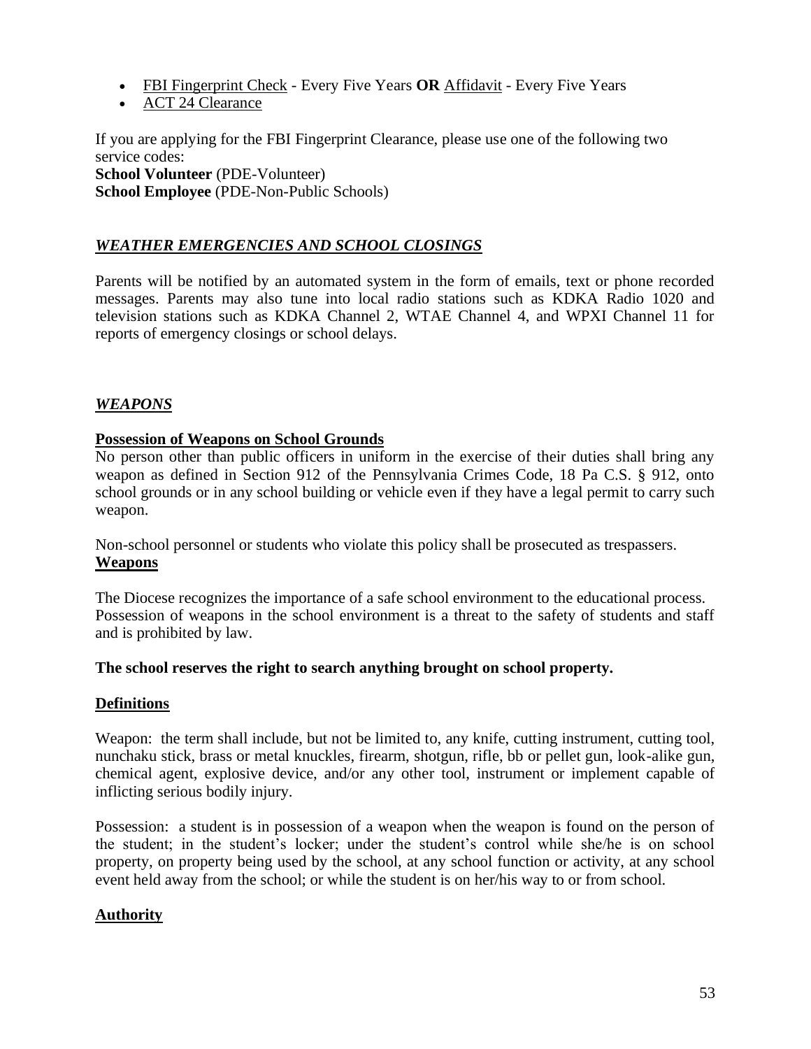- FBI Fingerprint Check - Every Five Years **OR** Affidavit - Every Five Years
- ACT 24 Clearance

If you are applying for the FBI Fingerprint Clearance, please use one of the following two service codes:
**School Volunteer** (PDE-Volunteer)
**School Employee** (PDE-Non-Public Schools)

## ***WEATHER EMERGENCIES AND SCHOOL CLOSINGS***

Parents will be notified by an automated system in the form of emails, text or phone recorded messages. Parents may also tune into local radio stations such as KDKA Radio 1020 and television stations such as KDKA Channel 2, WTAE Channel 4, and WPXI Channel 11 for reports of emergency closings or school delays.

## ***WEAPONS***

### Possession of Weapons on School Grounds

No person other than public officers in uniform in the exercise of their duties shall bring any weapon as defined in Section 912 of the Pennsylvania Crimes Code, 18 Pa C.S. § 912, onto school grounds or in any school building or vehicle even if they have a legal permit to carry such weapon.

Non-school personnel or students who violate this policy shall be prosecuted as trespassers.

### Weapons

The Diocese recognizes the importance of a safe school environment to the educational process. Possession of weapons in the school environment is a threat to the safety of students and staff and is prohibited by law.

**The school reserves the right to search anything brought on school property.**

### Definitions

Weapon: the term shall include, but not be limited to, any knife, cutting instrument, cutting tool, nunchaku stick, brass or metal knuckles, firearm, shotgun, rifle, bb or pellet gun, look-alike gun, chemical agent, explosive device, and/or any other tool, instrument or implement capable of inflicting serious bodily injury.

Possession: a student is in possession of a weapon when the weapon is found on the person of the student; in the student's locker; under the student's control while she/he is on school property, on property being used by the school, at any school function or activity, at any school event held away from the school; or while the student is on her/his way to or from school.

### Authority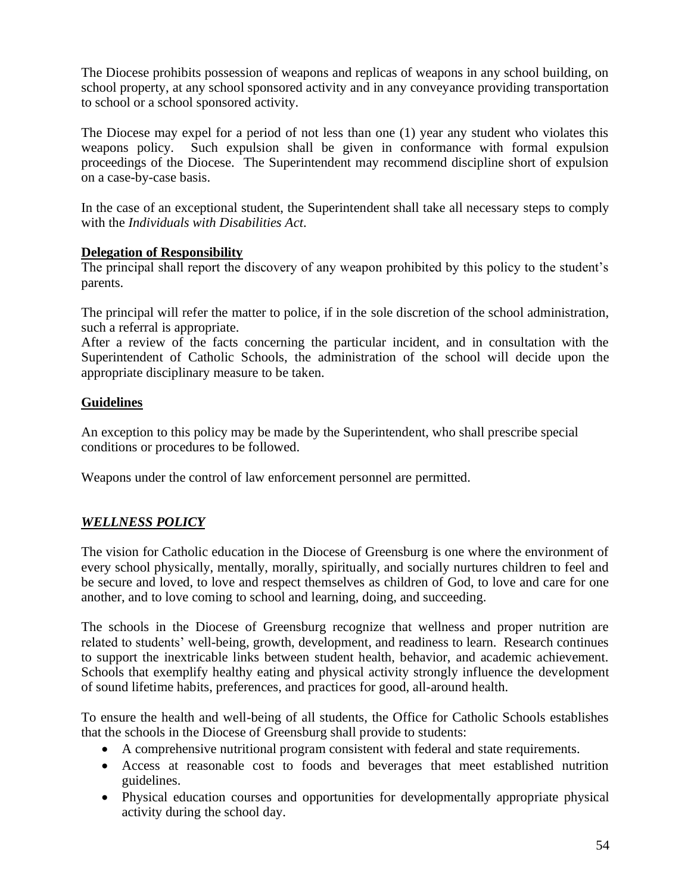The Diocese prohibits possession of weapons and replicas of weapons in any school building, on school property, at any school sponsored activity and in any conveyance providing transportation to school or a school sponsored activity.

The Diocese may expel for a period of not less than one (1) year any student who violates this weapons policy. Such expulsion shall be given in conformance with formal expulsion proceedings of the Diocese. The Superintendent may recommend discipline short of expulsion on a case-by-case basis.

In the case of an exceptional student, the Superintendent shall take all necessary steps to comply with the *Individuals with Disabilities Act*.

**Delegation of Responsibility**

The principal shall report the discovery of any weapon prohibited by this policy to the student's parents.

The principal will refer the matter to police, if in the sole discretion of the school administration, such a referral is appropriate.

After a review of the facts concerning the particular incident, and in consultation with the Superintendent of Catholic Schools, the administration of the school will decide upon the appropriate disciplinary measure to be taken.

**Guidelines**

An exception to this policy may be made by the Superintendent, who shall prescribe special conditions or procedures to be followed.

Weapons under the control of law enforcement personnel are permitted.

## ***WELLNESS POLICY***

The vision for Catholic education in the Diocese of Greensburg is one where the environment of every school physically, mentally, morally, spiritually, and socially nurtures children to feel and be secure and loved, to love and respect themselves as children of God, to love and care for one another, and to love coming to school and learning, doing, and succeeding.

The schools in the Diocese of Greensburg recognize that wellness and proper nutrition are related to students' well-being, growth, development, and readiness to learn. Research continues to support the inextricable links between student health, behavior, and academic achievement. Schools that exemplify healthy eating and physical activity strongly influence the development of sound lifetime habits, preferences, and practices for good, all-around health.

To ensure the health and well-being of all students, the Office for Catholic Schools establishes that the schools in the Diocese of Greensburg shall provide to students:

- A comprehensive nutritional program consistent with federal and state requirements.
- Access at reasonable cost to foods and beverages that meet established nutrition guidelines.
- Physical education courses and opportunities for developmentally appropriate physical activity during the school day.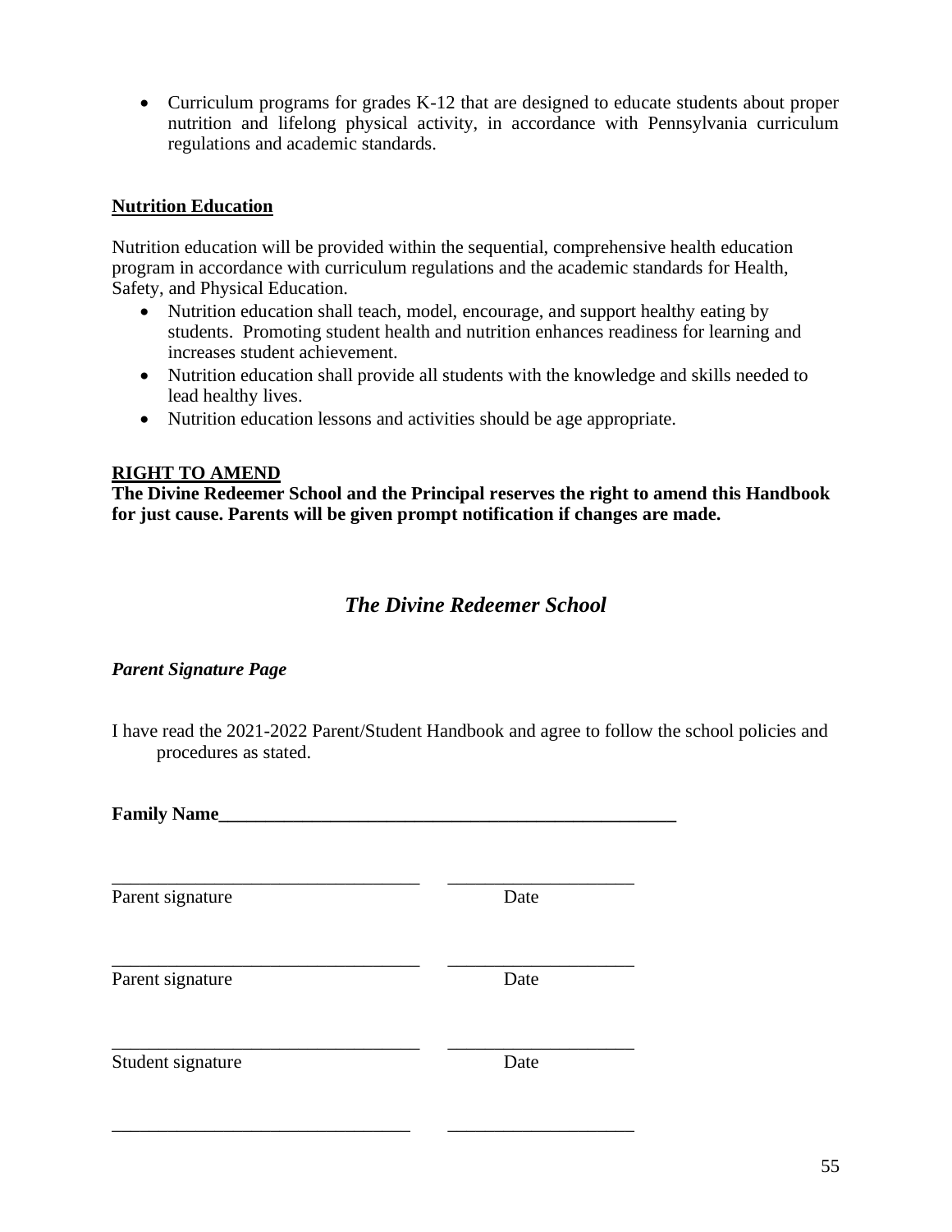- Curriculum programs for grades K-12 that are designed to educate students about proper nutrition and lifelong physical activity, in accordance with Pennsylvania curriculum regulations and academic standards.

**Nutrition Education**

Nutrition education will be provided within the sequential, comprehensive health education program in accordance with curriculum regulations and the academic standards for Health, Safety, and Physical Education.

- Nutrition education shall teach, model, encourage, and support healthy eating by students. Promoting student health and nutrition enhances readiness for learning and increases student achievement.
- Nutrition education shall provide all students with the knowledge and skills needed to lead healthy lives.
- Nutrition education lessons and activities should be age appropriate.

**RIGHT TO AMEND**

**The Divine Redeemer School and the Principal reserves the right to amend this Handbook for just cause. Parents will be given prompt notification if changes are made.**

## *The Divine Redeemer School*

***Parent Signature Page***

I have read the 2021-2022 Parent/Student Handbook and agree to follow the school policies and procedures as stated.

**Family Name**______________________________________________________

_________________________________ ____________________
Parent signature Date

_________________________________ ____________________
Parent signature Date

_________________________________ ____________________
Student signature Date

_________________________________ ____________________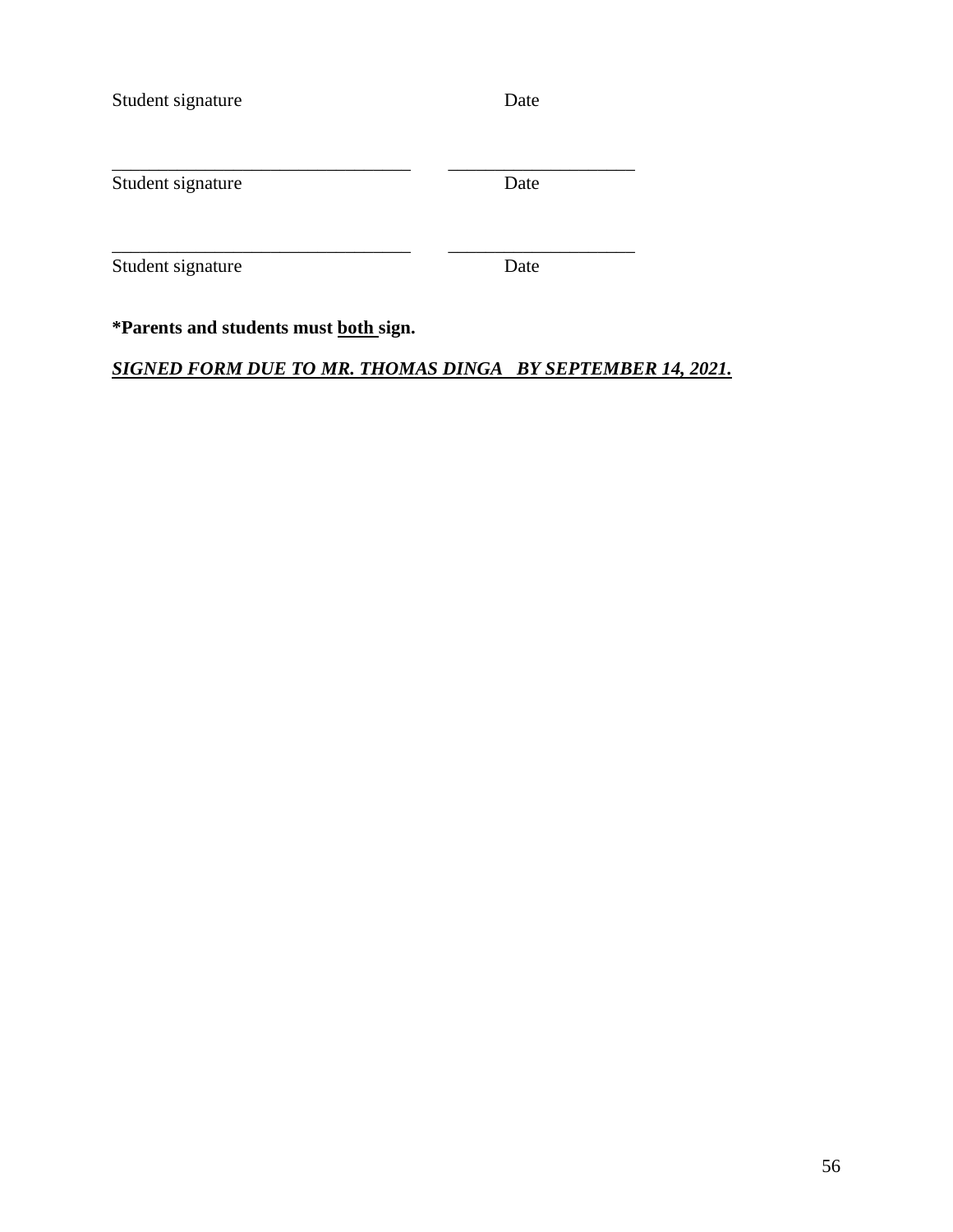Student signature                                        Date

________________________________        ____________________

Student signature                                        Date

________________________________        ____________________

Student signature                                        Date

**\*Parents and students must <u>both</u> sign.**

***<u>SIGNED FORM DUE TO MR. THOMAS DINGA   BY SEPTEMBER 14, 2021.</u>***